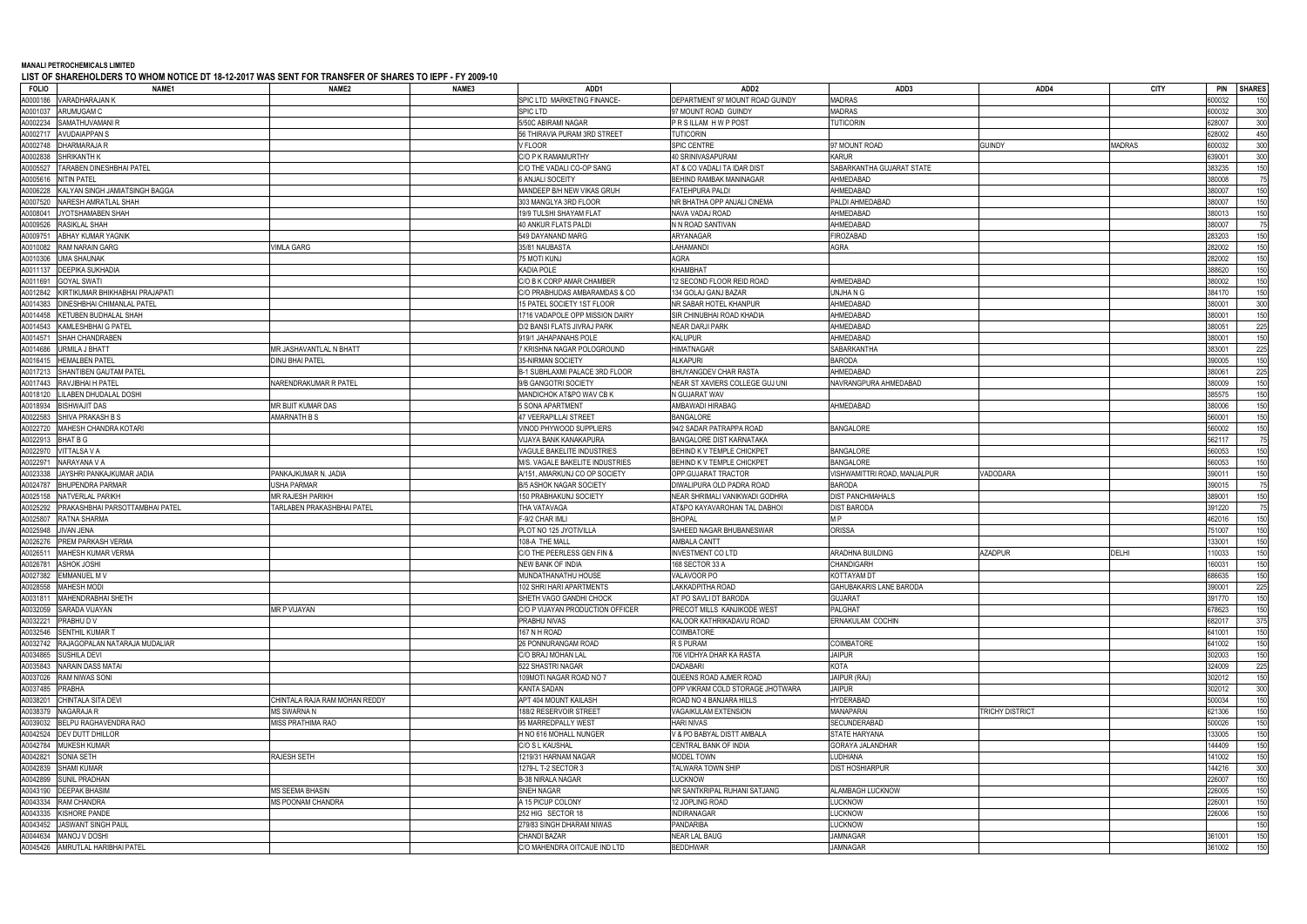**MANALI PETROCHEMICALS LIMITED**

**LIST OF SHAREHOLDERS TO WHOM NOTICE DT 18-12-2017 WAS SENT FOR TRANSFER OF SHARES TO IEPF - FY 2009-10**

| FOLIO | NAME1 | NAME2 | NAME3 | ADD1 | ADD2 | ADD3 | ADD4 | CITY | PIN | SHARES |
|---|---|---|---|---|---|---|---|---|---|---|
| A0000186 | VARADHARAJAN K | | | SPIC LTD MARKETING FINANCE- | DEPARTMENT 97 MOUNT ROAD GUINDY | MADRAS | | | 600032 | 150 |
| A0001037 | ARUMUGAM C | | | SPIC LTD | 97 MOUNT ROAD GUINDY | MADRAS | | | 600032 | 300 |
| A0002234 | SAMATHUVAMANI R | | | 5/50C ABIRAMI NAGAR | P R S ILLAM H W P POST | TUTICORIN | | | 628007 | 300 |
| A0002717 | AVUDAIAPPAN S | | | 56 THIRAVIA PURAM 3RD STREET | TUTICORIN | | | | 628002 | 450 |
| A0002748 | DHARMARAJA R | | | V FLOOR | SPIC CENTRE | 97 MOUNT ROAD | GUINDY | MADRAS | 600032 | 300 |
| A0002838 | SHRIKANTH K | | | C/O P K RAMAMURTHY | 40 SRINIVASAPURAM | KARUR | | | 639001 | 300 |
| A0005527 | TARABEN DINESHBHAI PATEL | | | C/O THE VADALI CO-OP SANG | AT & CO VADALI TA IDAR DIST | SABARKANTHA GUJARAT STATE | | | 383235 | 150 |
| A0005616 | NITIN PATEL | | | 6 ANJALI SOCEITY | BEHIND RAMBAK MANINAGAR | AHMEDABAD | | | 380008 | 75 |
| A0006228 | KALYAN SINGH JAMIATSINGH BAGGA | | | MANDEEP B/H NEW VIKAS GRUH | FATEHPURA PALDI | AHMEDABAD | | | 380007 | 150 |
| A0007520 | NARESH AMRATLAL SHAH | | | 303 MANGLYA 3RD FLOOR | NR BHATHA OPP ANJALI CINEMA | PALDI AHMEDABAD | | | 380007 | 150 |
| A0008041 | JYOTSHAMABEN SHAH | | | 19/9 TULSHI SHAYAM FLAT | NAVA VADAJ ROAD | AHMEDABAD | | | 380013 | 150 |
| A0009526 | RASIKLAL SHAH | | | 40 ANKUR FLATS PALDI | N N ROAD SANTIVAN | AHMEDABAD | | | 380007 | 75 |
| A0009751 | ABHAY KUMAR YAGNIK | | | 549 DAYANAND MARG | ARYANAGAR | FIROZABAD | | | 283203 | 150 |
| A0010082 | RAM NARAIN GARG | VIMLA GARG | | 35/81 NAUBASTA | LAHAMANDI | AGRA | | | 282002 | 150 |
| A0010306 | UMA SHAUNAK | | | 75 MOTI KUNJ | AGRA | | | | 282002 | 150 |
| A0011137 | DEEPIKA SUKHADIA | | | KADIA POLE | KHAMBHAT | | | | 388620 | 150 |
| A0011691 | GOYAL SWATI | | | C/O B K CORP AMAR CHAMBER | 12 SECOND FLOOR REID ROAD | AHMEDABAD | | | 380002 | 150 |
| A0012842 | KIRTIKUMAR BHIKHABHAI PRAJAPATI | | | C/O PRABHUDAS AMBARAMDAS & CO | 134 GOLAJ GANJ BAZAR | UNJHA N G | | | 384170 | 150 |
| A0014383 | DINESHBHAI CHIMANLAL PATEL | | | 15 PATEL SOCIETY 1ST FLOOR | NR SABAR HOTEL KHANPUR | AHMEDABAD | | | 380001 | 300 |
| A0014458 | KETUBEN BUDHALAL SHAH | | | 1716 VADAPOLE OPP MISSION DAIRY | SIR CHINUBHAI ROAD KHADIA | AHMEDABAD | | | 380001 | 150 |
| A0014543 | KAMLESHBHAI G PATEL | | | D/2 BANSI FLATS JIVRAJ PARK | NEAR DARJI PARK | AHMEDABAD | | | 380051 | 225 |
| A0014571 | SHAH CHANDRABEN | | | 919/1 JAHAPANAHS POLE | KALUPUR | AHMEDABAD | | | 380001 | 150 |
| A0014686 | URMILA J BHATT | MR JASHAVANTLAL N BHATT | | 7 KRISHNA NAGAR POLOGROUND | HIMATNAGAR | SABARKANTHA | | | 383001 | 225 |
| A0016415 | HEMALBEN PATEL | DINU BHAI PATEL | | 35-NIRMAN SOCIETY | ALKAPURI | BARODA | | | 390005 | 150 |
| A0017213 | SHANTIBEN GAUTAM PATEL | | | B-1 SUBHLAXMI PALACE 3RD FLOOR | BHUYANGDEV CHAR RASTA | AHMEDABAD | | | 380061 | 225 |
| A0017443 | RAVJIBHAI H PATEL | NARENDRAKUMAR R PATEL | | 9/B GANGOTRI SOCIETY | NEAR ST XAVIERS COLLEGE GUJ UNI | NAVRANGPURA AHMEDABAD | | | 380009 | 150 |
| A0018120 | LILABEN DHUDALAL DOSHI | | | MANDICHOK AT&PO WAV CB K | N GUJARAT WAV | | | | 385575 | 150 |
| A0018934 | BISHWAJIT DAS | MR BIJIT KUMAR DAS | | 5 SONA APARTMENT | AMBAWADI HIRABAG | AHMEDABAD | | | 380006 | 150 |
| A0022583 | SHIVA PRAKASH B S | AMARNATH B S | | 47 VEERAPILLAI STREET | BANGALORE | | | | 560001 | 150 |
| A0022720 | MAHESH CHANDRA KOTARI | | | VINOD PHYWOOD SUPPLIERS | 94/2 SADAR PATRAPPA ROAD | BANGALORE | | | 560002 | 150 |
| A0022913 | BHAT B G | | | VIJAYA BANK KANAKAPURA | BANGALORE DIST KARNATAKA | | | | 562117 | 75 |
| A0022970 | VITTALSA V A | | | VAGULE BAKELITE INDUSTRIES | BEHIND K V TEMPLE CHICKPET | BANGALORE | | | 560053 | 150 |
| A0022971 | NARAYANA V A | | | M/S. VAGALE BAKELITE INDUSTRIES | BEHIND K V TEMPLE CHICKPET | BANGALORE | | | 560053 | 150 |
| A0023338 | JAYSHRI PANKAJKUMAR JADIA | PANKAJKUMAR N. JADIA | | A/151, AMARKUNJ CO OP SOCIETY | OPP.GUJARAT TRACTOR | VISHWAMITTRI ROAD, MANJALPUR | VADODARA | | 390011 | 150 |
| A0024787 | BHUPENDRA PARMAR | USHA PARMAR | | B/5 ASHOK NAGAR SOCIETY | DIWALIPURA OLD PADRA ROAD | BARODA | | | 390015 | 75 |
| A0025158 | NATVERLAL PARIKH | MR RAJESH PARIKH | | 150 PRABHAKUNJ SOCIETY | NEAR SHRIMALI VANIKWADI GODHRA | DIST PANCHMAHALS | | | 389001 | 150 |
| A0025292 | PRAKASHBHAI PARSOTTAMBHAI PATEL | TARLABEN PRAKASHBHAI PATEL | | THA VATAVAGA | AT&PO KAYAVAROHAN TAL DABHOI | DIST BARODA | | | 391220 | 75 |
| A0025807 | RATNA SHARMA | | | F-9/2 CHAR IMLI | BHOPAL | M P | | | 462016 | 150 |
| A0025948 | JIVAN JENA | | | PLOT NO 125 JYOTIVILLA | SAHEED NAGAR BHUBANESWAR | ORISSA | | | 751007 | 150 |
| A0026276 | PREM PARKASH VERMA | | | 108-A THE MALL | AMBALA CANTT | | | | 133001 | 150 |
| A0026511 | MAHESH KUMAR VERMA | | | C/O THE PEERLESS GEN FIN & | INVESTMENT CO LTD | ARADHNA BUILDING | AZADPUR | DELHI | 110033 | 150 |
| A0026781 | ASHOK JOSHI | | | NEW BANK OF INDIA | 168 SECTOR 33 A | CHANDIGARH | | | 160031 | 150 |
| A0027382 | EMMANUEL M V | | | MUNDATHANATHU HOUSE | VALAVOOR PO | KOTTAYAM DT | | | 686635 | 150 |
| A0028558 | MAHESH MODI | | | 102 SHRI HARI APARTMENTS | LAKKADPITHA ROAD | GAHUBAKARIS LANE BARODA | | | 390001 | 225 |
| A0031811 | MAHENDRABHAI SHETH | | | SHETH VAGO GANDHI CHOCK | AT PO SAVLI DT BARODA | GUJARAT | | | 391770 | 150 |
| A0032059 | SARADA VIJAYAN | MR P VIJAYAN | | C/O P VIJAYAN PRODUCTION OFFICER | PRECOT MILLS KANJIKODE WEST | PALGHAT | | | 678623 | 150 |
| A0032221 | PRABHU D V | | | PRABHU NIVAS | KALOOR KATHRIKADAVU ROAD | ERNAKULAM COCHIN | | | 682017 | 375 |
| A0032546 | SENTHIL KUMAR T | | | 167 N H ROAD | COIMBATORE | | | | 641001 | 150 |
| A0032742 | RAJAGOPALAN NATARAJA MUDALIAR | | | 26 PONNURANGAM ROAD | R S PURAM | COIMBATORE | | | 641002 | 150 |
| A0034865 | SUSHILA DEVI | | | C/O BRAJ MOHAN LAL | 706 VIDHYA DHAR KA RASTA | JAIPUR | | | 302003 | 150 |
| A0035843 | NARAIN DASS MATAI | | | 522 SHASTRI NAGAR | DADABARI | KOTA | | | 324009 | 225 |
| A0037026 | RAM NIWAS SONI | | | 109MOTI NAGAR ROAD NO 7 | QUEENS ROAD AJMER ROAD | JAIPUR (RAJ) | | | 302012 | 150 |
| A0037485 | PRABHA | | | KANTA SADAN | OPP VIKRAM COLD STORAGE JHOTWARA | JAIPUR | | | 302012 | 300 |
| A0038201 | CHINTALA SITA DEVI | CHINTALA RAJA RAM MOHAN REDDY | | APT 404 MOUNT KAILASH | ROAD NO 4 BANJARA HILLS | HYDERABAD | | | 500034 | 150 |
| A0038379 | NAGARAJA R | MS SWARNA N | | 188/2 RESERVOIR STREET | VAGAIKULAM EXTENSION | MANAPARAI | TRICHY DISTRICT | | 621306 | 150 |
| A0039032 | BELPU RAGHAVENDRA RAO | MISS PRATHIMA RAO | | 95 MARREDPALLY WEST | HARI NIVAS | SECUNDERABAD | | | 500026 | 150 |
| A0042524 | DEV DUTT DHILLOR | | | H NO 616 MOHALL NUNGER | V & PO BABYAL DISTT AMBALA | STATE HARYANA | | | 133005 | 150 |
| A0042784 | MUKESH KUMAR | | | C/O S L KAUSHAL | CENTRAL BANK OF INDIA | GORAYA JALANDHAR | | | 144409 | 150 |
| A0042821 | SONIA SETH | RAJESH SETH | | 1219/31 HARNAM NAGAR | MODEL TOWN | LUDHIANA | | | 141002 | 150 |
| A0042839 | SHAMI KUMAR | | | 1279-L T-2 SECTOR 3 | TALWARA TOWN SHIP | DIST HOSHIARPUR | | | 144216 | 300 |
| A0042899 | SUNIL PRADHAN | | | B-38 NIRALA NAGAR | LUCKNOW | | | | 226007 | 150 |
| A0043190 | DEEPAK BHASIM | MS SEEMA BHASIN | | SNEH NAGAR | NR SANTKRIPAL RUHANI SATJANG | ALAMBAGH LUCKNOW | | | 226005 | 150 |
| A0043334 | RAM CHANDRA | MS POONAM CHANDRA | | A 15 PICUP COLONY | 12 JOPLING ROAD | LUCKNOW | | | 226001 | 150 |
| A0043335 | KISHORE PANDE | | | 252 HIG SECTOR 18 | INDIRANAGAR | LUCKNOW | | | 226006 | 150 |
| A0043452 | JASWANT SINGH PAUL | | | 279/83 SINGH DHARAM NIWAS | PANDARIBA | LUCKNOW | | | | 150 |
| A0044634 | MANOJ V DOSHI | | | CHANDI BAZAR | NEAR LAL BAUG | JAMNAGAR | | | 361001 | 150 |
| A0045426 | AMRUTLAL HARIBHAI PATEL | | | C/O MAHENDRA OITCAUE IND LTD | BEDDHWAR | JAMNAGAR | | | 361002 | 150 |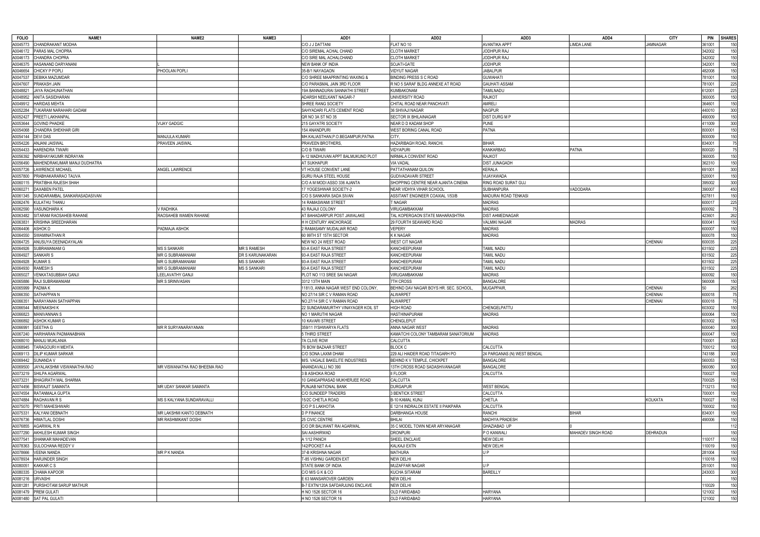| FOLIO | NAME1 | NAME2 | NAME3 | ADD1 | ADD2 | ADD3 | ADD4 | CITY | PIN | SHARES |
|---|---|---|---|---|---|---|---|---|---|---|
| A0045773 | CHANDRAKANT MODHA | | | C/O J J DATTANI | FLAT NO 10 | AVANTIKA APPT | LIMDA LANE | JAMNAGAR | 361001 | 150 |
| A0046172 | PARAS MAL CHOPRA | | | C/O SIREMAL ACHAL CHAND | CLOTH MARKET | JODHPUR RAJ | | | 342002 | 150 |
| A0046173 | CHANDRA CHOPRA | | | C/O SIRE MAL ACHALCHAND | CLOTH MARKET | JODHPUR RAJ | | | 342002 | 150 |
| A0046375 | HASANAND DARYANANI | L | | NEW BANK OF INDIA | SOJATI-GATE | JODHPUR | | | 342001 | 150 |
| A0046654 | CHICKY P POPLI | PHOOLAN POPLI | | 35-B/1 NAYAGAON | VIDYUT NAGAR | JABALPUR | | | 482008 | 150 |
| A0047537 | DEBIKA MAZUMDAR | | | C/O SHREE MAAPRINTING WAXING & | BINDING PRESS S C ROAD | GUWAHATI | | | 781001 | 150 |
| A0047607 | PRAKASH JAIN | | | C/O PARASMAL JAIN 3RD FLOOR | R NO 5 SARAF BLDG ANNEXE AT ROAD | GAUHATI ASSAM | | | 781001 | 225 |
| A0048821 | JAYA RAGHUNATHAN | | | 19A BANNADURAI SANNATHI STREET | KUMBAKONAM | TAMILNADU | | | 612001 | 225 |
| A0048952 | ANITA SASIDHARAN | | | ADARSH NEELKANT NAGAR-7 | UNIVERSITY ROAD | RAJKOT | | | 360005 | 150 |
| A0049912 | HARIDAS MEHTA | | | SHREE RANG SOCIETY | CHITAL ROAD NEAR PANCHVATI | AMRELI | | | 364601 | 150 |
| A0052284 | TUKARAM NARAHARI GADAM | | | SAHYADARI FLATS CEMENT ROAD | 36 SHIVAJI NAGAR | NAGPUR | | | 440010 | 300 |
| A0052427 | PREETI LAKHANPAL | | | QR NO 3A ST NO 35 | SECTOR IX BHILAINAGAR | DIST DURG M P | | | 490009 | 150 |
| A0053644 | GOVIND PHADKE | VIJAY GADGIC | | 215 GAYATRI SOCIETY | NEAR D D KADAM SHOP | PUNE | | | 411009 | 300 |
| A0054068 | CHANDRA SHEKHAR GIRI | | | 154 ANANDPURI | WEST BORING CANAL ROAD | PATNA | | | 800001 | 150 |
| A0054144 | DEVI DAS | MANJULA KUMARI | | MH.KALIASTHAN,P.O.BEGAMPUR,PATNA | CITY, | | | | 800009 | 150 |
| A0054226 | ANJANI JAISWAL | PRAVEEN JAISWAL | | PRAVEEN BROTHERS, | HAZARIBAGH ROAD, RANCHI. | BIHAR. | | | 834001 | 75 |
| A0054433 | HARENDRA TIWARI | | | C/O B TIWARI | VIDYAPURI | KANKARBAG | PATNA | | 800020 | 75 |
| A0056392 | NIRBHAYAKUMR INDRAYAN | | | A-12 MADHUVAN APPT BALMUKUND PLOT | NIRMALA CONVENT ROAD | RAJKOT | | | 360005 | 150 |
| A0056490 | MAHENDRAKUMAR MANJI DUDHATRA | | | AT SUKHAPUR | VIA VADAL | DIST JUNAGADH | | | 362310 | 150 |
| A0057726 | LAWRENCE MICHAEL | ANGEL LAWRENCE | | VT HOUSE CONVENT LANE | PATTATHANAM QUILON | KERALA | | | 691001 | 300 |
| A0057800 | PRABHAKARARAO TAUVA | | | GURU RAJA STEEL HOUSE | GUDIVADAVARI STREET | VIJAYAWADA | | | 520001 | 150 |
| A0060115 | PRATIBHA RAJESH SHAH | | | C/O A M MODI ASSO 336 AJANTA | SHOPPING CENTRE NEAR AJANTA CINEMA | RING ROAD SURAT GUJ | | | 395002 | 300 |
| A0060271 | DAXABEN PATEL | | | 17 YOGESHWAR SOCIETY-2 | NEAR VIDHYA VIHAR SCHOOL | SUBHANPURA | VADODARA | | 390007 | 450 |
| A0061345 | SUNDARAMBAL SANKARASADASIVAN | | | C/O S SANKARA SADA SIVAN | ASSITANT ENGINEER COAXIAL 1/53/B | MADURAI ROAD TENKASI | | | 627811 | 150 |
| A0062476 | KULATHU THANU | | | 14 RAMASWAMI STREET | T NAGAR | MADRAS | | | 600017 | 225 |
| A0062590 | VASUNDHARA K | V RADHIKA | | 43 RAJAJI COLONY | VIRUGAMBAKKAM | MADRAS | | | 600092 | 75 |
| A0063482 | SITARAM RAOSAHEB RAHANE | RAOSAHEB WAMEN RAHANE | | AT BAHADARPUR POST JAWALAKE | TAL KOPERGAON STATE MAHARASHTRA | DIST AHMEDNAGAR | | | 423601 | 262 |
| A0063831 | KRISHNA SREEDHARAN | | | H H CENTURY ANCHORAGE | 29 FOURTH SEAWARD ROAD | VALMIKI NAGAR | MADRAS | | 600041 | 150 |
| A0064406 | ASHOK D | PADMAJA ASHOK | | 2 RAMASAMY MUDALIAR ROAD | VEPERY | MADRAS | | | 600007 | 150 |
| A0064550 | SWAMINATHAN R | | | 60 99TH ST 15TH SECTOR | K K NAGAR | MADRAS | | | 600078 | 150 |
| A0064725 | ANUSUYA DEENADAYALAN | | | NEW NO 24 WEST ROAD | WEST CIT NAGAR | | | CHENNAI | 600035 | 225 |
| A0064926 | SUBRAMANIAM G | MS S SANKARI | MR S RAMESH | 93-A EAST RAJA STREET | KANCHEEPURAM | TAMIL NADU | | | 631502 | 225 |
| A0064927 | SANKARI S | MR G SUBRAMANIAM | DR S KARUNAKARAN | 93-A EAST RAJA STREET | KANCHEEPURAM | TAMIL NADU | | | 631502 | 225 |
| A0064928 | KUMAR S | MR G SUBRAMANIAM | MS S SANKARI | 93-A EAST RAJA STREET | KANCHEEPURAM | TAMIL NADU | | | 631502 | 225 |
| A0064930 | RAMESH S | MR G SUBRAMANIAM | MS S SANKARI | 93-A EAST RAJA STREET | KANCHEEPURAM | TAMIL NADU | | | 631502 | 225 |
| A0065027 | VENKATASUBBIAH GANJI | LEELAVATHY GANJI | | PLOT NO 113 SREE SAI NAGAR | VIRUGAMBAKKAM | MADRAS | | | 600092 | 150 |
| A0065886 | RAJI SUBRAMANIAM | MR S SRINIVASAN | | 3312 13TH MAIN | 7TH CROSS | BANGALORE | | | 560008 | 150 |
| A0065999 | PADMA K | | | 1181/3, ANNA NAGAR WEST END COLONY, | BEHIND DAV NAGAR BOYS HR. SEC. SCHOOL, | MUGAPPAIR, | | CHENNAI | 50 | 262 |
| A0066350 | SATHAPPAN N | | | NO 27/14 SIR C V RAMAN ROAD | ALWARPET | | | CHENNAI | 600018 | 75 |
| A0066351 | NARAYANAN SATHAPPAN | | | NO.27/14 SIR C V RAMAN ROAD | ALWARPET | | | CHENNAI | 600018 | 75 |
| A0066544 | MEENAKSHI K | | | 22 SUNDARAMURTHY VINAYAGER KOIL ST | HIGH ROAD | CHENGELPATTU | | | 603002 | 150 |
| A0066823 | MANIVANNAN S | | | NO 1 MARUTHI NAGAR | HASTHINAPURAM | MADRAS | | | 600064 | 150 |
| A0066892 | ASHOK KUMAR G | | | 10 KAVARI STREET | CHENGLEPUT | | | | 603002 | 150 |
| A0066991 | GEETHA G | MR R SURYANARAYANAN | | 359/11 IYSHWARYA FLATS | ANNA NAGAR WEST | MADRAS | | | 600040 | 300 |
| A0067240 | HARIHARAN PADMANABHAN | | | 5 THIRD STREET | KAMATCHI COLONY TAMBARAM SANATORIUM | MADRAS | | | 600047 | 150 |
| A0068010 | MANJU MUKLANIA | | | 7A CLIVE ROW | CALCUTTA | | | | 700001 | 300 |
| A0068945 | TARAGOURI H MEHTA | | | 76 BOW BAZAAR STREET | BLOCK C | CALCUTTA | | | 700012 | 150 |
| A0069113 | DILIP KUMAR SARKAR | | | C/O SONA LAXMI DHAM | 229 ALI HAIDER ROAD TITAGARH PO | 24 PARGANAS (N) WEST BENGAL | | | 743188 | 300 |
| A0069442 | SUNANDA V | | | M/S. VAGALE BAKELITE INDUSTRIES | BEHIND K V TEMPLE, CHICKPET | BANGALORE | | | 560053 | 150 |
| A0069500 | JAYALAKSHMI VISWANATHA RAO | MR VISWANATHA RAO BHEEMA RAO | | ANANDAVALLI NO 390 | 13TH CROSS ROAD SADASHIVANAGAR | BANGALORE | | | 560080 | 300 |
| A0073219 | SHILPA AGARWAL | | | 3 B ASHOKA ROAD | II FLOOR | CALCUTTA | | | 700027 | 150 |
| A0073231 | BHAGIRATH MAL SHARMA | | | 10 GANGAPRASAD MUKHERJEE ROAD | CALCUTTA | | | | 700025 | 150 |
| A0074456 | BISWAJIT SAMANTA | MR UDAY SANKAR SAMANTA | | PUNJAB NATIONAL BANK | DURGAPUR | WEST BENGAL | | | 713213 | 150 |
| A0074554 | RATANMALA GUPTA | | | C/O SUNDEEP TRADERS | 3 BENTICK STREET | CALCUTTA | | | 700001 | 150 |
| A0074884 | RAGHAVAN R S | MS S KALYANA SUNDARAVALLI | | 15/2C CHETLA ROAD | B-10 KAMAL KUNJ | CHETLA | | KOLKATA | 700027 | 150 |
| A0075070 | PRITI MAHESHWARI | | | C/O P S LAKHOTIA | E 12/14 INDRALOK ESTATE II PAIKPARA | CALCUTTA | | | 700002 | 150 |
| A0075331 | KALYANI DEBNATH | MR LAKSHMI KANTO DEBNATH | | D P FINANCE | DARBHANGA HOUSE | RANCHI | BIHAR | | 834001 | 150 |
| A0076736 | HIMATLAL DOSHI | MR RASHMIKANT DOSHI | | 25 CIVIC CENTRE | BHILAI | MADHYA PRADESH | | | 490006 | 150 |
| A0076855 | AGARWAL R N | | | C/O DR BALWANT RAI AGARWAL | 35 C MODEL TOWN NEAR ARYANAGAR | GHAZIABAD UP | 0 | | | 112 |
| A0077290 | AKHILESH KUMAR SINGH | | | SAI AASHIRWAD | DRONPURI | P O KANWALI | MAHADEV SINGH ROAD | DEHRADUN | | 150 |
| A0077541 | SHANKAR MAHADEVAN | | | A 1/12 PANCH | SHEEL ENCLAVE | NEW DELHI | | | 110017 | 150 |
| A0078363 | SULOCHANA REDDY V | | | 142/POCKET A-4 | KALKAJI EXTN | NEW DELHI | | | 110019 | 150 |
| A0078666 | VEENA NANDA | MR P K NANDA | | 37-B KRISHNA NAGAR | MATHURA | U P | | | 281004 | 150 |
| A0078934 | HARJINDER SINGH | | | T-85 VISHNU GARDEN EXT | NEW DELHI | | | | 110018 | 150 |
| A0080051 | KAKKAR C S | | | STATE BANK OF INDIA | MUZAFFAR NAGAR | U P | | | 251001 | 150 |
| A0080335 | CHAMA KAPOOR | | | C/O M/S G K & CO | KUCHA SITARAM | BAREILLY | | | 243003 | 300 |
| A0081216 | URVASHI | | | E 63 MANSAROVER GARDEN | NEW DELHI | | | | | 150 |
| A0081281 | PURSHOTAM SARUP MATHUR | | | B-7 EXTN/120A SAFDARJUNG ENCLAVE | NEW DELHI | | | | 110029 | 150 |
| A0081479 | PREM GULATI | | | H NO 1526 SECTOR 16 | OLD FARIDABAD | HARYANA | | | 121002 | 150 |
| A0081480 | SAT PAL GULATI | | | H NO 1526 SECTOR 16 | OLD FARIDABAD | HARYANA | | | 121002 | 150 |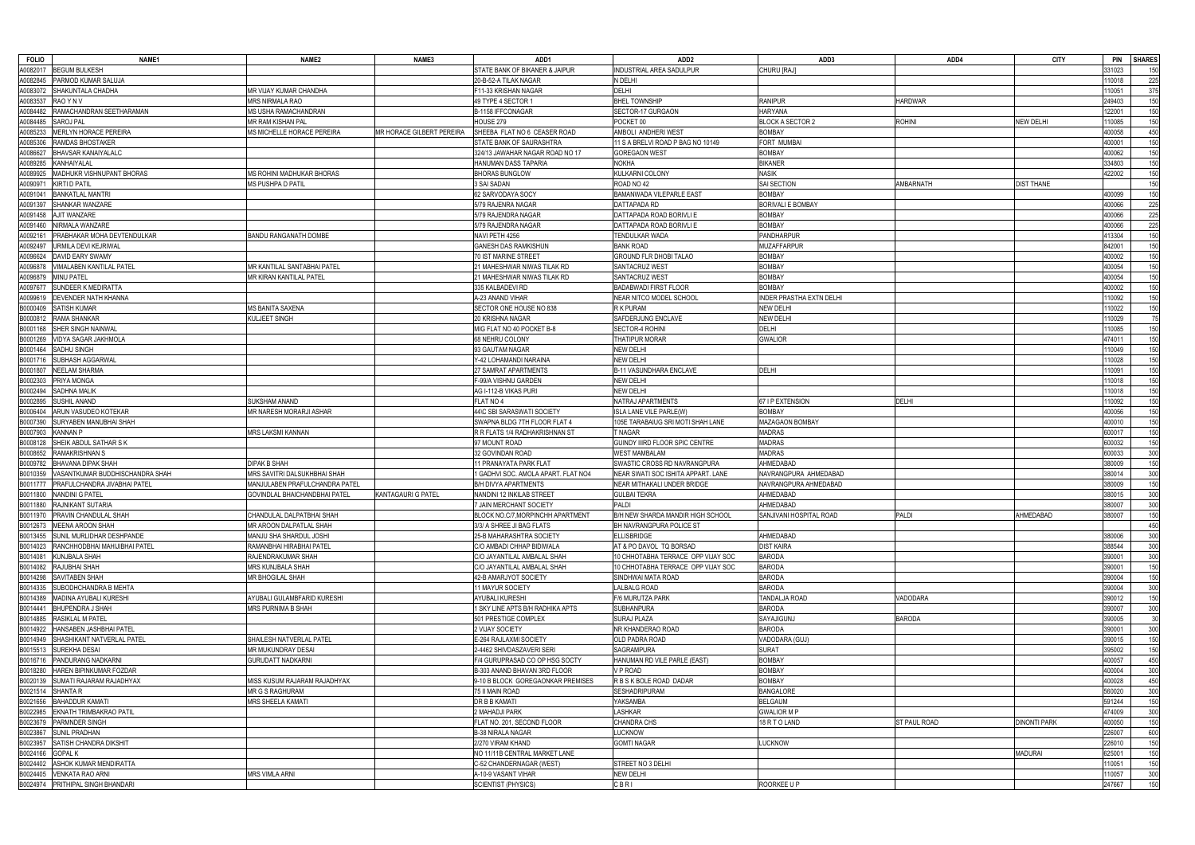| FOLIO | NAME1 | NAME2 | NAME3 | ADD1 | ADD2 | ADD3 | ADD4 | CITY | PIN | SHARES |
|---|---|---|---|---|---|---|---|---|---|---|
| A0082017 | BEGUM BULKESH | | | STATE BANK OF BIKANER & JAIPUR | INDUSTRIAL AREA SADULPUR | CHURU [RAJ] | | | 331023 | 150 |
| A0082845 | PARMOD KUMAR SALUJA | | | 20-B-52-A TILAK NAGAR | N DELHI | | | | 110018 | 225 |
| A0083072 | SHAKUNTALA CHADHA | MR VIJAY KUMAR CHANDHA | | F11-33 KRISHAN NAGAR | DELHI | | | | 110051 | 375 |
| A0083537 | RAO Y N V | MRS NIRMALA RAO | | 49 TYPE 4 SECTOR 1 | BHEL TOWNSHIP | RANIPUR | HARDWAR | | 249403 | 150 |
| A0084482 | RAMACHANDRAN SEETHARAMAN | MS USHA RAMACHANDRAN | | B-1158 IFFCONAGAR | SECTOR-17 GURGAON | HARYANA | | | 122001 | 150 |
| A0084485 | SAROJ PAL | MR RAM KISHAN PAL | | HOUSE 279 | POCKET 00 | BLOCK A SECTOR 2 | ROHINI | NEW DELHI | 110085 | 150 |
| A0085233 | MERLYN HORACE PEREIRA | MS MICHELLE HORACE PEREIRA | MR HORACE GILBERT PEREIRA | SHEEBA FLAT NO 6 CEASER ROAD | AMBOLI ANDHERI WEST | BOMBAY | | | 400058 | 450 |
| A0085306 | RAMDAS BHOSTAKER | | | STATE BANK OF SAURASHTRA | 11 S A BRELVI ROAD P BAG NO 10149 | FORT MUMBAI | | | 400001 | 150 |
| A0086627 | BHAVSAR KANAIYALALC | | | 324/13 JAWAHAR NAGAR ROAD NO 17 | GOREGAON WEST | BOMBAY | | | 400062 | 150 |
| A0089285 | KANHAIYALAL | | | HANUMAN DASS TAPARIA | NOKHA | BIKANER | | | 334803 | 150 |
| A0089925 | MADHUKR VISHNUPANT BHORAS | MS ROHINI MADHUKAR BHORAS | | BHORAS BUNGLOW | KULKARNI COLONY | NASIK | | | 422002 | 150 |
| A0090971 | KIRTI D PATIL | MS PUSHPA D PATIL | | 3 SAI SADAN | ROAD NO 42 | SAI SECTION | AMBARNATH | DIST THANE | | 150 |
| A0091041 | BANKATLAL MANTRI | | | 62 SARVODAYA SOCY | BAMANWADA VILEPARLE EAST | BOMBAY | | | 400099 | 150 |
| A0091397 | SHANKAR WANZARE | | | 5/79 RAJENRA NAGAR | DATTAPADA RD | BORIVALI E BOMBAY | | | 400066 | 225 |
| A0091458 | AJIT WANZARE | | | 5/79 RAJENDRA NAGAR | DATTAPADA ROAD BORIVLI E | BOMBAY | | | 400066 | 225 |
| A0091460 | NIRMALA WANZARE | | | 5/79 RAJENDRA NAGAR | DATTAPADA ROAD BORIVLI E | BOMBAY | | | 400066 | 225 |
| A0092161 | PRABHAKAR MOHA DEVTENDULKAR | BANDU RANGANATH DOMBE | | NAVI PETH 4256 | TENDULKAR WADA | PANDHARPUR | | | 413304 | 150 |
| A0092497 | URMILA DEVI KEJRIWAL | | | GANESH DAS RAMKISHUN | BANK ROAD | MUZAFFARPUR | | | 842001 | 150 |
| A0096624 | DAVID EARY SWAMY | | | 70 IST MARINE STREET | GROUND FLR DHOBI TALAO | BOMBAY | | | 400002 | 150 |
| A0096878 | VIMALABEN KANTILAL PATEL | MR KANTILAL SANTABHAI PATEL | | 21 MAHESHWAR NIWAS TILAK RD | SANTACRUZ WEST | BOMBAY | | | 400054 | 150 |
| A0096879 | MINU PATEL | MR KIRAN KANTILAL PATEL | | 21 MAHESHWAR NIWAS TILAK RD | SANTACRUZ WEST | BOMBAY | | | 400054 | 150 |
| A0097677 | SUNDEER K MEDIRATTA | | | 335 KALBADEVI RD | BADABWADI FIRST FLOOR | BOMBAY | | | 400002 | 150 |
| A0099619 | DEVENDER NATH KHANNA | | | A-23 ANAND VIHAR | NEAR NITCO MODEL SCHOOL | INDER PRASTHA EXTN DELHI | | | 110092 | 150 |
| B0000409 | SATISH KUMAR | MS BANITA SAXENA | | SECTOR ONE HOUSE NO 838 | R K PURAM | NEW DELHI | | | 110022 | 150 |
| B0000812 | RAMA SHANKAR | KULJEET SINGH | | 20 KRISHNA NAGAR | SAFDERJUNG ENCLAVE | NEW DELHI | | | 110029 | 75 |
| B0001168 | SHER SINGH NAINWAL | | | MIG FLAT NO 40 POCKET B-8 | SECTOR-4 ROHINI | DELHI | | | 110085 | 150 |
| B0001269 | VIDYA SAGAR JAKHMOLA | | | 68 NEHRU COLONY | THATIPUR MORAR | GWALIOR | | | 474011 | 150 |
| B0001464 | SADHU SINGH | | | 93 GAUTAM NAGAR | NEW DELHI | | | | 110049 | 150 |
| B0001716 | SUBHASH AGGARWAL | | | Y-42 LOHAMANDI NARAINA | NEW DELHI | | | | 110028 | 150 |
| B0001807 | NEELAM SHARMA | | | 27 SAMRAT APARTMENTS | B-11 VASUNDHARA ENCLAVE | DELHI | | | 110091 | 150 |
| B0002303 | PRIYA MONGA | | | F-99/A VISHNU GARDEN | NEW DELHI | | | | 110018 | 150 |
| B0002494 | SADHNA MALIK | | | AG I-112-B VIKAS PURI | NEW DELHI | | | | 110018 | 150 |
| B0002895 | SUSHIL ANAND | SUKSHAM ANAND | | FLAT NO 4 | NATRAJ APARTMENTS | 67 I P EXTENSION | DELHI | | 110092 | 150 |
| B0006404 | ARUN VASUDEO KOTEKAR | MR NARESH MORARJI ASHAR | | 44/C SBI SARASWATI SOCIETY | ISLA LANE VILE PARLE(W) | BOMBAY | | | 400056 | 150 |
| B0007390 | SURYABEN MANUBHAI SHAH | | | SWAPNA BLDG 7TH FLOOR FLAT 4 | 105E TARABAIUG SRI MOTI SHAH LANE | MAZAGAON BOMBAY | | | 400010 | 150 |
| B0007903 | KANNAN P | MRS LAKSMI KANNAN | | R R FLATS 1/4 RADHAKRISHNAN ST | T NAGAR | MADRAS | | | 600017 | 150 |
| B0008128 | SHEIK ABDUL SATHAR S K | | | 97 MOUNT ROAD | GUINDY IIIRD FLOOR SPIC CENTRE | MADRAS | | | 600032 | 150 |
| B0008652 | RAMAKRISHNAN S | | | 32 GOVINDAN ROAD | WEST MAMBALAM | MADRAS | | | 600033 | 300 |
| B0009782 | BHAVANA DIPAK SHAH | DIPAK B SHAH | | 11 PRANAYATA PARK FLAT | SWASTIC CROSS RD NAVRANGPURA | AHMEDABAD | | | 380009 | 150 |
| B0010359 | VASANTKUMAR BUDDHISCHANDRA SHAH | MRS SAVITRI DALSUKHBHAI SHAH | | 1 GADHVI SOC. AMOLA APART. FLAT NO4 | NEAR SWATI SOC ISHITA APPART. LANE | NAVRANGPURA AHMEDABAD | | | 380014 | 300 |
| B0011777 | PRAFULCHANDRA JIVABHAI PATEL | MANJULABEN PRAFULCHANDRA PATEL | | B/H DIVYA APARTMENTS | NEAR MITHAKALI UNDER BRIDGE | NAVRANGPURA AHMEDABAD | | | 380009 | 150 |
| B0011800 | NANDINI G PATEL | GOVINDLAL BHAICHANDBHAI PATEL | KANTAGAURI G PATEL | NANDINI 12 INKILAB STREET | GULBAI TEKRA | AHMEDABAD | | | 380015 | 300 |
| B0011880 | RAJNIKANT SUTARIA | | | 7 JAIN MERCHANT SOCIETY | PALDI | AHMEDABAD | | | 380007 | 300 |
| B0011970 | PRAVIN CHANDULAL SHAH | CHANDULAL DALPATBHAI SHAH | | BLOCK NO.C/7,MORPINCHH APARTMENT | B/H NEW SHARDA MANDIR HIGH SCHOOL | SANJIVANI HOSPITAL ROAD | PALDI | AHMEDABAD | 380007 | 150 |
| B0012673 | MEENA AROON SHAH | MR AROON DALPATLAL SHAH | | 3/3/ A SHREE JI BAG FLATS | BH NAVRANGPURA POLICE ST | | | | | 450 |
| B0013455 | SUNIL MURLIDHAR DESHPANDE | MANJU SHA SHARDUL JOSHI | | 25-B MAHARASHTRA SOCIETY | ELLISBRIDGE | AHMEDABAD | | | 380006 | 300 |
| B0014023 | RANCHHODBHAI MAHIJIBHAI PATEL | RAMANBHAI HIRABHAI PATEL | | C/O AMBADI CHHAP BIDIWALA | AT & PO DAVOL TO BORSAD | DIST KAIRA | | | 388544 | 300 |
| B0014081 | KUNJBALA SHAH | RAJENDRAKUMAR SHAH | | C/O JAYANTILAL AMBALAL SHAH | 10 CHHOTABHA TERRACE OPP VIJAY SOC | BARODA | | | 390001 | 300 |
| B0014082 | RAJUBHAI SHAH | MRS KUNJBALA SHAH | | C/O JAYANTILAL AMBALAL SHAH | 10 CHHOTABHA TERRACE OPP VIJAY SOC | BARODA | | | 390001 | 150 |
| B0014298 | SAVITABEN SHAH | MR BHOGILAL SHAH | | 42-B AMARJYOT SOCIETY | SINDHWAI MATA ROAD | BARODA | | | 390004 | 150 |
| B0014335 | SUBODHCHANDRA B MEHTA | | | 11 MAYUR SOCIETY | LALBALG ROAD | BARODA | | | 390004 | 300 |
| B0014389 | MADINA AYUBALI KURESHI | AYUBALI GULAMBFARID KURESHI | | AYUBALI KURESHI | F/6 MURUTZA PARK | TANDALJA ROAD | VADODARA | | 390012 | 150 |
| B0014441 | BHUPENDRA J SHAH | MRS PURNIMA B SHAH | | 1 SKY LINE APTS B/H RADHIKA APTS | SUBHANPURA | BARODA | | | 390007 | 300 |
| B0014885 | RASIKLAL M PATEL | | | 501 PRESTIGE COMPLEX | SURAJ PLAZA | SAYAJIGUNJ | BARODA | | 390005 | 30 |
| B0014922 | HANSABEN JASHBHAI PATEL | | | 2 VIJAY SOCIETY | NR KHANDERAO ROAD | BARODA | | | 390001 | 300 |
| B0014949 | SHASHIKANT NATVERLAL PATEL | SHAILESH NATVERLAL PATEL | | E-264 RAJLAXMI SOCIETY | OLD PADRA ROAD | VADODARA (GUJ) | | | 390015 | 150 |
| B0015513 | SUREKHA DESAI | MR MUKUNDRAY DESAI | | 2-4462 SHIVDASZAVERI SERI | SAGRAMPURA | SURAT | | | 395002 | 150 |
| B0016716 | PANDURANG NADKARNI | GURUDATT NADKARNI | | F/4 GURUPRASAD CO OP HSG SOCTY | HANUMAN RD VILE PARLE (EAST) | BOMBAY | | | 400057 | 450 |
| B0018280 | HAREN BIPINKUMAR FOZDAR | | | B-303 ANAND BHAVAN 3RD FLOOR | V P ROAD | BOMBAY | | | 400004 | 300 |
| B0020139 | SUMATI RAJARAM RAJADHYAX | MISS KUSUM RAJARAM RAJADHYAX | | 9-10 B BLOCK GOREGAONKAR PREMISES | R B S K BOLE ROAD DADAR | BOMBAY | | | 400028 | 450 |
| B0021514 | SHANTA R | MR G S RAGHURAM | | 75 II MAIN ROAD | SESHADRIPURAM | BANGALORE | | | 560020 | 300 |
| B0021656 | BAHADDUR KAMATI | MRS SHEELA KAMATI | | DR B B KAMATI | YAKSAMBA | BELGAUM | | | 591244 | 150 |
| B0022985 | EKNATH TRIMBAKRAO PATIL | | | 2 MAHADJI PARK | LASHKAR | GWALIOR M P | | | 474009 | 300 |
| B0023679 | PARMNDER SINGH | | | FLAT NO. 201, SECOND FLOOR | CHANDRA CHS | 18 R T O LAND | ST PAUL ROAD | DINONTI PARK | 400050 | 150 |
| B0023867 | SUNIL PRADHAN | | | B-38 NIRALA NAGAR | LUCKNOW | | | | 226007 | 600 |
| B0023957 | SATISH CHANDRA DIKSHIT | | | 2/270 VIRAM KHAND | GOMTI NAGAR | LUCKNOW | | | 226010 | 150 |
| B0024166 | GOPAL K | | | NO 11/11B CENTRAL MARKET LANE | | | | MADURAI | 625001 | 150 |
| B0024402 | ASHOK KUMAR MENDIRATTA | | | C-52 CHANDERNAGAR (WEST) | STREET NO 3 DELHI | | | | 110051 | 150 |
| B0024405 | VENKATA RAO ARNI | MRS VIMLA ARNI | | A-10-9 VASANT VIHAR | NEW DELHI | | | | 110057 | 300 |
| B0024974 | PRITHIPAL SINGH BHANDARI | | | SCIENTIST (PHYSICS) | C B R I | ROORKEE U P | | | 247667 | 150 |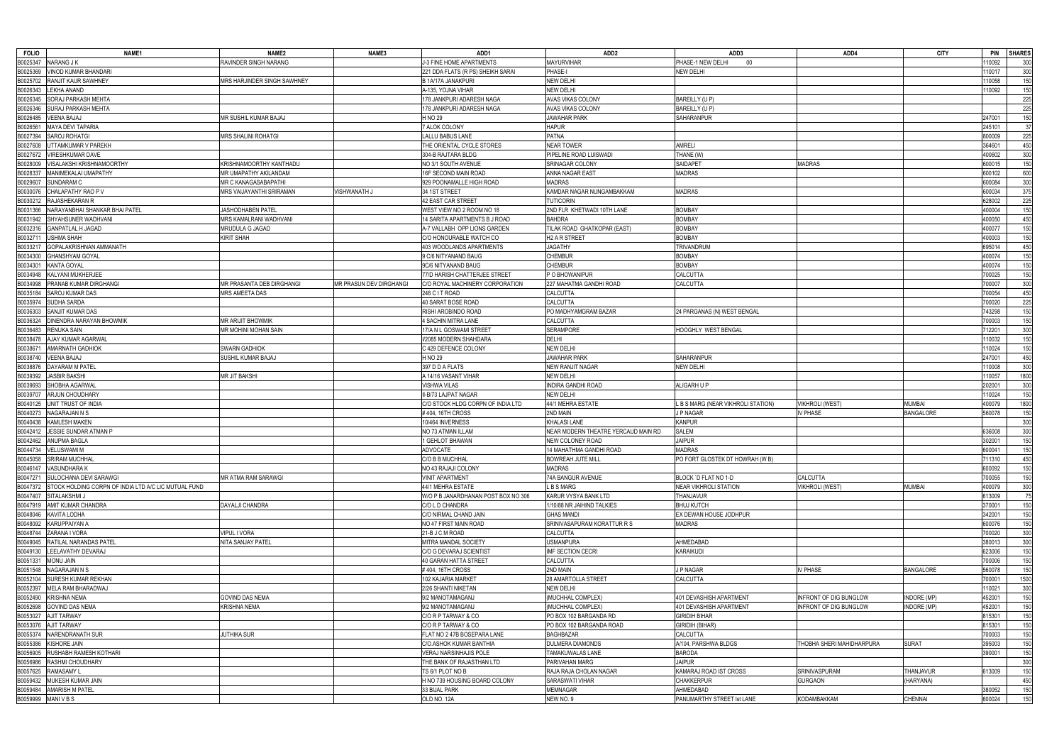| FOLIO | NAME1 | NAME2 | NAME3 | ADD1 | ADD2 | ADD3 | ADD4 | CITY | PIN | SHARES |
|---|---|---|---|---|---|---|---|---|---|---|
| B0025347 | NARANG J K | RAVINDER SINGH NARANG | | J-3 FINE HOME APARTMENTS | MAYURVIHAR | PHASE-1 NEW DELHI 00 | | | 110092 | 300 |
| B0025369 | VINOD KUMAR BHANDARI | | | 221 DDA FLATS (R PS) SHEIKH SARAI | PHASE-I | NEW DELHI | | | 110017 | 300 |
| B0025702 | RANJIT KAUR SAWHNEY | MRS HARJINDER SINGH SAWHNEY | | B 1A/17A JANAKPURI | NEW DELHI | | | | 110058 | 150 |
| B0026343 | LEKHA ANAND | | | A-135, YOJNA VIHAR | NEW DELHI | | | | 110092 | 150 |
| B0026345 | SORAJ PARKASH MEHTA | | | 178 JANKPURI ADARESH NAGA | AVAS VIKAS COLONY | BAREILLY (U P) | | | | 225 |
| B0026346 | SURAJ PARKASH MEHTA | | | 178 JANKPURI ADARESH NAGA | AVAS VIKAS COLONY | BAREILLY (U P) | | | | 225 |
| B0026485 | VEENA BAJAJ | MR SUSHIL KUMAR BAJAJ | | H NO 29 | JAWAHAR PARK | SAHARANPUR | | | 247001 | 150 |
| B0026561 | MAYA DEVI TAPARIA | | | 7 ALOK COLONY | HAPUR | | | | 245101 | 37 |
| B0027394 | SAROJ ROHATGI | MRS SHALINI ROHATGI | | LALLU BABUS LANE | PATNA | | | | 800009 | 225 |
| B0027608 | UTTAMKUMAR V PAREKH | | | THE ORIENTAL CYCLE STORES | NEAR TOWER | AMRELI | | | 364601 | 450 |
| B0027672 | VIRESHKUMAR DAVE | | | 304-B RAJTARA BLDG | PIPELINE ROAD LUISWADI | THANE (W) | | | 400602 | 300 |
| B0028009 | VISALAKSHI KRISHNAMOORTHY | KRISHNAMOORTHY KANTHADU | | NO 3/1 SOUTH AVENUE | SRINAGAR COLONY | SAIDAPET | MADRAS | | 600015 | 150 |
| B0028337 | MANIMEKALAI UMAPATHY | MR UMAPATHY AKILANDAM | | 16F SECOND MAIN ROAD | ANNA NAGAR EAST | MADRAS | | | 600102 | 600 |
| B0029607 | SUNDARAM C | MR C KANAGASABAPATHI | | 929 POONAMALLE HIGH ROAD | MADRAS | | | | 600084 | 300 |
| B0030076 | CHALAPATHY RAO P V | MRS VAIJAYANTHI SRIRAMAN | VISHWANATH J | 34 1ST STREET | KAMDAR NAGAR NUNGAMBAKKAM | MADRAS | | | 600034 | 375 |
| B0030212 | RAJASHEKARAN R | | | 42 EAST CAR STREET | TUTICORIN | | | | 628002 | 225 |
| B0031366 | NARAYANBHAI SHANKAR BHAI PATEL | JASHODHABEN PATEL | | WEST VIEW NO 2 ROOM NO 18 | 2ND FLR KHETWADI 10TH LANE | BOMBAY | | | 400004 | 150 |
| B0031942 | SHYAHSUNER WADHVANI | MRS KAMALRANI WADHVANI | | 14 SARITA APARTMENTS B J ROAD | BAHDRA | BOMBAY | | | 400050 | 450 |
| B0032316 | GANPATLAL H JAGAD | MRUDULA G JAGAD | | A-7 VALLABH OPP LIONS GARDEN | TILAK ROAD GHATKOPAR (EAST) | BOMBAY | | | 400077 | 150 |
| B0032711 | USHMA SHAH | KIRIT SHAH | | C/O HONOURABLE WATCH CO | H2 A R STREET | BOMBAY | | | 400003 | 150 |
| B0033217 | GOPALAKRISHNAN AMMANATH | | | 403 WOODLANDS APARTMENTS | JAGATHY | TRIVANDRUM | | | 695014 | 450 |
| B0034300 | GHANSHYAM GOYAL | | | 9 C/6 NITYANAND BAUG | CHEMBUR | BOMBAY | | | 400074 | 150 |
| B0034301 | KANTA GOYAL | | | 9C/6 NITYANAND BAUG | CHEMBUR | BOMBAY | | | 400074 | 150 |
| B0034948 | KALYANI MUKHERJEE | | | 77/D HARISH CHATTERJEE STREET | P O BHOWANIPUR | CALCUTTA | | | 700025 | 150 |
| B0034998 | PRANAB KUMAR DIRGHANGI | MR PRASANTA DEB DIRGHANGI | MR PRASUN DEV DIRGHANGI | C/O ROYAL MACHINERY CORPORATION | 227 MAHATMA GANDHI ROAD | CALCUTTA | | | 700007 | 300 |
| B0035184 | SAROJ KUMAR DAS | MRS AMEETA DAS | | 248 C I T ROAD | CALCUTTA | | | | 700054 | 450 |
| B0035974 | SUDHA SARDA | | | 40 SARAT BOSE ROAD | CALCUTTA | | | | 700020 | 225 |
| B0036303 | SANJIT KUMAR DAS | | | RISHI AROBINDO ROAD | PO MADHYAMGRAM BAZAR | 24 PARGANAS (N) WEST BENGAL | | | 743298 | 150 |
| B0036324 | DINENDRA NARAYAN BHOWMIK | MR ARIJIT BHOWMIK | | 4 SACHIN MITRA LANE | CALCUTTA | | | | 700003 | 150 |
| B0036483 | RENUKA SAIN | MR MOHINI MOHAN SAIN | | 17/A N L GOSWAMI STREET | SERAMPORE | HOOGHLY WEST BENGAL | | | 712201 | 300 |
| B0038478 | AJAY KUMAR AGARWAL | | | I/2085 MODERN SHAHDARA | DELHI | | | | 110032 | 150 |
| B0038671 | AMARNATH GADHIOK | SWARN GADHIOK | | C 429 DEFENCE COLONY | NEW DELHI | | | | 110024 | 150 |
| B0038740 | VEENA BAJAJ | SUSHIL KUMAR BAJAJ | | H NO 29 | JAWAHAR PARK | SAHARANPUR | | | 247001 | 450 |
| B0038876 | DAYARAM M PATEL | | | 397 D D A FLATS | NEW RANJIT NAGAR | NEW DELHI | | | 110008 | 300 |
| B0039392 | JASBIR BAKSHI | MR JIT BAKSHI | | A 14/16 VASANT VIHAR | NEW DELHI | | | | 110057 | 1800 |
| B0039693 | SHOBHA AGARWAL | | | VISHWA VILAS | INDIRA GANDHI ROAD | ALIGARH U P | | | 202001 | 300 |
| B0039707 | ARJUN CHOUDHARY | | | II-B/73 LAJPAT NAGAR | NEW DELHI | | | | 110024 | 150 |
| B0040125 | UNIT TRUST OF INDIA | | | C/O STOCK HLDG CORPN OF INDIA LTD | 44/1 MEHRA ESTATE | L B S MARG (NEAR VIKHROLI STATION) | VIKHROLI (WEST) | MUMBAI | 400079 | 1800 |
| B0040273 | NAGARAJAN N S | | | # 404, 16TH CROSS | 2ND MAIN | J P NAGAR | IV PHASE | BANGALORE | 560078 | 150 |
| B0040438 | KAMLESH MAKEN | | | 10/464 INVERNESS | KHALASI LANE | KANPUR | | | | 300 |
| B0042412 | JESSIE SUNDAR ATMAN P | | | NO 73 ATMAN ILLAM | NEAR MODERN THEATRE YERCAUD MAIN RD | SALEM | | | 636008 | 300 |
| B0042462 | ANUPMA BAGLA | | | 1 GEHLOT BHAWAN | NEW COLONEY ROAD | JAIPUR | | | 302001 | 150 |
| B0044734 | VELUSWAMI M | | | ADVOCATE | 14 MAHATHMA GANDHI ROAD | MADRAS | | | 600041 | 150 |
| B0045058 | SRIRAM MUCHHAL | | | C/O B B MUCHHAL | BOWREAH JUTE MILL | PO FORT GLOSTEK DT HOWRAH (W B) | | | 711310 | 450 |
| B0046147 | VASUNDHARA K | | | NO 43 RAJAJI COLONY | MADRAS | | | | 600092 | 150 |
| B0047271 | SULOCHANA DEVI SARAWGI | MR ATMA RAM SARAWGI | | VINIT APARTMENT | 74A BANGUR AVENUE | BLOCK `D FLAT NO 1-D | CALCUTTA | | 700055 | 150 |
| B0047372 | STOCK HOLDING CORPN OF INDIA LTD A/C LIC MUTUAL FUND | | | 44/1 MEHRA ESTATE | L B S MARG | NEAR VIKHROLI STATION | VIKHROLI (WEST) | MUMBAI | 400079 | 300 |
| B0047407 | SITALAKSHMI J | | | W/O P B JANARDHANAN POST BOX NO 306 | KARUR VYSYA BANK LTD | THANJAVUR | | | 613009 | 75 |
| B0047919 | AMIT KUMAR CHANDRA | DAYALJI CHANDRA | | C/O L D CHANDRA | 1/10/88 NR JAIHIND TALKIES | BHUJ KUTCH | | | 370001 | 150 |
| B0048046 | KAVITA LODHA | | | C/O NIRMAL CHAND JAIN | GHAS MANDI | EX DEWAN HOUSE JODHPUR | | | 342001 | 150 |
| B0048092 | KARUPPAIYAN A | | | NO 47 FIRST MAIN ROAD | SRINIVASAPURAM KORATTUR R S | MADRAS | | | 600076 | 150 |
| B0048744 | ZARANA I VORA | VIPUL I VORA | | 21-B J C M ROAD | CALCUTTA | | | | 700020 | 300 |
| B0049045 | RATILAL NARANDAS PATEL | NITA SANJAY PATEL | | MITRA MANDAL SOCIETY | USMANPURA | AHMEDABAD | | | 380013 | 300 |
| B0049130 | LEELAVATHY DEVARAJ | | | C/O G DEVARAJ SCIENTIST | IMF SECTION CECRI | KARAIKUDI | | | 623006 | 150 |
| B0051331 | MONU JAIN | | | 40 GARAN HATTA STREET | CALCUTTA | | | | 700006 | 150 |
| B0051548 | NAGARAJAN N S | | | # 404, 16TH CROSS | 2ND MAIN | J P NAGAR | IV PHASE | BANGALORE | 560078 | 150 |
| B0052104 | SURESH KUMAR REKHAN | | | 102 KAJARIA MARKET | 28 AMARTOLLA STREET | CALCUTTA | | | 700001 | 1500 |
| B0052397 | MELA RAM BHARADWAJ | | | 2/26 SHANTI NIKETAN | NEW DELHI | | | | 110021 | 300 |
| B0052490 | KRISHNA NEMA | GOVIND DAS NEMA | | 9/2 MANOTAMAGANJ | (MUCHHAL COMPLEX) | 401 DEVASHISH APARTMENT | INFRONT OF DIG BUNGLOW | INDORE (MP) | 452001 | 150 |
| B0052698 | GOVIND DAS NEMA | KRISHNA NEMA | | 9/2 MANOTAMAGANJ | (MUCHHAL COMPLEX) | 401 DEVASHISH APARTMENT | INFRONT OF DIG BUNGLOW | INDORE (MP) | 452001 | 150 |
| B0053027 | AJIT TARWAY | | | C/O R P TARWAY & CO | PO BOX 102 BARGANDA RD | GIRIDIH BIHAR | | | 815301 | 150 |
| B0053076 | AJIT TARWAY | | | C/O R P TARWAY & CO | PO BOX 102 BARGANDA ROAD | GIRIDIH (BIHAR) | | | 815301 | 150 |
| B0055374 | NARENDRANATH SUR | JUTHIKA SUR | | FLAT NO 2 47B BOSEPARA LANE | BAGHBAZAR | CALCUTTA | | | 700003 | 150 |
| B0055386 | KISHORE JAIN | | | C/O ASHOK KUMAR BANTHIA | DULMERA DIAMONDS | A/104, PARSHWA BLDGS | THOBHA SHERI MAHIDHARPURA | SURAT | 395003 | 150 |
| B0056905 | RUSHABH RAMESH KOTHARI | | | VERAJ NARSINHAJIS POLE | TAMAKUWALAS LANE | BARODA | | | 390001 | 150 |
| B0056986 | RASHMI CHOUDHARY | | | THE BANK OF RAJASTHAN LTD | PARIVAHAN MARG | JAIPUR | | | | 300 |
| B0057625 | RAMASAMY L | | | TS 6/1 PLOT NO B | RAJA RAJA CHOLAN NAGAR | KAMARAJ ROAD IST CROSS | SRINIVASPURAM | THANJAVUR | 613009 | 150 |
| B0059432 | MUKESH KUMAR JAIN | | | H NO 739 HOUSING BOARD COLONY | SARASWATI VIHAR | CHAKKERPUR | GURGAON | (HARYANA) | | 450 |
| B0059484 | AMARISH M PATEL | | | 33 BIJAL PARK | MEMNAGAR | AHMEDABAD | | | 380052 | 150 |
| B0059999 | MANI V B S | | | OLD NO. 12A | NEW NO. 9 | PANUMARTHY STREET Ist LANE | KODAMBAKKAM | CHENNAI | 600024 | 150 |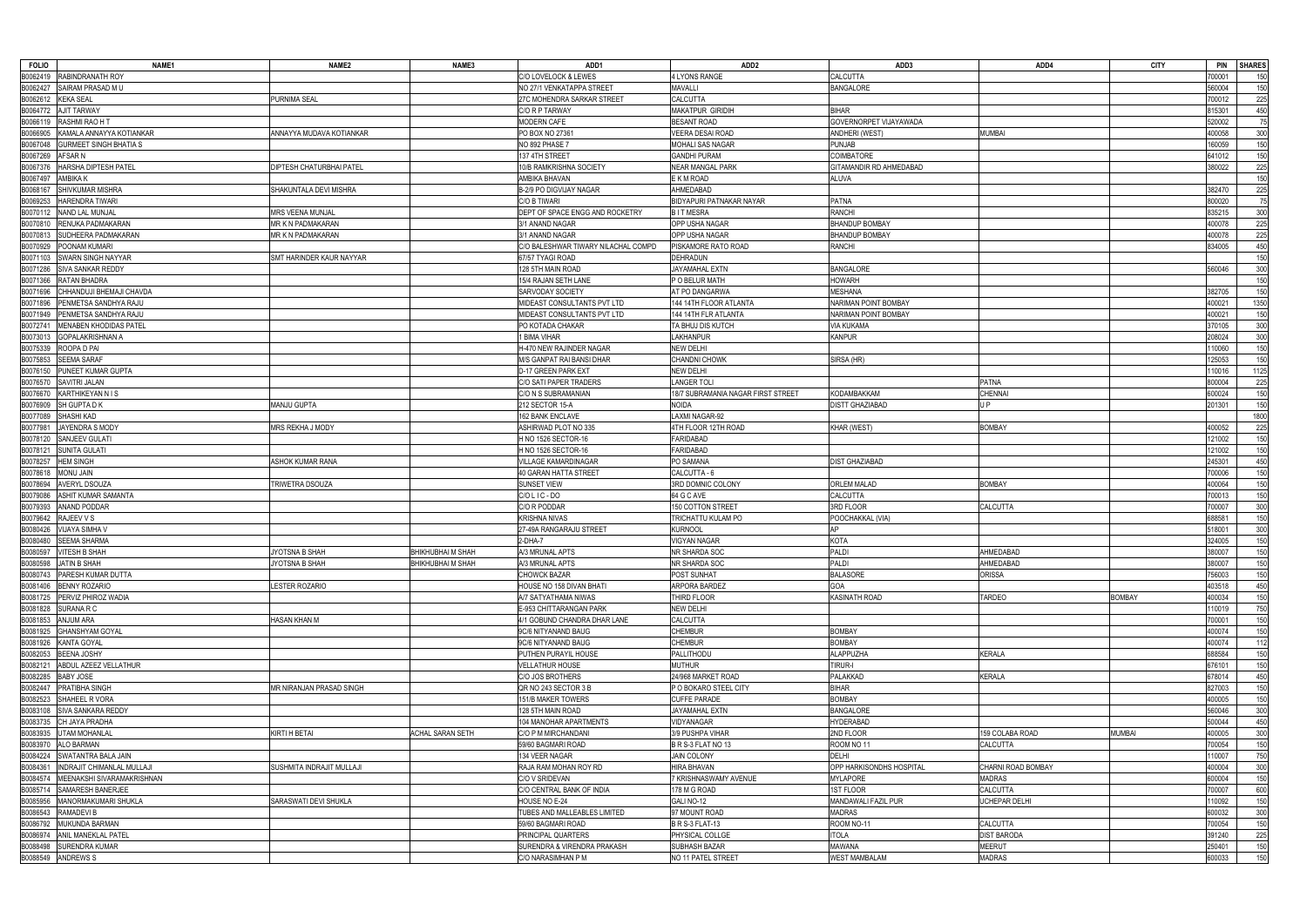| FOLIO | NAME1 | NAME2 | NAME3 | ADD1 | ADD2 | ADD3 | ADD4 | CITY | PIN | SHARES |
|---|---|---|---|---|---|---|---|---|---|---|
| B0062419 | RABINDRANATH ROY | | | C/O LOVELOCK & LEWES | 4 LYONS RANGE | CALCUTTA | | | 700001 | 150 |
| B0062427 | SAIRAM PRASAD M U | | | NO 27/1 VENKATAPPA STREET | MAVALLI | BANGALORE | | | 560004 | 150 |
| B0062612 | KEKA SEAL | PURNIMA SEAL | | 27C MOHENDRA SARKAR STREET | CALCUTTA | | | | 700012 | 225 |
| B0064772 | AJIT TARWAY | | | C/O R P TARWAY | MAKATPUR GIRIDIH | BIHAR | | | 815301 | 450 |
| B0066119 | RASHMI RAO H T | | | MODERN CAFE | BESANT ROAD | GOVERNORPET VIJAYAWADA | | | 520002 | 75 |
| B0066905 | KAMALA ANNAYYA KOTIANKAR | ANNAYYA MUDAVA KOTIANKAR | | PO BOX NO 27361 | VEERA DESAI ROAD | ANDHERI (WEST) | MUMBAI | | 400058 | 300 |
| B0067048 | GURMEET SINGH BHATIA S | | | NO 892 PHASE 7 | MOHALI SAS NAGAR | PUNJAB | | | 160059 | 150 |
| B0067269 | AFSAR N | | | 137 4TH STREET | GANDHI PURAM | COIMBATORE | | | 641012 | 150 |
| B0067376 | HARSHA DIPTESH PATEL | DIPTESH CHATURBHAI PATEL | | 10/B RAMKRISHNA SOCIETY | NEAR MANGAL PARK | GITAMANDIR RD AHMEDABAD | | | 380022 | 225 |
| B0067497 | AMBIKA K | | | AMBIKA BHAVAN | E K M ROAD | ALUVA | | | | 150 |
| B0068167 | SHIVKUMAR MISHRA | SHAKUNTALA DEVI MISHRA | | B-2/9 PO DIGVIJAY NAGAR | AHMEDABAD | | | | 382470 | 225 |
| B0069253 | HARENDRA TIWARI | | | C/O B TIWARI | BIDYAPURI PATNAKAR NAYAR | PATNA | | | 800020 | 75 |
| B0070112 | NAND LAL MUNJAL | MRS VEENA MUNJAL | | DEPT OF SPACE ENGG AND ROCKETRY | B I T MESRA | RANCHI | | | 835215 | 300 |
| B0070810 | RENUKA PADMAKARAN | MR K N PADMAKARAN | | 3/1 ANAND NAGAR | OPP USHA NAGAR | BHANDUP BOMBAY | | | 400078 | 225 |
| B0070813 | SUDHEERA PADMAKARAN | MR K N PADMAKARAN | | 3/1 ANAND NAGAR | OPP USHA NAGAR | BHANDUP BOMBAY | | | 400078 | 225 |
| B0070929 | POONAM KUMARI | | | C/O BALESHWAR TIWARY NILACHAL COMPD | PISKAMORE RATO ROAD | RANCHI | | | 834005 | 450 |
| B0071103 | SWARN SINGH NAYYAR | SMT HARINDER KAUR NAYYAR | | 67/57 TYAGI ROAD | DEHRADUN | | | | | 150 |
| B0071286 | SIVA SANKAR REDDY | | | 128 5TH MAIN ROAD | JAYAMAHAL EXTN | BANGALORE | | | 560046 | 300 |
| B0071366 | RATAN BHADRA | | | 15/4 RAJAN SETH LANE | P O BELUR MATH | HOWARH | | | | 150 |
| B0071596 | CHHANDUJI BHEMAJI CHAVDA | | | SARVODAY SOCIETY | AT PO DANGARWA | MESHANA | | | 382705 | 150 |
| B0071896 | PENMETSA SANDHYA RAJU | | | MIDEAST CONSULTANTS PVT LTD | 144 14TH FLOOR ATLANTA | NARIMAN POINT BOMBAY | | | 400021 | 1350 |
| B0071949 | PENMETSA SANDHYA RAJU | | | MIDEAST CONSULTANTS PVT LTD | 144 14TH FLR ATLANTA | NARIMAN POINT BOMBAY | | | 400021 | 150 |
| B0072741 | MENABEN KHODIDAS PATEL | | | PO KOTADA CHAKAR | TA BHUJ DIS KUTCH | VIA KUKAMA | | | 370105 | 300 |
| B0073013 | GOPALAKRISHNAN A | | | 1 BIMA VIHAR | LAKHANPUR | KANPUR | | | 208024 | 300 |
| B0075339 | ROOPA D PAI | | | H-470 NEW RAJINDER NAGAR | NEW DELHI | | | | 110060 | 150 |
| B0075853 | SEEMA SARAF | | | M/S GANPAT RAI BANSI DHAR | CHANDNI CHOWK | SIRSA (HR) | | | 125053 | 150 |
| B0076150 | PUNEET KUMAR GUPTA | | | D-17 GREEN PARK EXT | NEW DELHI | | | | 110016 | 1125 |
| B0076570 | SAVITRI JALAN | | | C/O SATI PAPER TRADERS | LANGER TOLI | | PATNA | | 800004 | 225 |
| B0076670 | KARTHIKEYAN N I S | | | C/O N S SUBRAMANIAN | 18/7 SUBRAMANIA NAGAR FIRST STREET | KODAMBAKKAM | CHENNAI | | 600024 | 150 |
| B0076909 | SH GUPTA D K | MANJU GUPTA | | 212 SECTOR 15-A | NOIDA | DISTT GHAZIABAD | U P | | 201301 | 150 |
| B0077089 | SHASHI KAD | | | 162 BANK ENCLAVE | LAXMI NAGAR-92 | | | | | 1800 |
| B0077981 | JAYENDRA S MODY | MRS REKHA J MODY | | ASHIRWAD PLOT NO 335 | 4TH FLOOR 12TH ROAD | KHAR (WEST) | BOMBAY | | 400052 | 225 |
| B0078120 | SANJEEV GULATI | | | H NO 1526 SECTOR-16 | FARIDABAD | | | | 121002 | 150 |
| B0078121 | SUNITA GULATI | | | H NO 1526 SECTOR-16 | FARIDABAD | | | | 121002 | 150 |
| B0078257 | HEM SINGH | ASHOK KUMAR RANA | | VILLAGE KAMARDINAGAR | PO SAMANA | DIST GHAZIABAD | | | 245301 | 450 |
| B0078618 | MONU JAIN | | | 40 GARAN HATTA STREET | CALCUTTA - 6 | | | | 700006 | 150 |
| B0078694 | AVERYL DSOUZA | TRIWETRA DSOUZA | | SUNSET VIEW | 3RD DOMNIC COLONY | ORLEM MALAD | BOMBAY | | 400064 | 150 |
| B0079086 | ASHIT KUMAR SAMANTA | | | C/O L I C - DO | 64 G C AVE | CALCUTTA | | | 700013 | 150 |
| B0079393 | ANAND PODDAR | | | C/O R PODDAR | 150 COTTON STREET | 3RD FLOOR | CALCUTTA | | 700007 | 300 |
| B0079642 | RAJEEV V S | | | KRISHNA NIVAS | TRICHATTU KULAM PO | POOCHAKKAL (VIA) | | | 688581 | 150 |
| B0080426 | VIJAYA SIMHA V | | | 27-49A RANGARAJU STREET | KURNOOL | AP | | | 518001 | 300 |
| B0080480 | SEEMA SHARMA | | | 2-DHA-7 | VIGYAN NAGAR | KOTA | | | 324005 | 150 |
| B0080597 | VITESH B SHAH | JYOTSNA B SHAH | BHIKHUBHAI M SHAH | A/3 MRUNAL APTS | NR SHARDA SOC | PALDI | AHMEDABAD | | 380007 | 150 |
| B0080598 | JATIN B SHAH | JYOTSNA B SHAH | BHIKHUBHAI M SHAH | A/3 MRUNAL APTS | NR SHARDA SOC | PALDI | AHMEDABAD | | 380007 | 150 |
| B0080743 | PARESH KUMAR DUTTA | | | CHOWCK BAZAR | POST SUNHAT | BALASORE | ORISSA | | 756003 | 150 |
| B0081406 | BENNY ROZARIO | LESTER ROZARIO | | HOUSE NO 158 DIVAN BHATI | ARPORA BARDEZ | GOA | | | 403518 | 450 |
| B0081725 | PERVIZ PHIROZ WADIA | | | A/7 SATYATHAMA NIWAS | THIRD FLOOR | KASINATH ROAD | TARDEO | BOMBAY | 400034 | 150 |
| B0081828 | SURANA R C | | | E-953 CHITTARANGAN PARK | NEW DELHI | | | | 110019 | 750 |
| B0081853 | ANJUM ARA | HASAN KHAN M | | 4/1 GOBUND CHANDRA DHAR LANE | CALCUTTA | | | | 700001 | 150 |
| B0081925 | GHANSHYAM GOYAL | | | 9C/6 NITYANAND BAUG | CHEMBUR | BOMBAY | | | 400074 | 150 |
| B0081926 | KANTA GOYAL | | | 9C/6 NITYANAND BAUG | CHEMBUR | BOMBAY | | | 400074 | 112 |
| B0082053 | BEENA JOSHY | | | PUTHEN PURAYIL HOUSE | PALLITHODU | ALAPPUZHA | KERALA | | 688584 | 150 |
| B0082121 | ABDUL AZEEZ VELLATHUR | | | VELLATHUR HOUSE | MUTHUR | TIRUR-I | | | 676101 | 150 |
| B0082285 | BABY JOSE | | | C/O JOS BROTHERS | 24/968 MARKET ROAD | PALAKKAD | KERALA | | 678014 | 450 |
| B0082447 | PRATIBHA SINGH | MR NIRANJAN PRASAD SINGH | | QR NO 243 SECTOR 3 B | P O BOKARO STEEL CITY | BIHAR | | | 827003 | 150 |
| B0082523 | SHAHEEL R VORA | | | 151/B MAKER TOWERS | CUFFE PARADE | BOMBAY | | | 400005 | 150 |
| B0083108 | SIVA SANKARA REDDY | | | 128 5TH MAIN ROAD | JAYAMAHAL EXTN | BANGALORE | | | 560046 | 300 |
| B0083735 | CH JAYA PRADHA | | | 104 MANOHAR APARTMENTS | VIDYANAGAR | HYDERABAD | | | 500044 | 450 |
| B0083935 | UTAM MOHANLAL | KIRTI H BETAI | ACHAL SARAN SETH | C/O P M MIRCHANDANI | 3/9 PUSHPA VIHAR | 2ND FLOOR | 159 COLABA ROAD | MUMBAI | 400005 | 300 |
| B0083970 | ALO BARMAN | | | 59/60 BAGMARI ROAD | B R S-3 FLAT NO 13 | ROOM NO 11 | CALCUTTA | | 700054 | 150 |
| B0084224 | SWATANTRA BALA JAIN | | | 134 VEER NAGAR | JAIN COLONY | DELHI | | | 110007 | 750 |
| B0084361 | INDRAJIT CHIMANLAL MULLAJI | SUSHMITA INDRAJIT MULLAJI | | RAJA RAM MOHAN ROY RD | HIRA BHAVAN | OPP HARKISONDHS HOSPITAL | CHARNI ROAD BOMBAY | | 400004 | 300 |
| B0084574 | MEENAKSHI SIVARAMAKRISHNAN | | | C/O V SRIDEVAN | 7 KRISHNASWAMY AVENUE | MYLAPORE | MADRAS | | 600004 | 150 |
| B0085714 | SAMARESH BANERJEE | | | C/O CENTRAL BANK OF INDIA | 178 M G ROAD | 1ST FLOOR | CALCUTTA | | 700007 | 600 |
| B0085956 | MANORMAKUMARI SHUKLA | SARASWATI DEVI SHUKLA | | HOUSE NO E-24 | GALI NO-12 | MANDAWALI FAZIL PUR | UCHEPAR DELHI | | 110092 | 150 |
| B0086543 | RAMADEVI B | | | TUBES AND MALLEABLES LIMITED | 97 MOUNT ROAD | MADRAS | | | 600032 | 300 |
| B0086792 | MUKUNDA BARMAN | | | 59/60 BAGMARI ROAD | B R S-3 FLAT-13 | ROOM NO-11 | CALCUTTA | | 700054 | 150 |
| B0086974 | ANIL MANEKLAL PATEL | | | PRINCIPAL QUARTERS | PHYSICAL COLLGE | ITOLA | DIST BARODA | | 391240 | 225 |
| B0088498 | SURENDRA KUMAR | | | SURENDRA & VIRENDRA PRAKASH | SUBHASH BAZAR | MAWANA | MEERUT | | 250401 | 150 |
| B0088549 | ANDREWS S | | | C/O NARASIMHAN P M | NO 11 PATEL STREET | WEST MAMBALAM | MADRAS | | 600033 | 150 |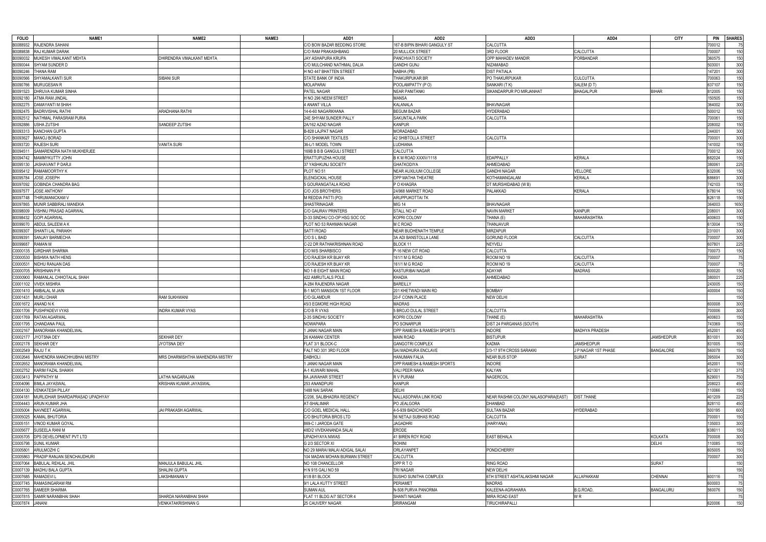| FOLIO | NAME1 | NAME2 | NAME3 | ADD1 | ADD2 | ADD3 | ADD4 | CITY | PIN | SHARES |
|---|---|---|---|---|---|---|---|---|---|---|
| B0088932 | RAJENDRA SAHANI | | | C/O BOW BAZAR BEDDING STORE | 167-B BIPIN BIHARI GANGULY ST | CALCUTTA | | | 700012 | 75 |
| B0089838 | RAJ KUMAR DARAK | | | C/O RAM PRAKASHBANG | 20 MULLICK STREET | 3RD FLOOR | CALCUTTA | | 700007 | 150 |
| B0090032 | MUKESH VIMALKANT MEHTA | DHIRENDRA VIMALKANT MEHTA | | JAY ASHAPURA KRUPA | PANCHVATI SOCIETY | OPP MAHADEV MANDIR | PORBANDAR | | 360575 | 150 |
| B0090044 | SHYAM SUNDER D | | | C/O MULCHAND NATHMAL DALIA | GANDHI GUNJ | NIZAMABAD | | | 503001 | 300 |
| B0090246 | THANA RAM | | | H NO 447 BHATTEN STREET | NABHA (PB) | DIST PATIALA | | | 147201 | 300 |
| B0090566 | SHYAMALKANTI SUR | SIBANI SUR | | STATE BANK OF INDIA | THAKURPUKAR BR | PO THAKURPUKAR | CULCUTTA | | 700063 | 150 |
| B0090766 | MURUGESAN R | | | MOLAPARAI | POOLAMPATTY (P O) | SANKARI (T K) | SALEM (D T) | | 637107 | 150 |
| B0091523 | DHRUVA KUMAR SINHA | | | PATEL NAGAR | NEAR PANITANKI | SIKANDARPUR PO MIRJANHAT | BHAGALPUR | BIHAR | 812005 | 150 |
| B0092180 | ATMA RAM JINDAL | | | H NO 296 NEEM STREET | MANSA | | | | 150505 | 150 |
| B0092275 | DAMAYANTI M SHAH | | | 4 ANANT VILLA | KALANALA | BHAVNAGAR | | | 364002 | 300 |
| B0092475 | BADRIVISHAL RATHI | ARADHANA RATHI | | 14-6-60 NAGARKHANA | BEGUM BAZAR | HYDERABAD | | | 500012 | 150 |
| B0092512 | NATHMAL PARASRAM PURIA | | | 24E SHYAM SUNDER PALLY | SAKUNTALA PARK | CALCUTTA | | | 700061 | 150 |
| B0092886 | USHA ZUTSHI | SANDEEP ZUTSHI | | 2A/162 AZAD NAGAR | KANPUR | | | | 208002 | 150 |
| B0093313 | KANCHAN GUPTA | | | B-828 LAJPAT NAGAR | MORADABAD | | | | 244001 | 300 |
| B0093627 | MANOJ BORAD | | | C/O SHANKAR TEXTILES | 42 SHIBTOLLA STREET | CALCUTTA | | | 700001 | 300 |
| B0093720 | RAJESH SURI | VANITA SURI | | 36-L/1 MODEL TOWN | LUDHIANA | | | | 141002 | 150 |
| B0094511 | SAMARENDRA NATH MUKHERJEE | | | 169B B B B GANGULI STREET | CALCUTTA | | | | 700012 | 300 |
| B0094742 | MAMMYKUTTY JOHN | | | ERATTUPUZHA HOUSE | B K M ROAD XXXIV/1118 | EDAPPALLY | KERALA | | 682024 | 150 |
| B0095130 | JASHAVANT P DARJI | | | 37 YASHKUNJ SOCIETY | GHATKODIYA | AHMEDABAD | | | 380061 | 225 |
| B0095412 | RAMAMOORTHY K | | | PLOT NO 51 | NEAR AUXILIUM COLLEGE | GANDHI NAGAR | VELLORE | | 632006 | 150 |
| B0095784 | JOSE JOSEPH | | | ELENGICKAL HOUSE | OPP MATHA THEATRE | KOTHAMANGALAM | KERALA | | 686691 | 300 |
| B0097092 | GOBINDA CHANDRA BAG | | | 5 GOURANGATALA ROAD | P O KHAGRA | DT MURSHIDABAD (W B) | | | 742103 | 150 |
| B0097577 | JOSE ANTHONY | | | C/O JOS BROTHERS | 24/968 MARKET ROAD | PALAKKAD | KERALA | | 678014 | 150 |
| B0097748 | THIRUMANICKAM V | | | M REDDIA PATTI (PO) | ARUPPUKOTTAI TK | | | | 626118 | 150 |
| B0097865 | MUNIR SABBIRALI MANEKIA | | | SHASTRINAGAR | MIG 14 | BHAVNAGAR | | | 364003 | 1650 |
| B0098009 | VISHNU PRASAD AGARWAL | | | C/O GAURAV PRINTERS | STALL NO 47 | NAVIN MARKET | KANPUR | | 208001 | 300 |
| B0098432 | GOPI AGARWAL | | | D-33 SINDHU CO-OP HSG SOC OC | KOPRI COLONY | THANA (E) | MAHARASHTRA | | 400603 | 150 |
| B0099070 | ABDUL SALEEM A K | | | PLOT NO 53 RAHMAN NAGAR | M C ROAD | THANJAVUR | | | 613004 | 150 |
| B0099307 | SHANTI LAL PARAKH | | | SATTI ROAD | NEAR BUDHENATH TEMPLE | MIRZAPUR | | | 231001 | 300 |
| B0099391 | SANJAY BARMECHA | | | C/O S L BAID | 3A ADI BANSTOLLA LANE | GORUND FLOOR | CALCUTTA | | 700007 | 300 |
| B0099687 | RAMAN M | | | C-22 DR RATHAKRISHNAN ROAD | BLOCK 11 | NEYVELI | | | 607801 | 225 |
| C0000135 | GIRDHAR SHARMA | | | C/O M/S SHARBISCO | P-16 NEW CIT ROAD | CALCUTTA | | | 700073 | 150 |
| C0000530 | BISHWA NATH HENS | | | C/O RAJESH KR BIJAY KR | 161/1 M G ROAD | ROOM NO 19 | CALCUTTA | | 700007 | 75 |
| C0000531 | NIDHU RANJAN DAS | | | C/O RAJESH KR BIJAY KR | 161/1 M G ROAD | ROOM NO 19 | CALCUTTA | | 700007 | 75 |
| C0000705 | KRISHNAN P R | | | NO 1-B EIGHT MAIN ROAD | KASTURIBAI NAGAR | ADAYAR | MADRAS | | 600020 | 150 |
| C0000900 | RAMANLAL CHHOTALAL SHAH | | | 422 AMRUTLALS POLE | KHADIA | AHMEDABAD | | | 380001 | 225 |
| C0001102 | VIVEK MISHRA | | | A-284 RAJENDRA NAGAR | BAREILLY | | | | 243005 | 150 |
| C0001410 | AMBALAL M JAIN | | | B-1 MOTI MANSION 1ST FLOOR | 201 KHETWADI MAIN RD | BOMBAY | | | 400004 | 150 |
| C0001431 | MURLI DHAR | RAM SUKHWANI | | C/O GLAMDUR | 20-F CONN PLACE | NEW DELHI | | | | 150 |
| C0001672 | ANAND N K | | | 45/3 EGMORE HIGH ROAD | MADRAS | | | | 600008 | 300 |
| C0001706 | PUSHPADEVI VYAS | INDRA KUMAR VYAS | | C/O B R VYAS | 5 BROJO DULAL STREET | CALCUTTA | | | 700006 | 300 |
| C0001769 | RATAN AGARWAL | | | 2-35 SINDHU SOCIETY | KOPRI COLONY | THANE (E) | MAHARASHTRA | | 400603 | 150 |
| C0001795 | CHANDANA PAUL | | | NOWAPARA | PO SONARPUR | DIST 24 PARGANAS (SOUTH) | | | 743369 | 150 |
| C0002167 | MANORAMA KHANDELWAL | | | 1 JANKI NAGAR MAIN | OPP RAMESH & RAMESH SPORTS | INDORE | MADHYA PRADESH | | 452001 | 450 |
| C0002177 | JYOTSNA DEY | SEKHAR DEY | | 26 KAMANI CENTER | MAIN ROAD | BISTUPUR | | JAMSHEDPUR | 831001 | 300 |
| C0002178 | SEKHAR DEY | JYOTSNA DEY | | FLAT 3/1 BLOCK-C | GANGOTRI COMPLEX | KADMA | JAMSHEDPUR | | 831005 | 150 |
| C0002549 | RAJU T K | | | FALT NO 301 3RD FLOOR | SAI MADHURA ENCLAVE | 2/3-17 9TH CROSS SARAKKI | J P NAGAR 1ST PHASE | BANGALORE | 560078 | 150 |
| C0002646 | MAHENDRA MANCHHUBHAI MISTRY | MRS DHARMISHTHA MAHENDRA MISTRY | | DABHOLI | HANUMAN FALIA | NEAR BUS STOP | SURAT | | 395004 | 300 |
| C0002652 | MANORAMA KHANDELWAL | | | 1 JANKI NAGAR MAIN | OPP RAMESH & RAMESH SPORTS | INDORE | | | 452001 | 150 |
| C0002752 | KARIM FAZAL SHAIKH | | | A-1 KUWARI MAHAL | VALI PEER NAKA | KALYAN | | | 421301 | 375 |
| C0003413 | PAPPATHY M | LATHA NAGARAJAN | | 8A JAWAHAR STREET | R V PURAM | NAGERCOIL | | | 629001 | 750 |
| C0004096 | BIMLA JAYASWAL | KRISHAN KUMAR JAYASWAL | | 253 ANANDPURI | KANPUR | | | | 208023 | 450 |
| C0004130 | VENKATESH PILLAY | | | 1488 NAI SARAK | DELHI | | | | 110066 | 150 |
| C0004181 | MURLIDHAR SHARDAPRASAD UPADHYAY | | | C/206, SALIBHADRA REGENCY | NALLASOPARA LINK ROAD | NEAR RASHMI COLONY,NALASOPARA(EAST) | DIST.THANE | | 401209 | 225 |
| C0004443 | ARUN KUMAR JHA | | | AT-SHALIMAR | PO JEALGORA | DHANBAD | | | 828110 | 450 |
| C0005004 | NAVNEET AGARWAL | JAI PRAKASH AGARWAL | | C/O GOEL MEDICAL HALL | 4-5-939 BADICHOWDI | SULTAN BAZAR | HYDERABAD | | 500195 | 600 |
| C0005025 | KAMAL BHUTORIA | | | C/O BHUTORIA BROS LTD | 56 NETAJI SUBHAS ROAD | CALCUTTA | | | 700001 | 150 |
| C0005151 | VINOD KUMAR GOYAL | | | 869-C I JARODA GATE | JAGADHRI | (HARYANA) | | | 135003 | 300 |
| C0005677 | SUSEELA RANI M | | | 48D/2 VIVEKANANDA SALAI | ERODE | | | | 638011 | 150 |
| C0005705 | DPS DEVELOPMENT PVT LTD | | | UPADHYAYA NIWAS | 41 BIREN ROY ROAD | EAST BEHALA | | KOLKATA | 700008 | 300 |
| C0005798 | SUNIL KUMAR | | | G 2/3 SECTOR XI | ROHINI | | | DELHI | 110085 | 150 |
| C0005801 | ARULMOZHI C | | | NO 29 MARAI MALAI ADIGAL SALAI | ORLAYANPET | PONDICHERRY | | | 605005 | 150 |
| C0005863 | PRADIP RANJAN SENCHAUDHURI | | | 104 MADAN MOHAN BURMAN STREET | CALCUTTA | | | | 700007 | 300 |
| C0007064 | BABULAL REHLAL JHIL | MANJULA BABULAL JHIL | | NO 108 CHANCELLOR | OPP R T O | RING ROAD | | SURAT | | 150 |
| C0007139 | MADHU BALA GUPTA | SHALINI GUPTA | | H N 915 GALI NO 59 | TRI NAGAR | NEW DELHI | | | | 150 |
| C0007685 | RAMADEVI L | LAKSHMANAN V | | 41/8 B1 BLOCK | SUSHO SUNITHA COMPLEX | 6TH STREET ASHTALAKSHMI NAGAR | ALLAPAKKAM | CHENNAI | 600116 | 75 |
| C0007745 | RAMASINGARAM RM | | | 9/1 LALA KUTTY STREET | PERIAMET | MADRAS | | | 600003 | 75 |
| C0007765 | SAMEER SHARMA | | | SUMAN AUL | N-508 PURVA PANORMA | KALEENA-AGRAHARA | B.G.ROAD, | BANGALURU | 560076 | 150 |
| C0007815 | SAMIR NARANBHAI SHAH | SHARDA NARANBHAI SHAH | | FLAT 11 BLDG A/7 SECTOR 4 | SHANTI NAGAR | MIRA ROAD EAST | W R | | | 75 |
| C0007874 | JANANI | VENKATAKRISHNAN G | | 25 CAUVERY NAGAR | SRIRANGAM | TIRUCHIRAPALLI | | | 620006 | 150 |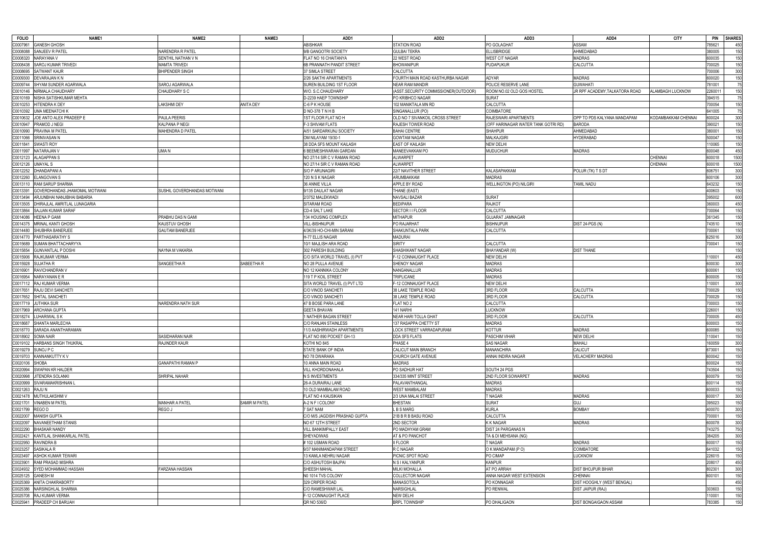| FOLIO | NAME1 | NAME2 | NAME3 | ADD1 | ADD2 | ADD3 | ADD4 | CITY | PIN | SHARES |
|---|---|---|---|---|---|---|---|---|---|---|
| C0007961 | GANESH GHOSH | | | ABISHKAR | STATION ROAD | PO GOLAGHAT | ASSAM | | 785621 | 450 |
| C0008088 | SANJEEV R PATEL | NARENDRA R PATEL | | 9/B GANGOTRI SOCIETY | GULBAI TEKRA | ELLISBRIDGE | AHMEDABAD | | 380005 | 150 |
| C0008320 | NARAYANA V | SENTHIL NATHAN V N | | FLAT NO 16 CHAITANYA | 22 WEST ROAD | WEST CIT NAGAR | MADRAS | | 600035 | 150 |
| C0008438 | SAROJ KUMAR TRIVEDI | MAMTA TRIVEDI | | 6B PRANNATH PANDIT STREET | BHOWANIPUR | PUDAPUKUR | CALCUTTA | | 700025 | 150 |
| C0008695 | SATWANT KAUR | BHIPENDER SINGH | | 37 SIMLA STREET | CALCUTTA | | | | 700006 | 300 |
| C0009300 | DEVARAJAN K N | | | 2/26 SAKTHI APARTMENTS | FOURTH MAIN ROAD KASTHURBA NAGAR | ADYAR | MADRAS | | 600020 | 150 |
| C0009744 | SHYAM SUNDER AGARWALA | SAROJ AGARWALA | | SUREN BUILDING 1ST FLOOR | NEAR RAM MANDIR | POLICE RESERVE LANE | GUWAHATI | | 781001 | 75 |
| C0010146 | NIRMALA CHAUDHARY | CHAUDHARY S C | | W/O. S.C.CHAUDHARY | (ASST.SECURITY COMMISSIONER(OUTDOOR) | ROOM NO.02 OLD GOS HOSTEL | JR RPF ACADEMY,TALKATORA ROAD | ALAMBAGH LUCKNOW | 2260011 | 150 |
| C0010169 | NISHA SATISHKUMAR MEHTA | | | D-2239 HAEP TOWNSHIP | PO KRIBHCO NAGAR | SURAT | | | 394515 | 75 |
| C0010253 | HITENDRA K DEY | LAKSHMI DEY | ANITA DEY | C-6 P K HOUSE | 102 MANIKTALA MN RD | CALCUTTA | | | 700054 | 150 |
| C0010392 | UMA MEENATCHI K | | | D NO-378 T N H B | SINGANALLUR (PO) | COIMBATORE | | | 641005 | 75 |
| C0010632 | JOE ANTO ALEX PRADEEP E | PAULA PEERIS | | 1ST FLOOR FLAT NO H | OLD NO 7 SIVANKOIL CROSS STREET | RAJESWARI APARTMENTS | OPP TO PDS KALYANA MANDAPAM | KODAMBAKKAM CHENNAI | 600024 | 300 |
| C0010947 | PRAMOD J NEGI | KALPANA P NEGI | | F-3 SHIVAM FLATS | RAJESH TOWER ROAD | (OFF HARINAGAR WATER TANK GOTRI RD) | BARODA | | 390021 | 150 |
| C0010990 | PRAVINA M PATEL | MAHENDRA D PATEL | | A/51 SARDARKUNJ SOCIETY | BAHAI CENTRE | SHAHPUR | AHMEDABAD | | 380001 | 150 |
| C0011066 | SRINIVASAN N | | | OM NILAYAM 19/30-1 | GOWTAM NAGAR | MALKAJGIRI | HYDERABAD | | 500047 | 150 |
| C0011841 | SWASTI ROY | | | 38 DDA SFS MOUNT KAILASH | EAST OF KAILASH | NEW DELHI | | | 110065 | 150 |
| C0011997 | NATARAJAN V | UMA N | | 6 BEEMESHWARAN GARDAN | MANEEVAKKAM PO | MUDUCHUR | MADRAS | | 600048 | 450 |
| C0012123 | ALAGAPPAN S | | | NO 27/14 SIR C V RAMAN ROAD | ALWARPET | | | CHENNAI | 600018 | 1500 |
| C0012126 | UMAYAL S | | | NO 27/14 SIR C V RAMAN ROAD | ALWARPET | | | CHENNAI | 600018 | 1500 |
| C0012252 | DHANDAPANI A | | | S/O P ARUNAGIRI | 22/7 NAVITHER STREET | KALASAPAKKAM | POLUR (TK) T S DT | | 606751 | 300 |
| C0012260 | ELANGOVAN S | | | 120 N S K NAGAR | ARUMBAKKAM | MADRAS | | | 600106 | 300 |
| C0013110 | RAM SARUP SHARMA | | | 36 ANNIE VILLA | APPLE BY ROAD | WELLINGTON (PO) NILGIRI | TAMIL NADU | | 643232 | 150 |
| C0013391 | GOVERDHANDAS JHAMOMAL MOTWANI | SUSHIL GOVERDHANDAS MOTWANI | | 9/135 DAULAT NAGAR | THANE (EAST) | | | | 400603 | 150 |
| C0013494 | ARJUNBHAI NANJIBHAI BABARIA | | | 2/3752 MALEKWADI | NAVSALI BAZAR | SURAT | | | 395002 | 600 |
| C0013505 | DHIRAJLAL AMRITLAL LUNAGARIA | | | SITARAM ROAD | BEDIPARA | RAJKOT | | | 360003 | 450 |
| C0013864 | SAJJAN KUMAR SARAF | | | CD-4 SALT LAKE | SECTOR I I FLOOR | CALCUTTA | | | 700064 | 150 |
| C0014086 | HEENA P GAMI | PRABHU DAS N GAMI | | 134 HOUSING COMPLEX | MITHAPUR | GUJARAT JAMNAGAR | | | 361345 | 150 |
| C0014375 | MRINAL KANTI GHOSH | KAUSTUV GHOSH | | VILL-BISHNUPUR | PO RAJARHAT | BISHNUPUR | DIST 24-PGS (N) | | 743510 | 150 |
| C0014480 | SHUBHRA BANERJEE | GAUTAM BANERJEE | | 4/3K/39 HO-CHI-MIN SARANI | SHAKUNTALA PARK | CALCUTTA | | | 700061 | 150 |
| C0014770 | PARTHASARATHY S | | | H-77 ELLIS NAGAR | MADURAI | | | | 625016 | 300 |
| C0015689 | SUMAN BHATTACHARYYA | | | 10/1 MAJLISH ARA ROAD | SIRITY | CALCUTTA | | | 700041 | 150 |
| C0015854 | GUNVANTLAL P DOSHI | NAYNA M VAKARIA | | 302 PARESH BUILDING | SHASHIKANT NAGAR | BHAYANDAR (W) | DIST THANE | | | 150 |
| C0015906 | RAJKUMAR VERMA | | | C/O SITA WORLD TRAVEL (I) PVT | F-12 CONNAUGHT PLACE | NEW DELHI | | | 110001 | 450 |
| C0015928 | SUJATHA R | SANGEETHA R | SABEETHA R | NO 28 PULLA AVENUE | SHENOY NAGAR | MADRAS | | | 600030 | 300 |
| C0016901 | RAVICHANDRAN V | | | NO 12 KANNIKA COLONY | NANGANALLUR | MADRAS | | | 600061 | 150 |
| C0016954 | NARAYANAN E R | | | 119 T P KOIL STREET | TRIPLICANE | MADRAS | | | 600005 | 150 |
| C0017112 | RAJ KUMAR VERMA | | | SITA WORLD TRAVEL (I) PVT LTD | F-12 CONNAUGHT PLACE | NEW DELHI | | | 110001 | 300 |
| C0017651 | RAJU DEVI SANCHETI | | | C/O VINOD SANCHETI | 38 LAKE TEMPLE ROAD | 3RD FLOOR | CALCUTTA | | 700029 | 150 |
| C0017652 | SHITAL SANCHETI | | | C/O VINOD SANCHETI | 38 LAKE TEMPLE ROAD | 3RD FLOOR | CALCUTTA | | 700029 | 150 |
| C0017719 | JUTHIKA SUR | NARENDRA NATH SUR | | 47 B BOSE PARA LANE | FLAT NO 2 | CALCUTTA | | | 700003 | 150 |
| C0017969 | ARCHANA GUPTA | | | GEETA BHAVAN | 141 NARHI | LUCKNOW | | | 226001 | 150 |
| C0018274 | LUHARIWAL S K | | | 1 NATHER BAGAN STREET | NEAR HARI TOLLA GHAT | 3RD FLOOR | CALCUTTA | | 700005 | 450 |
| C0018687 | SHANTA MARLECHA | | | C/O RANJAN STAINLESS | 137 RASAPPA CHETTY ST | MADRAS | | | 600003 | 150 |
| C0018770 | SARADA ANANTHARAMAN | | | 11/3 AASHIRWADH APARTMENTS | LOCK STREET VARRADAPURAM | KOTTUR | MADRAS | | 600085 | 150 |
| C0018902 | SOMA NAIR | SASIDHARAN NAIR | | FLAT NO 890 POCKET GH-13 | DDA SFS FLATS | PASCHIM VIHAR | NEW DELHI | | 110041 | 150 |
| C0019102 | HARBANS SINGH THUKRAL | RAJINDER KAUR | | KOTHI NO 845 | PHASE 4 | SAS NAGAR | MAHALI | | 160059 | 300 |
| C0019279 | SUNOJ P C | | | STATE BANK OF INDIA | CALICUT MAIN BRANCH | MANANCHIRA | CALICUT | | 673001 | 150 |
| C0019703 | KANNANKUTTY K V | | | NO 78 DWARAKA | CHURCH GATE AVENUE | ANNAI INDIRA NAGAR | VELACHERY MADRAS | | 600042 | 150 |
| C0020106 | SHOBA | GANAPATHI RAMAN P | | 10 ANNA MAIN ROAD | MADRAS | | | | 600024 | 150 |
| C0020994 | SWAPAN KR HALDER | | | VILL KHORDONAHALA | PO SADHUR HAT | SOUTH 24 PGS | | | 743504 | 150 |
| C0020998 | JITENDRA SOLANKI | SHRIPAL NAHAR | | N S INVESTMENTS | 334/335 MINT STREET | 2ND FLOOR SOWARPET | MADRAS | | 600079 | 150 |
| C0020999 | SIVARAMAKRISHNAN L | | | 26-A DURAIRAJ LANE | PALAVANTHANGAL | MADRAS | | | 600114 | 150 |
| C0021263 | RAJU N | | | 10 OLD MAMBALAM ROAD | WEST MAMBALAM | MADRAS | | | 600033 | 150 |
| C0021478 | MUTHULAKSHMI V | | | FLAT NO 4 KAUSIKAN | 2/3 UNA MALAI STREET | T NAGAR | MADRAS | | 600017 | 300 |
| C0021701 | VINABEN M PATEL | MANHAR A PATEL | SAMIR M PATEL | A-2 N F I COLONY | BHESTAN | SURAT | GUJ | | 395023 | 150 |
| C0021799 | REGO D | REGO J | | 7 SAT NAM | L B S MARG | KURLA | BOMBAY | | 400070 | 300 |
| C0022007 | MANISH GUPTA | | | C/O M/S JAGDISH PRASHAD GUPTA | 21B B R B BASU ROAD | CALCUTTA | | | 700001 | 150 |
| C0022097 | NAVANEETHAM STANIS | | | NO 67 12TH STREET | 2ND SECTOR | K K NAGAR | MADRAS | | 600078 | 300 |
| C0022290 | BHASKAR NANDY | | | VILL BANKIMPALLY EAST | PO MADHYAM GRAM | DIST 24 PARGANAS N | | | 743275 | 750 |
| C0022421 | KANTILAL SHANKARLAL PATEL | | | SHEYADIWAS | AT & PO PANCHOT | TA & DI MEHSANA (NG) | | | 384205 | 300 |
| C0022950 | RAVINDRA B | | | # 102 USMAN ROAD | II FLOOR | T NAGAR | MADRAS | | 600017 | 150 |
| C0023257 | SASIKALA R | | | 9/37 MANIMANDAPAM STREET | R C NAGAR | O K MANDAPAM (P O) | COIMBATORE | | 641032 | 150 |
| C0023497 | ASHOK KUMAR TEWARI | | | 13 KAMLA NEHRU NAGAR | PICNIC SPOT ROAD | PO CIMAP | LUCKNOW | | 226015 | 150 |
| C0023901 | RAM PRASAD MISHRA | | | C/O ASHUTOSH BAJPAI | N S I KALYANPUR | KANPUR | | | 208017 | 450 |
| C0024932 | SYED MOHAMMAD HASSAN | FARZANA HASSAN | | SHEESH MAHAL | MILKI MOHALLA | AT PO ARRAH | DIST BHOJPUR BIHAR | | 802301 | 300 |
| C0025125 | GANESH M | | | N0 1014 TVS COLONY | COLLECTOR NAGAR | ANNA NAGAR WEST EXTENSION | CHENNAI | | 600101 | 150 |
| C0025369 | ANITA CHAKRABORTY | | | 329 CRIPER ROAD | MANASOTOLA | PO KONNAGAR | DIST HOOGHLY (WEST BENGAL) | | | 450 |
| C0025386 | NARSINGHLAL SHARMA | | | C/O RAMESHWAR LAL | NARSIGHLAL | PO RENWAL | DIST JAIPUR (RAJ) | | 303603 | 150 |
| C0025708 | RAJ KUMAR VERMA | | | F-12 CONNAUGHT PLACE | NEW DELHI | | | | 110001 | 150 |
| C0025941 | PRADEEP CH BARUAH | | | QR NO 536/D | BRPL TOWNSHIP | PO DHALIGAON | DIST BONGAIGAON ASSAM | | 783385 | 150 |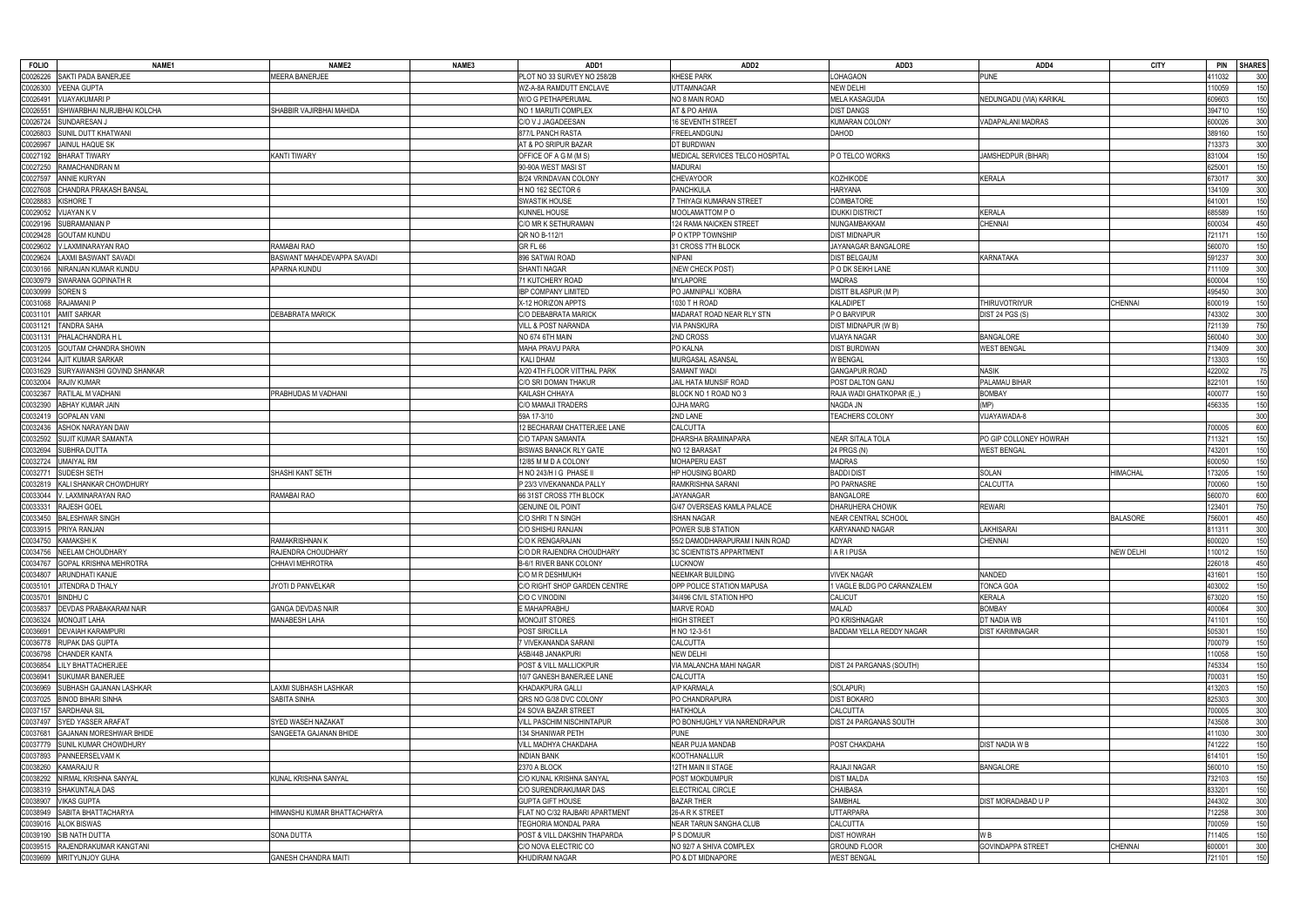| FOLIO | NAME1 | NAME2 | NAME3 | ADD1 | ADD2 | ADD3 | ADD4 | CITY | PIN | SHARES |
|---|---|---|---|---|---|---|---|---|---|---|
| C0026226 | SAKTI PADA BANERJEE | MEERA BANERJEE | | PLOT NO 33 SURVEY NO 258/2B | KHESE PARK | LOHAGAON | PUNE | | 411032 | 300 |
| C0026300 | VEENA GUPTA | | | WZ-A-8A RAMDUTT ENCLAVE | UTTAMNAGAR | NEW DELHI | | | 110059 | 150 |
| C0026491 | VIJAYAKUMARI P | | | W/O G PETHAPERUMAL | NO 8 MAIN ROAD | MELA KASAGUDA | NEDUNGADU (VIA) KARIKAL | | 609603 | 150 |
| C0026551 | ISHWARBHAI NURJIBHAI KOLCHA | SHABBIR VAJIRBHAI MAHIDA | | NO 1 MARUTI COMPLEX | AT & PO AHWA | DIST DANGS | | | 394710 | 150 |
| C0026724 | SUNDARESAN J | | | C/O V J JAGADEESAN | 16 SEVENTH STREET | KUMARAN COLONY | VADAPALANI MADRAS | | 600026 | 300 |
| C0026803 | SUNIL DUTT KHATWANI | | | 877/L PANCH RASTA | FREELANDGUNJ | DAHOD | | | 389160 | 150 |
| C0026967 | JAINUL HAQUE SK | | | AT & PO SRIPUR BAZAR | DT BURDWAN | | | | 713373 | 300 |
| C0027192 | BHARAT TIWARY | KANTI TIWARY | | OFFICE OF A G M (M S) | MEDICAL SERVICES TELCO HOSPITAL | P O TELCO WORKS | JAMSHEDPUR (BIHAR) | | 831004 | 150 |
| C0027250 | RAMACHANDRAN M | | | 90-90A WEST MASI ST | MADURAI | | | | 625001 | 150 |
| C0027597 | ANNIE KURYAN | | | B/24 VRINDAVAN COLONY | CHEVAYOOR | KOZHIKODE | KERALA | | 673017 | 300 |
| C0027608 | CHANDRA PRAKASH BANSAL | | | H NO 162 SECTOR 6 | PANCHKULA | HARYANA | | | 134109 | 300 |
| C0028883 | KISHORE T | | | SWASTIK HOUSE | 7 THIYAGI KUMARAN STREET | COIMBATORE | | | 641001 | 150 |
| C0029052 | VIJAYAN K V | | | KUNNEL HOUSE | MOOLAMATTOM P O | IDUKKI DISTRICT | KERALA | | 685589 | 150 |
| C0029196 | SUBRAMANIAN P | | | C/O MR K SETHURAMAN | 124 RAMA NAICKEN STREET | NUNGAMBAKKAM | CHENNAI | | 600034 | 450 |
| C0029428 | GOUTAM KUNDU | | | QR NO B-112/1 | P O KTPP TOWNSHIP | DIST MIDNAPUR | | | 721171 | 150 |
| C0029602 | V.LAXMINARAYAN RAO | RAMABAI RAO | | GR FL 66 | 31 CROSS 7TH BLOCK | JAYANAGAR BANGALORE | | | 560070 | 150 |
| C0029624 | LAXMI BASWANT SAVADI | BASWANT MAHADEVAPPA SAVADI | | 896 SATWAI ROAD | NIPANI | DIST BELGAUM | KARNATAKA | | 591237 | 300 |
| C0030166 | NIRANJAN KUMAR KUNDU | APARNA KUNDU | | SHANTI NAGAR | (NEW CHECK POST) | P O DK SEIKH LANE | | | 711109 | 300 |
| C0030979 | SWARANA GOPINATH R | | | 71 KUTCHERY ROAD | MYLAPORE | MADRAS | | | 600004 | 150 |
| C0030999 | SOREN S | | | IBP COMPANY LIMITED | PO JAMNIPALI `KOBRA | DISTT BILASPUR (M P) | | | 495450 | 300 |
| C0031068 | RAJAMANI P | | | X-12 HORIZON APPTS | 1030 T H ROAD | KALADIPET | THIRUVOTRIYUR | CHENNAI | 600019 | 150 |
| C0031101 | AMIT SARKAR | DEBABRATA MARICK | | C/O DEBABRATA MARICK | MADARAT ROAD NEAR RLY STN | P O BARVIPUR | DIST 24 PGS (S) | | 743302 | 300 |
| C0031121 | TANDRA SAHA | | | VILL & POST NARANDA | VIA PANSKURA | DIST MIDNAPUR (W B) | | | 721139 | 750 |
| C0031131 | PHALACHANDRA H L | | | NO 674 6TH MAIN | 2ND CROSS | VIJAYA NAGAR | BANGALORE | | 560040 | 300 |
| C0031205 | GOUTAM CHANDRA SHOWN | | | MAHA PRAVU PARA | PO KALNA | DIST BURDWAN | WEST BENGAL | | 713409 | 300 |
| C0031244 | AJIT KUMAR SARKAR | | | `KALI DHAM | MURGASAL ASANSAL | W BENGAL | | | 713303 | 150 |
| C0031629 | SURYAWANSHI GOVIND SHANKAR | | | A/20 4TH FLOOR VITTHAL PARK | SAMANT WADI | GANGAPUR ROAD | NASIK | | 422002 | 75 |
| C0032004 | RAJIV KUMAR | | | C/O SRI DOMAN THAKUR | JAIL HATA MUNSIF ROAD | POST DALTON GANJ | PALAMAU BIHAR | | 822101 | 150 |
| C0032367 | RATILAL M VADHANI | PRABHUDAS M VADHANI | | KAILASH CHHAYA | BLOCK NO 1 ROAD NO 3 | RAJA WADI GHATKOPAR (E_) | BOMBAY | | 400077 | 150 |
| C0032390 | ABHAY KUMAR JAIN | | | C/O MAMAJI TRADERS | OJHA MARG | NAGDA JN | (MP) | | 456335 | 150 |
| C0032419 | GOPALAN VANI | | | 59A 17-3/10 | 2ND LANE | TEACHERS COLONY | VIJAYAWADA-8 | | | 300 |
| C0032436 | ASHOK NARAYAN DAW | | | 12 BECHARAM CHATTERJEE LANE | CALCUTTA | | | | 700005 | 600 |
| C0032592 | SUJIT KUMAR SAMANTA | | | C/O TAPAN SAMANTA | DHARSHA BRAMINAPARA | NEAR SITALA TOLA | PO GIP COLLONEY HOWRAH | | 711321 | 150 |
| C0032694 | SUBHRA DUTTA | | | BISWAS BANACK RLY GATE | NO 12 BARASAT | 24 PRGS (N) | WEST BENGAL | | 743201 | 150 |
| C0032724 | UMAIYAL RM | | | 12/85 M M D A COLONY | MOHAPERU EAST | MADRAS | | | 600050 | 150 |
| C0032771 | SUDESH SETH | SHASHI KANT SETH | | H NO 243/H I G PHASE II | HP HOUSING BOARD | BADDI DIST | SOLAN | HIMACHAL | 173205 | 150 |
| C0032819 | KALI SHANKAR CHOWDHURY | | | P 23/3 VIVEKANANDA PALLY | RAMKRISHNA SARANI | PO PARNASRE | CALCUTTA | | 700060 | 150 |
| C0033044 | V. LAXMINARAYAN RAO | RAMABAI RAO | | 66 31ST CROSS 7TH BLOCK | JAYANAGAR | BANGALORE | | | 560070 | 600 |
| C0033331 | RAJESH GOEL | | | GENUINE OIL POINT | G/47 OVERSEAS KAMLA PALACE | DHARUHERA CHOWK | REWARI | | 123401 | 750 |
| C0033450 | BALESHWAR SINGH | | | C/O SHRI T N SINGH | ISHAN NAGAR | NEAR CENTRAL SCHOOL | | BALASORE | 756001 | 450 |
| C0033915 | PRIYA RANJAN | | | C/O SHISHU RANJAN | POWER SUB STATION | KARYANAND NAGAR | LAKHISARAI | | 811311 | 300 |
| C0034750 | KAMAKSHI K | RAMAKRISHNAN K | | C/O K RENGARAJAN | 55/2 DAMODHARAPURAM I NAIN ROAD | ADYAR | CHENNAI | | 600020 | 150 |
| C0034756 | NEELAM CHOUDHARY | RAJENDRA CHOUDHARY | | C/O DR RAJENDRA CHOUDHARY | 3C SCIENTISTS APPARTMENT | I A R I PUSA | | NEW DELHI | 110012 | 150 |
| C0034767 | GOPAL KRISHNA MEHROTRA | CHHAVI MEHROTRA | | B-6/1 RIVER BANK COLONY | LUCKNOW | | | | 226018 | 450 |
| C0034807 | ARUNDHATI KANJE | | | C/O M R DESHMUKH | NEEMKAR BUILDING | VIVEK NAGAR | NANDED | | 431601 | 150 |
| C0035101 | JITENDRA D THALY | JYOTI D PANVELKAR | | C/O RIGHT SHOP GARDEN CENTRE | OPP POLICE STATION MAPUSA | 1 VAGLE BLDG PO CARANZALEM | TONCA GOA | | 403002 | 150 |
| C0035701 | BINDHU C | | | C/O C VINODINI | 34/496 CIVIL STATION HPO | CALICUT | KERALA | | 673020 | 150 |
| C0035837 | DEVDAS PRABAKARAM NAIR | GANGA DEVDAS NAIR | | E MAHAPRABHU | MARVE ROAD | MALAD | BOMBAY | | 400064 | 300 |
| C0036324 | MONOJIT LAHA | MANABESH LAHA | | MONOJIT STORES | HIGH STREET | PO KRISHNAGAR | DT NADIA WB | | 741101 | 150 |
| C0036691 | DEVAIAH KARAMPURI | | | POST SIRICILLA | H NO 12-3-51 | BADDAM YELLA REDDY NAGAR | DIST KARIMNAGAR | | 505301 | 150 |
| C0036778 | RUPAK DAS GUPTA | | | 7 VIVEKANANDA SARANI | CALCUTTA | | | | 700079 | 150 |
| C0036798 | CHANDER KANTA | | | A5B/44B JANAKPURI | NEW DELHI | | | | 110058 | 150 |
| C0036854 | LILY BHATTACHERJEE | | | POST & VILL MALLICKPUR | VIA MALANCHA MAHI NAGAR | DIST 24 PARGANAS (SOUTH) | | | 745334 | 150 |
| C0036941 | SUKUMAR BANERJEE | | | 10/7 GANESH BANERJEE LANE | CALCUTTA | | | | 700031 | 150 |
| C0036969 | SUBHASH GAJANAN LASHKAR | LAXMI SUBHASH LASHKAR | | KHADAKPURA GALLI | A/P KARMALA | (SOLAPUR) | | | 413203 | 150 |
| C0037025 | BINOD BIHARI SINHA | SABITA SINHA | | QRS NO G/38 DVC COLONY | PO CHANDRAPURA | DIST BOKARO | | | 825303 | 300 |
| C0037157 | SARDHANA SIL | | | 24 SOVA BAZAR STREET | HATKHOLA | CALCUTTA | | | 700005 | 300 |
| C0037497 | SYED YASSER ARAFAT | SYED WASEH NAZAKAT | | VILL PASCHIM NISCHINTAPUR | PO BONHUGHLY VIA NARENDRAPUR | DIST 24 PARGANAS SOUTH | | | 743508 | 300 |
| C0037681 | GAJANAN MORESHWAR BHIDE | SANGEETA GAJANAN BHIDE | | 134 SHANIWAR PETH | PUNE | | | | 411030 | 300 |
| C0037779 | SUNIL KUMAR CHOWDHURY | | | VILL MADHYA CHAKDAHA | NEAR PUJA MANDAB | POST CHAKDAHA | DIST NADIA W B | | 741222 | 150 |
| C0037893 | PANNEERSELVAM K | | | INDIAN BANK | KOOTHANALLUR | | | | 614101 | 150 |
| C0038260 | KAMARAJU R | | | 2370 A BLOCK | 12TH MAIN II STAGE | RAJAJI NAGAR | BANGALORE | | 560010 | 150 |
| C0038292 | NIRMAL KRISHNA SANYAL | KUNAL KRISHNA SANYAL | | C/O KUNAL KRISHNA SANYAL | POST MOKDUMPUR | DIST MALDA | | | 732103 | 150 |
| C0038319 | SHAKUNTALA DAS | | | C/O SURENDRAKUMAR DAS | ELECTRICAL CIRCLE | CHAIBASA | | | 833201 | 150 |
| C0038907 | VIKAS GUPTA | | | GUPTA GIFT HOUSE | BAZAR THER | SAMBHAL | DIST MORADABAD U P | | 244302 | 300 |
| C0038949 | SABITA BHATTACHARYA | HIMANSHU KUMAR BHATTACHARYA | | FLAT NO C/32 RAJBARI APARTMENT | 26-A R K STREET | UTTARPARA | | | 712258 | 300 |
| C0039016 | ALOK BISWAS | | | TEGHORIA MONDAL PARA | NEAR TARUN SANGHA CLUB | CALCUTTA | | | 700059 | 150 |
| C0039190 | SIB NATH DUTTA | SONA DUTTA | | POST & VILL DAKSHIN THAPARDA | P S DOMJUR | DIST HOWRAH | W B | | 711405 | 150 |
| C0039515 | RAJENDRAKUMAR KANGTANI | | | C/O NOVA ELECTRIC CO | NO 92/7 A SHIVA COMPLEX | GROUND FLOOR | GOVINDAPPA STREET | CHENNAI | 600001 | 300 |
| C0039699 | MRITYUNJOY GUHA | GANESH CHANDRA MAITI | | KHUDIRAM NAGAR | PO & DT MIDNAPORE | WEST BENGAL | | | 721101 | 150 |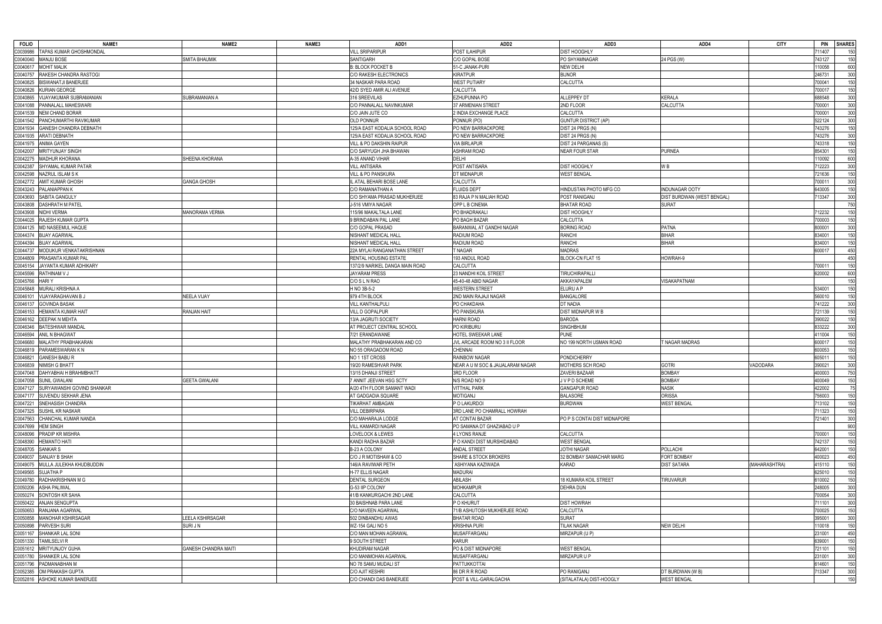| FOLIO | NAME1 | NAME2 | NAME3 | ADD1 | ADD2 | ADD3 | ADD4 | CITY | PIN | SHARES |
|---|---|---|---|---|---|---|---|---|---|---|
| C0039986 | TAPAS KUMAR GHOSHMONDAL | | | VILL SRIPARIPUR | POST ILAHIPUR | DIST HOOGHLY | | | 711407 | 150 |
| C0040040 | MANJU BOSE | SMITA BHAUMIK | | SANTIGARH | C/O GOPAL BOSE | PO SHYAMNAGAR | 24 PGS (W) | | 743127 | 150 |
| C0040617 | MOHIT MALIK | | | B: BLOCK POCKET B | 51-C JANAK-PURI | NEW DELHI | | | 110058 | 600 |
| C0040757 | RAKESH CHANDRA RASTOGI | | | C/O RAKESH ELECTRONICS | KIRATPUR | BIJNOR | | | 246731 | 300 |
| C0040825 | BISWANATJI BANERJEE | | | 34 NASKAR PARA ROAD | WEST PUTIARY | CALCUTTA | | | 700041 | 150 |
| C0040826 | KURIAN GEORGE | | | 42/D SYED AMIR ALI AVENUE | CALCUTTA | | | | 700017 | 150 |
| C0040865 | VIJAYAKUMAR SUBRAMANIAN | SUBRAMANIAN A | | 316 SREEVILAS | EZHUPUNNA PO | ALLEPPEY DT | KERALA | | 688548 | 300 |
| C0041088 | PANNALALL MAHESWARI | | | C/O PANNALALL NAVINKUMAR | 37 ARMENIAN STREET | 2ND FLOOR | CALCUTTA | | 700001 | 300 |
| C0041539 | NEM CHAND BORAR | | | C/O JAIN JUTE CO | 2 INDIA EXCHANGE PLACE | CALCUTTA | | | 700001 | 300 |
| C0041542 | PANCHUMARTHI RAVIKUMAR | | | OLD PONNUR | PONNUR (PO) | GUNTUR DISTRICT (AP) | | | 522124 | 300 |
| C0041934 | GANESH CHANDRA DEBNATH | | | 125/A EAST KODALIA SCHOOL ROAD | PO NEW BARRACKPORE | DIST 24 PRGS (N) | | | 743276 | 150 |
| C0041935 | ARATI DEBNATH | | | 125/A EAST KODALIA SCHOOL ROAD | PO NEW BARRACKPORE | DIST 24 PRGS (N) | | | 743276 | 300 |
| C0041975 | ANIMA GAYEN | | | VILL & PO DAKSHIN RAIPUR | VIA BIRLAPUR | DIST 24 PARGANAS (S) | | | 743318 | 150 |
| C0042007 | MRITYUNJAY SINGH | | | C/O SARYUGH JHA BHAWAN | ASHRAM ROAD | NEAR FOUR STAR | PURNEA | | 854301 | 150 |
| C0042275 | MADHUR KHORANA | SHEENA KHORANA | | A-35 ANAND VIHAR | DELHI | | | | 110092 | 600 |
| C0042387 | SHYAMAL KUMAR PATAR | | | VILL ANTISARA | POST ANTISARA | DIST HOOGHLY | W B | | 712223 | 300 |
| C0042598 | NAZRUL ISLAM S K | | | VILL & PO PANSKURA | DT MIDNAPUR | WEST BENGAL | | | 721636 | 150 |
| C0042772 | AMIT KUMAR GHOSH | GANGA GHOSH | | IL ATAL BEHARI BOSE LANE | CALCUTTA | | | | 700011 | 300 |
| C0043243 | PALANIAPPAN K | | | C/O RAMANATHAN A | FLUIDS DEPT | HINDUSTAN PHOTO MFG CO | INDUNAGAR OOTY | | 643005 | 150 |
| C0043693 | SABITA GANGULY | | | C/O SHYAMA PRASAD MUKHERJEE | 83 RAJA P N MALIAH ROAD | POST RANIGANJ | DIST BURDWAN (WEST BENGAL) | | 713347 | 300 |
| C0043808 | DASHRATH M PATEL | | | J-516 VMIYA NAGAR | OPP L B CINEMA | BHATAR ROAD | SURAT | | | 750 |
| C0043908 | NIDHI VERMA | MANORAMA VERMA | | 115/96 MAKALTALA LANE | PO BHADRAKALI | DIST HOOGHLY | | | 712232 | 150 |
| C0044025 | RAJESH KUMAR GUPTA | | | 9 BRINDABAN PAL LANE | PO BAGH BAZAR | CALCUTTA | | | 700003 | 150 |
| C0044125 | MD NASEEMUL HAQUE | | | C/O GOPAL PRASAD | BARANWAL AT GANDHI NAGAR | BORING ROAD | PATNA | | 800001 | 300 |
| C0044374 | BIJAY AGARWAL | | | NISHANT MEDICAL HALL | RADIUM ROAD | RANCHI | BIHAR | | 834001 | 150 |
| C0044394 | BIJAY AGARWAL | | | NISHANT MEDICAL HALL | RADIUM ROAD | RANCHI | BIHAR | | 834001 | 150 |
| C0044737 | MODUKUR VENKATAKRISHNAN | | | 22A MYLAI RANGANATHAN STREET | T NAGAR | MADRAS | | | 600017 | 450 |
| C0044809 | PRASANTA KUMAR PAL | | | RENTAL HOUSING ESTATE | 193 ANDUL ROAD | BLOCK-CN FLAT 15 | HOWRAH-9 | | | 450 |
| C0045154 | JAYANTA KUMAR ADHIKARY | | | 137/2/9 NARIKEL DANGA MAIN ROAD | CALCUTTA | | | | 700011 | 150 |
| C0045596 | RATHINAM V J | | | JAYARAM PRESS | 23 NANDHI KOIL STREET | TIRUCHIRAPALLI | | | 620002 | 600 |
| C0045766 | HARI Y | | | C/O S L N RAO | 45-40-48 ABID NAGAR | AKKAYAPALEM | VISAKAPATNAM | | | 150 |
| C0045848 | MURALI KRISHNA A | | | H NO 3B-5-2 | WESTERN STREET | ELURU A P | | | 534001 | 150 |
| C0046101 | VIJAYARAGHAVAN B J | NEELA VIJAY | | 979 4TH BLOCK | 2ND MAIN RAJAJI NAGAR | BANGALORE | | | 560010 | 150 |
| C0046137 | GOVINDA BASAK | | | VILL KANTHALPULI | PO CHAKDAHA | DT NADIA | | | 741222 | 300 |
| C0046153 | HEMANTA KUMAR HAIT | RANJAN HAIT | | VILL D GOPALPUR | PO PANSKURA | DIST MIDNAPUR W B | | | 721139 | 150 |
| C0046162 | DEEPAK N MEHTA | | | 13/A JAGRUTI SOCIETY | HARNI ROAD | BARODA | | | 390022 | 150 |
| C0046346 | BATESHWAR MANDAL | | | AT PROJECT CENTRAL SCHOOL | PO KIRIBURU | SINGHBHUM | | | 833222 | 300 |
| C0046594 | ANIL N BHAGWAT | | | 7/21 ERANDAWANE | HOTEL SWEEKAR LANE | PUNE | | | 411004 | 150 |
| C0046680 | MALATHY PRABHAKARAN | | | MALATHY PRABHAKARAN AND CO | JVL ARCADE ROOM NO 3 II FLOOR | NO 199 NORTH USMAN ROAD | T NAGAR MADRAS | | 600017 | 150 |
| C0046819 | PARAMESWARAN K N | | | NO 55 ORAGADOM ROAD | CHENNAI | | | | 600053 | 150 |
| C0046821 | GANESH BABU R | | | NO 1 1ST CROSS | RAINBOW NAGAR | PONDICHERRY | | | 605011 | 150 |
| C0046839 | NIMISH G BHATT | | | 19/20 RAMESHVAR PARK | NEAR A U M SOC & JAIJALARAM NAGAR | MOTHERS SCH ROAD | GOTRI | VADODARA | 390021 | 300 |
| C0047048 | DAHYABHAI H BRAHMBHATT | | | 13/15 DHANJI STREET | 3RD FLOOR | ZAVERI BAZAAR | BOMBAY | | 400003 | 750 |
| C0047058 | SUNIL GWALANI | GEETA GWALANI | | 7 ANNIT JEEVAN HSG SCTY | N/S ROAD NO 9 | J V P D SCHEME | BOMBAY | | 400049 | 150 |
| C0047127 | SURYAWANSHI GOVIND SHANKAR | | | A/20 4TH FLOOR SAMANT WADI | VITTHAL PARK | GANGAPUR ROAD | NASIK | | 422002 | 75 |
| C0047177 | SUVENDU SEKHAR JENA | | | AT GADGADIA SQUARE | MOTIGANJ | BALASORE | ORISSA | | 756003 | 150 |
| C0047221 | SNEHASISH CHANDRA | | | TIKARHAT AMBAGAN | P O LAKURDOI | BURDWAN | WEST BENGAL | | 713102 | 150 |
| C0047325 | SUSHIL KR NASKAR | | | VILL DEBIRPARA | 3RD LANE PO CHAMRALL HOWRAH | | | | 711323 | 150 |
| C0047563 | CHANCHAL KUMAR NANDA | | | C/O MAHARAJA LODGE | AT CONTAI BAZAR | PO P S CONTAI DIST MIDNAPORE | | | 721401 | 300 |
| C0047699 | HEM SINGH | | | VILL KAMARDI NAGAR | PO SAMANA DT GHAZIABAD U P | | | | | 900 |
| C0048096 | PRADIP KR MISHRA | | | LOVELOCK & LEWES | 4 LYONS RANJE | CALCUTTA | | | 700001 | 150 |
| C0048390 | HEMANTO HATI | | | KANDI RADHA BAZAR | P O KANDI DIST MURSHIDABAD | WEST BENGAL | | | 742137 | 150 |
| C0048705 | SANKAR S | | | B-23 A COLONY | ANDAL STREET | JOTHI NAGAR | POLLACHI | | 642001 | 150 |
| C0049037 | SANJAY B SHAH | | | C/O J R MOTISHAW & CO | SHARE & STOCK BROKERS | 32 BOMBAY SAMACHAR MARG | FORT BOMBAY | | 400023 | 450 |
| C0049075 | MULLA JULEKHA KHUDBUDDIN | | | 146/A RAVIWAR PETH | 'ASHIYANA KAZIWADA | KARAD | DIST SATARA | (MAHARASHTRA) | 415110 | 150 |
| C0049565 | SUJATHA P | | | H-77 ELLIS NAGAR | MADURAI | | | | 625010 | 150 |
| C0049780 | RADHAKRISHNAN M G | | | DENTAL SURGEON | ABILASH | 18 KUMARA KOIL STREET | TIRUVARUR | | 610002 | 150 |
| C0050206 | ASHA PALIWAL | | | G-53 IIP COLONY | MOHKAMPUR | DEHRA DUN | | | 248005 | 300 |
| C0050274 | SONTOSH KR SAHA | | | 41/B KANKURGACHI 2ND LANE | CALCUTTA | | | | 700054 | 300 |
| C0050422 | ANJAN SENGUPTA | | | 30 BAISHNAB PARA LANE | P O KHURUT | DIST HOWRAH | | | 711101 | 300 |
| C0050653 | RANJANA AGARWAL | | | C/O NAVEEN AGARWAL | 71/B ASHUTOSH MUKHERJEE ROAD | CALCUTTA | | | 700025 | 150 |
| C0050858 | MANOHAR KSHIRSAGAR | LEELA KSHIRSAGAR | | 5/2 DINBANDHU AWAS | BHATAR ROAD | SURAT | | | 395001 | 300 |
| C0050898 | PARVESH SURI | SURI J N | | WZ-154 GALI NO 5 | KRISHNA PURI | TILAK NAGAR | NEW DELHI | | 110018 | 150 |
| C0051167 | SHANKAR LAL SONI | | | C/O MAN MOHAN AGRAWAL | MUSAFFARGANJ | MIRZAPUR (U P) | | | 231001 | 450 |
| C0051330 | TAMILSELVI R | | | 9 SOUTH STREET | KARUR | | | | 639001 | 150 |
| C0051612 | MRITYUNJOY GUHA | GANESH CHANDRA MAITI | | KHUDIRAM NAGAR | PO & DIST MIDNAPORE | WEST BENGAL | | | 721101 | 150 |
| C0051780 | SHANKER LAL SONI | | | C/O MANMOHAN AGARWAL | MUSAFFARGANJ | MIRZAPUR U P | | | 231001 | 300 |
| C0051796 | PADMANABHAN M | | | NO 78 SAMU MUDALI ST | PATTUKKOTTAI | | | | 614601 | 150 |
| C0052385 | OM PRAKASH GUPTA | | | C/O AJIT KESHRI | 86 DR R R ROAD | PO RANIGANJ | DT BURDWAN (W B) | | 713347 | 300 |
| C0052816 | ASHOKE KUMAR BANERJEE | | | C/O CHANDI DAS BANERJEE | POST & VILL-GARALGACHA | (SITALATALA) DIST-HOOGLY | WEST BENGAL | | | 150 |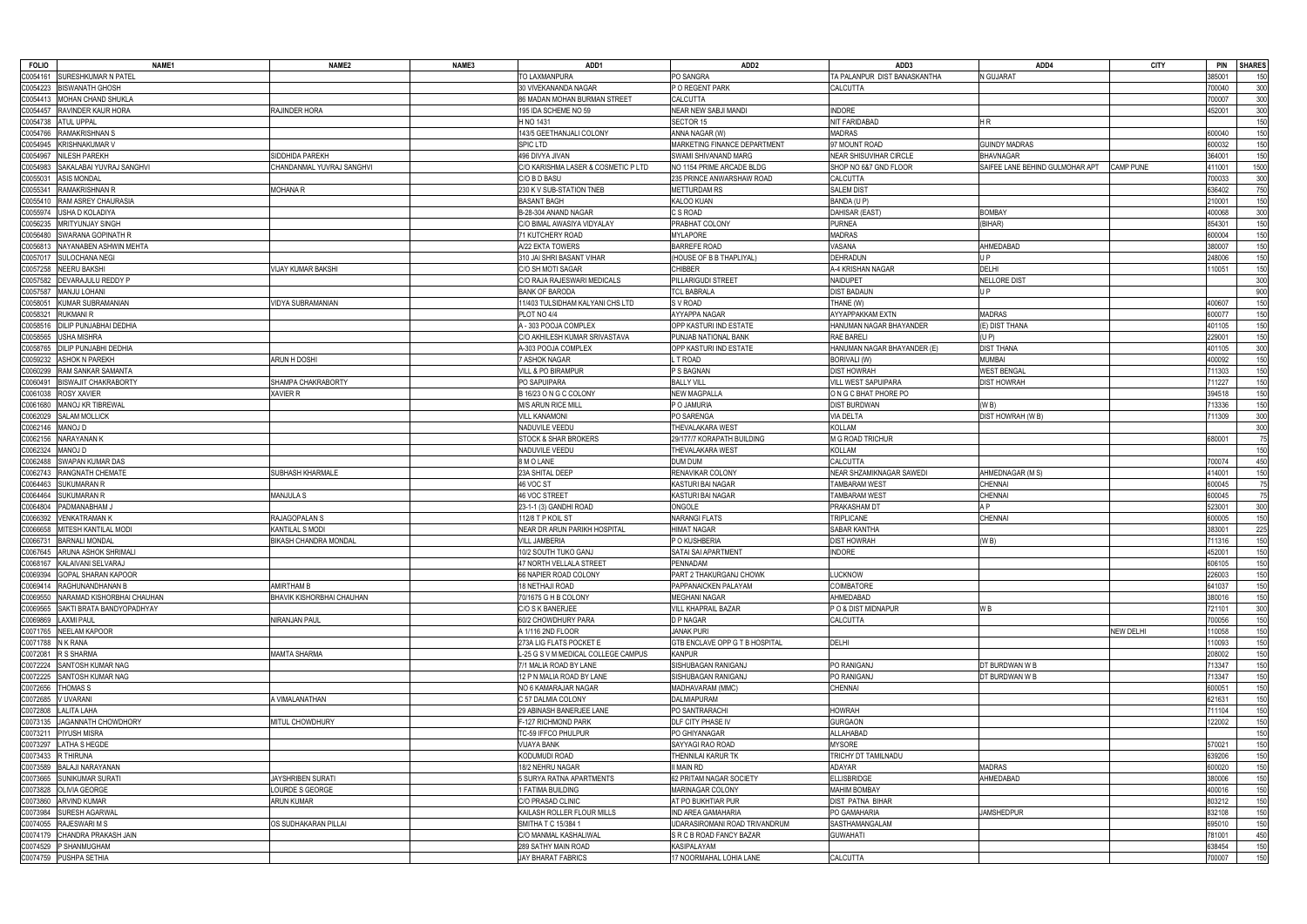| FOLIO | NAME1 | NAME2 | NAME3 | ADD1 | ADD2 | ADD3 | ADD4 | CITY | PIN | SHARES |
|---|---|---|---|---|---|---|---|---|---|---|
| C0054161 | SURESHKUMAR N PATEL | | | TO LAXMANPURA | PO SANGRA | TA PALANPUR DIST BANASKANTHA | N GUJARAT | | 385001 | 150 |
| C0054223 | BISWANATH GHOSH | | | 30 VIVEKANANDA NAGAR | P O REGENT PARK | CALCUTTA | | | 700040 | 300 |
| C0054413 | MOHAN CHAND SHUKLA | | | 86 MADAN MOHAN BURMAN STREET | CALCUTTA | | | | 700007 | 300 |
| C0054457 | RAVINDER KAUR HORA | RAJINDER HORA | | 195 IDA SCHEME NO 59 | NEAR NEW SABJI MANDI | INDORE | | | 452001 | 300 |
| C0054738 | ATUL UPPAL | | | H NO 1431 | SECTOR 15 | NIT FARIDABAD | H R | | | 150 |
| C0054766 | RAMAKRISHNAN S | | | 143/5 GEETHANJALI COLONY | ANNA NAGAR (W) | MADRAS | | | 600040 | 150 |
| C0054945 | KRISHNAKUMAR V | | | SPIC LTD | MARKETING FINANCE DEPARTMENT | 97 MOUNT ROAD | GUINDY MADRAS | | 600032 | 150 |
| C0054967 | NILESH PAREKH | SIDDHIDA PAREKH | | 496 DIVYA JIVAN | SWAMI SHIVANAND MARG | NEAR SHISUVIHAR CIRCLE | BHAVNAGAR | | 364001 | 150 |
| C0054983 | SAKALABAI YUVRAJ SANGHVI | CHANDANMAL YUVRAJ SANGHVI | | C/O KARISHMA LASER & COSMETIC P LTD | NO 1154 PRIME ARCADE BLDG | SHOP NO 6&7 GND FLOOR | SAIFEE LANE BEHIND GULMOHAR APT | CAMP PUNE | 411001 | 1500 |
| C0055031 | ASIS MONDAL | | | C/O B D BASU | 235 PRINCE ANWARSHAW ROAD | CALCUTTA | | | 700033 | 300 |
| C0055341 | RAMAKRISHNAN R | MOHANA R | | 230 K V SUB-STATION TNEB | METTURDAM RS | SALEM DIST | | | 636402 | 750 |
| C0055410 | RAM ASREY CHAURASIA | | | BASANT BAGH | KALOO KUAN | BANDA (U P) | | | 210001 | 150 |
| C0055974 | USHA D KOLADIYA | | | B-28-304 ANAND NAGAR | C S ROAD | DAHISAR (EAST) | BOMBAY | | 400068 | 300 |
| C0056235 | MRITYUNJAY SINGH | | | C/O BIMAL AWASIYA VIDYALAY | PRABHAT COLONY | PURNEA | (BIHAR) | | 854301 | 150 |
| C0056480 | SWARANA GOPINATH R | | | 71 KUTCHERY ROAD | MYLAPORE | MADRAS | | | 600004 | 150 |
| C0056813 | NAYANABEN ASHWIN MEHTA | | | A/22 EKTA TOWERS | BARREFE ROAD | VASANA | AHMEDABAD | | 380007 | 150 |
| C0057017 | SULOCHANA NEGI | | | 310 JAI SHRI BASANT VIHAR | (HOUSE OF B B THAPLIYAL) | DEHRADUN | U P | | 248006 | 150 |
| C0057258 | NEERU BAKSHI | VIJAY KUMAR BAKSHI | | C/O SH MOTI SAGAR | CHIBBER | A-4 KRISHAN NAGAR | DELHI | | 110051 | 150 |
| C0057582 | DEVARAJULU REDDY P | | | C/O RAJA RAJESWARI MEDICALS | PILLARIGUDI STREET | NAIDUPET | NELLORE DIST | | | 300 |
| C0057587 | MANJU LOHANI | | | BANK OF BARODA | TCL BABRALA | DIST BADAUN | U P | | | 900 |
| C0058051 | KUMAR SUBRAMANIAN | VIDYA SUBRAMANIAN | | 11/403 TULSIDHAM KALYANI CHS LTD | S V ROAD | THANE (W) | | | 400607 | 150 |
| C0058321 | RUKMANI R | | | PLOT NO 4/4 | AYYAPPA NAGAR | AYYAPPAKKAM EXTN | MADRAS | | 600077 | 150 |
| C0058516 | DILIP PUNJABHAI DEDHIA | | | A - 303 POOJA COMPLEX | OPP KASTURI IND ESTATE | HANUMAN NAGAR BHAYANDER | (E) DIST THANA | | 401105 | 150 |
| C0058565 | USHA MISHRA | | | C/O AKHILESH KUMAR SRIVASTAVA | PUNJAB NATIONAL BANK | RAE BARELI | (U P) | | 229001 | 150 |
| C0058765 | DILIP PUNJABHI DEDHIA | | | A-303 POOJA COMPLEX | OPP KASTURI IND ESTATE | HANUMAN NAGAR BHAYANDER (E) | DIST THANA | | 401105 | 300 |
| C0059232 | ASHOK N PAREKH | ARUN H DOSHI | | 7 ASHOK NAGAR | L T ROAD | BORIVALI (W) | MUMBAI | | 400092 | 150 |
| C0060299 | RAM SANKAR SAMANTA | | | VILL & PO BIRAMPUR | P S BAGNAN | DIST HOWRAH | WEST BENGAL | | 711303 | 150 |
| C0060491 | BISWAJIT CHAKRABORTY | SHAMPA CHAKRABORTY | | PO SAPUIPARA | BALLY VILL | VILL WEST SAPUIPARA | DIST HOWRAH | | 711227 | 150 |
| C0061038 | ROSY XAVIER | XAVIER R | | B 16/23 O N G C COLONY | NEW MAGPALLA | O N G C BHAT PHORE PO | | | 394518 | 150 |
| C0061680 | MANOJ KR TIBREWAL | | | M/S ARUN RICE MILL | P O JAMURIA | DIST BURDWAN | (W B) | | 713336 | 150 |
| C0062029 | SALAM MOLLICK | | | VILL KANAMONI | PO SARENGA | VIA DELTA | DIST HOWRAH (W B) | | 711309 | 300 |
| C0062146 | MANOJ D | | | NADUVILE VEEDU | THEVALAKARA WEST | KOLLAM | | | | 300 |
| C0062156 | NARAYANAN K | | | STOCK & SHAR BROKERS | 29/177/7 KORAPATH BUILDING | M G ROAD TRICHUR | | | 680001 | 75 |
| C0062324 | MANOJ D | | | NADUVILE VEEDU | THEVALAKARA WEST | KOLLAM | | | | 150 |
| C0062488 | SWAPAN KUMAR DAS | | | 8 M O LANE | DUM DUM | CALCUTTA | | | 700074 | 450 |
| C0062743 | RANGNATH CHEMATE | SUBHASH KHARMALE | | 23A SHITAL DEEP | RENAVIKAR COLONY | NEAR SHZAMIKNAGAR SAWEDI | AHMEDNAGAR (M S) | | 414001 | 150 |
| C0064463 | SUKUMARAN R | | | 46 VOC ST | KASTURI BAI NAGAR | TAMBARAM WEST | CHENNAI | | 600045 | 75 |
| C0064464 | SUKUMARAN R | MANJULA S | | 46 VOC STREET | KASTURI BAI NAGAR | TAMBARAM WEST | CHENNAI | | 600045 | 75 |
| C0064804 | PADMANABHAM J | | | 23-1-1 (3) GANDHI ROAD | ONGOLE | PRAKASHAM DT | A P | | 523001 | 300 |
| C0066392 | VENKATRAMAN K | RAJAGOPALAN S | | 112/8 T P KOIL ST | NARANGI FLATS | TRIPLICANE | CHENNAI | | 600005 | 150 |
| C0066658 | MITESH KANTILAL MODI | KANTILAL S MODI | | NEAR DR ARUN PARIKH HOSPITAL | HIMAT NAGAR | SABAR KANTHA | | | 383001 | 225 |
| C0066731 | BARNALI MONDAL | BIKASH CHANDRA MONDAL | | VILL JAMBERIA | P O KUSHBERIA | DIST HOWRAH | (W B) | | 711316 | 150 |
| C0067645 | ARUNA ASHOK SHRIMALI | | | 10/2 SOUTH TUKO GANJ | SATAI SAI APARTMENT | INDORE | | | 452001 | 150 |
| C0068167 | KALAIVANI SELVARAJ | | | 47 NORTH VELLALA STREET | PENNADAM | | | | 606105 | 150 |
| C0069394 | GOPAL SHARAN KAPOOR | | | 66 NAPIER ROAD COLONY | PART 2 THAKURGANJ CHOWK | LUCKNOW | | | 226003 | 150 |
| C0069414 | RAGHUNANDHANAN B | AMIRTHAM B | | 18 NETHAJI ROAD | PAPPANAICKEN PALAYAM | COIMBATORE | | | 641037 | 150 |
| C0069550 | NARAMAD KISHORBHAI CHAUHAN | BHAVIK KISHORBHAI CHAUHAN | | 70/1675 G H B COLONY | MEGHANI NAGAR | AHMEDABAD | | | 380016 | 150 |
| C0069565 | SAKTI BRATA BANDYOPADHYAY | | | C/O S K BANERJEE | VILL KHAPRAIL BAZAR | P O & DIST MIDNAPUR | W B | | 721101 | 300 |
| C0069869 | LAXMI PAUL | NIRANJAN PAUL | | 60/2 CHOWDHURY PARA | D P NAGAR | CALCUTTA | | | 700056 | 150 |
| C0071765 | NEELAM KAPOOR | | | A 1/116 2ND FLOOR | JANAK PURI | | | NEW DELHI | 110058 | 150 |
| C0071788 | N K RANA | | | 273A LIG FLATS POCKET E | GTB ENCLAVE OPP G T B HOSPITAL | DELHI | | | 110093 | 150 |
| C0072081 | R S SHARMA | MAMTA SHARMA | | L-25 G S V M MEDICAL COLLEGE CAMPUS | KANPUR | | | | 208002 | 150 |
| C0072224 | SANTOSH KUMAR NAG | | | 7/1 MALIA ROAD BY LANE | SISHUBAGAN RANIGANJ | PO RANIGANJ | DT BURDWAN W B | | 713347 | 150 |
| C0072225 | SANTOSH KUMAR NAG | | | 12 P N MALIA ROAD BY LANE | SISHUBAGAN RANIGANJ | PO RANIGANJ | DT BURDWAN W B | | 713347 | 150 |
| C0072656 | THOMAS S | | | NO 6 KAMARAJAR NAGAR | MADHAVARAM (MMC) | CHENNAI | | | 600051 | 150 |
| C0072685 | V UVARANI | A VIMALANATHAN | | C 57 DALMIA COLONY | DALMIAPURAM | | | | 621631 | 150 |
| C0072808 | LALITA LAHA | | | 29 ABINASH BANERJEE LANE | PO SANTRARACHI | HOWRAH | | | 711104 | 150 |
| C0073135 | JAGANNATH CHOWDHORY | MITUL CHOWDHURY | | F-127 RICHMOND PARK | DLF CITY PHASE IV | GURGAON | | | 122002 | 150 |
| C0073211 | PIYUSH MISRA | | | TC-59 IFFCO PHULPUR | PO GHIYANAGAR | ALLAHABAD | | | | 150 |
| C0073297 | LATHA S HEGDE | | | VIJAYA BANK | SAYYAGI RAO ROAD | MYSORE | | | 570021 | 150 |
| C0073433 | R THIRUNA | | | KODUMUDI ROAD | THENNILAI KARUR TK | TRICHY DT TAMILNADU | | | 639206 | 150 |
| C0073589 | BALAJI NARAYANAN | | | 18/2 NEHRU NAGAR | II MAIN RD | ADAYAR | MADRAS | | 600020 | 150 |
| C0073665 | SUNIKUMAR SURATI | JAYSHRIBEN SURATI | | 5 SURYA RATNA APARTMENTS | 62 PRITAM NAGAR SOCIETY | ELLISBRIDGE | AHMEDABAD | | 380006 | 150 |
| C0073828 | OLIVIA GEORGE | LOURDE S GEORGE | | 1 FATIMA BUILDING | MARINAGAR COLONY | MAHIM BOMBAY | | | 400016 | 150 |
| C0073860 | ARVIND KUMAR | ARUN KUMAR | | C/O PRASAD CLINIC | AT PO BUKHTIAR PUR | DIST PATNA BIHAR | | | 803212 | 150 |
| C0073984 | SURESH AGARWAL | | | KAILASH ROLLER FLOUR MILLS | IND AREA GAMAHARIA | PO GAMAHARIA | JAMSHEDPUR | | 832108 | 150 |
| C0074055 | RAJESWARI M S | OS SUDHAKARAN PILLAI | | SMITHA T C 15/384 1 | UDARASIROMANI ROAD TRIVANDRUM | SASTHAMANGALAM | | | 695010 | 150 |
| C0074179 | CHANDRA PRAKASH JAIN | | | C/O MANMAL KASHALIWAL | S R C B ROAD FANCY BAZAR | GUWAHATI | | | 781001 | 450 |
| C0074529 | P SHANMUGHAM | | | 289 SATHY MAIN ROAD | KASIPALAYAM | | | | 638454 | 150 |
| C0074759 | PUSHPA SETHIA | | | JAY BHARAT FABRICS | 17 NOORMAHAL LOHIA LANE | CALCUTTA | | | 700007 | 150 |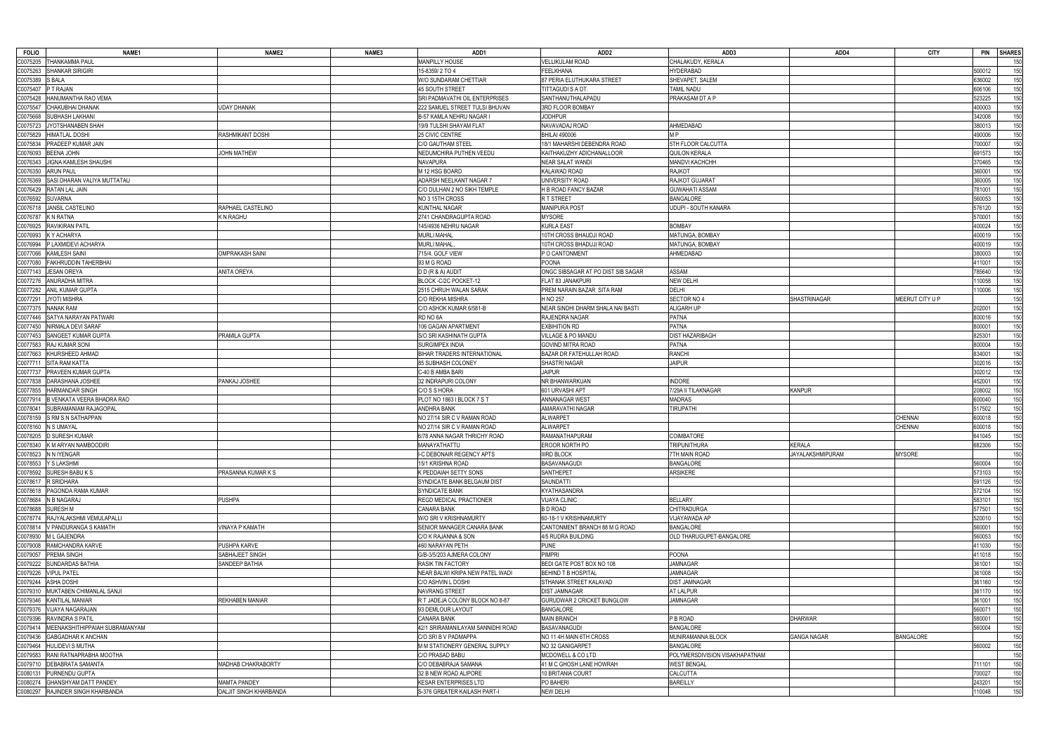| FOLIO | NAME1 | NAME2 | NAME3 | ADD1 | ADD2 | ADD3 | ADD4 | CITY | PIN | SHARES |
|---|---|---|---|---|---|---|---|---|---|---|
| C0075205 | THANKAMMA PAUL | | | MANPILLY HOUSE | VELLIKULAM ROAD | CHALAKUDY, KERALA | | | | 150 |
| C0075263 | SHANKAR SIRIGIRI | | | 15-8359/ 2 TO 4 | FEELKHANA | HYDERABAD | | | 500012 | 150 |
| C0075389 | S BALA | | | W/O SUNDARAM CHETTIAR | 87 PERIA ELUTHUKARA STREET | SHEVAPET, SALEM | | | 636002 | 150 |
| C0075407 | P T RAJAN | | | 45 SOUTH STREET | TITTAGUDI S A DT. | TAMIL NADU | | | 606106 | 150 |
| C0075428 | HANUMANTHA RAO VEMA | | | SRI PADMAVATHI OIL ENTERPRISES | SANTHANUTHALAPADU | PRAKASAM DT A P | | | 523225 | 150 |
| C0075547 | CHAKUBHAI DHANAK | UDAY DHANAK | | 222 SAMUEL STREET TULSI BHUVAN | 3RD FLOOR BOMBAY | | | | 400003 | 150 |
| C0075668 | SUBHASH LAKHANI | | | B-57 KAMLA NEHRU NAGAR I | JODHPUR | | | | 342008 | 150 |
| C0075723 | JYOTSHANABEN SHAH | | | 19/9 TULSHI SHAYAM FLAT | NAVAVADAJ ROAD | AHMEDABAD | | | 380013 | 150 |
| C0075829 | HIMATLAL DOSHI | RASHMIKANT DOSHI | | 25 CIVIC CENTRE | BHILAI 490006 | M P | | | 490006 | 150 |
| C0075834 | PRADEEP KUMAR JAIN | | | C/O GAUTHAM STEEL | 18/1 MAHARSHI DEBENDRA ROAD | 5TH FLOOR CALCUTTA | | | 700007 | 150 |
| C0076093 | BEENA JOHN | JOHN MATHEW | | NEDUMCHIRA PUTHEN VEEDU | KAITHAKUZHY ADICHANALLOOR | QUILON KERALA | | | 691573 | 150 |
| C0076343 | JIGNA KAMLESH SHAUSHI | | | NAVAPURA | NEAR SALAT WANDI | MANDVI KACHCHH | | | 370465 | 150 |
| C0076350 | ARUN PAUL | | | M 12 HSG BOARD | KALAWAD ROAD | RAJKOT | | | 360001 | 150 |
| C0076369 | SASI DHARAN VALIYA MUTTATAU | | | ADARSH NEELKANT NAGAR 7 | UNIVERSITY ROAD | RAJKOT GUJARAT | | | 360005 | 150 |
| C0076429 | RATAN LAL JAIN | | | C/O DULHAN 2 NO SIKH TEMPLE | H B ROAD FANCY BAZAR | GUWAHATI ASSAM | | | 781001 | 150 |
| C0076592 | SUVARNA | | | NO 3 15TH CROSS | R T STREET | BANGALORE | | | 560053 | 150 |
| C0076718 | JANSIL CASTELINO | RAPHAEL CASTELINO | | KUNTHAL NAGAR | MANIPURA POST | UDUPI - SOUTH KANARA | | | 576120 | 150 |
| C0076787 | K N RATNA | K N RAGHU | | 2741 CHANDRAGUPTA ROAD | MYSORE | | | | 570001 | 150 |
| C0076925 | RAVIKIRAN PATIL | | | 145/4936 NEHRU NAGAR | KURLA EAST | BOMBAY | | | 400024 | 150 |
| C0076993 | K Y ACHARYA | | | MURLI MAHAL | 10TH CROSS BHAUDJI ROAD | MATUNGA, BOMBAY | | | 400019 | 150 |
| C0076994 | P LAXMIDEVI ACHARYA | | | MURLI MAHAL. | 10TH CROSS BHADUJI ROAD | MATUNGA, BOMBAY | | | 400019 | 150 |
| C0077066 | KAMLESH SAINI | OMPRAKASH SAINI | | 715/4. GOLF VIEW | P O CANTONMENT | AHMEDABAD | | | 380003 | 150 |
| C0077080 | FAKHRUDDIN TAHERBHAI | | | 93 M G ROAD | POONA | | | | 411001 | 150 |
| C0077143 | JESAN OREYA | ANITA OREYA | | D D (R & A) AUDIT | ONGC SIBSAGAR AT PO DIST SIB SAGAR | ASSAM | | | 785640 | 150 |
| C0077276 | ANURADHA MITRA | | | BLOCK -C/2C POCKET-12 | FLAT 83 JANAKPURI | NEW DELHI | | | 110058 | 150 |
| C0077282 | ANIL KUMAR GUPTA | | | 2515 CHRUH WALAN SARAK | PREM NARAIN BAZAR SITA RAM | DELHI | | | 110006 | 150 |
| C0077291 | JYOTI MISHRA | | | C/O REKHA MISHRA | H NO 257 | SECTOR NO 4 | SHASTRINAGAR | MEERUT CITY U P | | 150 |
| C0077375 | NANAK RAM | | | C/O ASHOK KUMAR 6/581-B | NEAR SINDHI DHARM SHALA NAI BASTI | ALIGARH UP | | | 202001 | 150 |
| C0077446 | SATYA NARAYAN PATWARI | | | RD NO 6A | RAJENDRA NAGAR | PATNA | | | 800016 | 150 |
| C0077450 | NIRMALA DEVI SARAF | | | 106 GAGAN APARTMENT | EXBIHITION RD | PATNA | | | 800001 | 150 |
| C0077453 | SANGEET KUMAR GUPTA | PRAMILA GUPTA | | S/O SRI KASHINATH GUPTA | VILLAGE & PO MANDU | DIST HAZARIBAGH | | | 825301 | 150 |
| C0077583 | RAJ KUMAR SONI | | | SURGIMPEX INDIA | GOVIND MITRA ROAD | PATNA | | | 800004 | 150 |
| C0077663 | KHURSHEED AHMAD | | | BIHAR TRADERS INTERNATIONAL | BAZAR DR FATEHULLAH ROAD | RANCHI | | | 834001 | 150 |
| C0077711 | SITA RAM KATTA | | | 85 SUBHASH COLONEY | SHASTRI NAGAR | JAIPUR | | | 302016 | 150 |
| C0077737 | PRAVEEN KUMAR GUPTA | | | C-40 B AMBA BARI | JAIPUR | | | | 302012 | 150 |
| C0077838 | DARASHANA JOSHEE | PANKAJ JOSHEE | | 32 INDRAPURI COLONY | NR BHANWARKUAN | INDORE | | | 452001 | 150 |
| C0077855 | HARMANDAR SINGH | | | C/O S S HORA | 601 URVASHI APT | 7/29A II TILAKNAGAR | KANPUR | | 208002 | 150 |
| C0077914 | B VENKATA VEERA BHADRA RAO | | | PLOT NO 1863 I BLOCK 7 S T | ANNANAGAR WEST | MADRAS | | | 600040 | 150 |
| C0078041 | SUBRAMANIAM RAJAGOPAL | | | ANDHRA BANK | AMARAVATHI NAGAR | TIRUPATHI | | | 517502 | 150 |
| C0078159 | S RM S N SATHAPPAN | | | NO 27/14 SIR C V RAMAN ROAD | ALWARPET | | | CHENNAI | 600018 | 150 |
| C0078160 | N S UMAYAL | | | NO 27/14 SIR C V RAMAN ROAD | ALWARPET | | | CHENNAI | 600018 | 150 |
| C0078205 | D SURESH KUMAR | | | 6/78 ANNA NAGAR THRICHY ROAD | RAMANATHAPURAM | COIMBATORE | | | 641045 | 150 |
| C0078340 | K M ARYAN NAMBOODIRI | | | MANAYATHATTU | EROOR NORTH PO | TRIPUNITHURA | KERALA | | 682306 | 150 |
| C0078523 | N N IYENGAR | | | I-C DEBONAIR REGENCY APTS | IIIRD BLOCK | 7TH MAIN ROAD | JAYALAKSHMIPURAM | MYSORE | | 150 |
| C0078553 | Y S LAKSHMI | | | 15/1 KRISHNA ROAD | BASAVANAGUDI | BANGALORE | | | 560004 | 150 |
| C0078592 | SURESH BABU K S | PRASANNA KUMAR K S | | K PEDDAIAH SETTY SONS | SANTHEPET | ARSIKERE | | | 573103 | 150 |
| C0078617 | R SRIDHARA | | | SYNDICATE BANK BELGAUM DIST | SAUNDATTI | | | | 591126 | 150 |
| C0078618 | PAGONDA RAMA KUMAR | | | SYNDICATE BANK | KYATHASANDRA | | | | 572104 | 150 |
| C0078684 | N B NAGARAJ | PUSHPA | | REGD MEDICAL PRACTIONER | VIJAYA CLINIC | BELLARY | | | 583101 | 150 |
| C0078688 | SURESH M | | | CANARA BANK | B D ROAD | CHITRADURGA | | | 577501 | 150 |
| C0078774 | RAJYALAKSHMI VEMULAPALLI | | | W/O SRI V KRISHNAMURTY | 60-18-1 V KRISHNAMURTY | VIJAYAWADA AP | | | 520010 | 150 |
| C0078814 | V PANDURANGA S KAMATH | VINAYA P KAMATH | | SENIOR MANAGER CANARA BANK | CANTONMENT BRANCH 88 M G ROAD | BANGALORE | | | 560001 | 150 |
| C0078930 | M L GAJENDRA | | | C/O K RAJANNA & SON | 4/5 RUDRA BUILDING | OLD THARUGUPET-BANGALORE | | | 560053 | 150 |
| C0079008 | RAMCHANDRA KARVE | PUSHPA KARVE | | 460 NARAYAN PETH | PUNE | | | | 411030 | 150 |
| C0079057 | PREMA SINGH | SABHAJEET SINGH | | G/B-3/5/203 AJMERA COLONY | PIMPRI | POONA | | | 411018 | 150 |
| C0079222 | SUNDARDAS BATHIA | SANDEEP BATHIA | | RASIK TIN FACTORY | BEDI GATE POST BOX NO 108 | JAMNAGAR | | | 361001 | 150 |
| C0079226 | VIPUL PATEL | | | NEAR BALWI KRIPA NEW PATEL WADI | BEHIND T B HOSPITAL | JAMNAGAR | | | 361008 | 150 |
| C0079244 | ASHA DOSHI | | | C/O ASHVIN L DOSHI | STHANAK STREET KALAVAD | DIST JAMNAGAR | | | 361160 | 150 |
| C0079310 | MUKTABEN CHIMANLAL SANJI | | | NAVRANG STREET | DIST JAMNAGAR | AT LALPUR | | | 361170 | 150 |
| C0079346 | KANTILAL MANIAR | REKHABEN MANIAR | | R T JADEJA COLONY BLOCK NO 8-87 | GURUDWAR 2 CRICKET BUNGLOW | JAMNAGAR | | | 361001 | 150 |
| C0079376 | VIJAYA NAGARAJAN | | | 93 DEMLOUR LAYOUT | BANGALORE | | | | 560071 | 150 |
| C0079396 | RAVINDRA S PATIL | | | CANARA BANK | MAIN BRANCH | P B ROAD | DHARWAR | | 580001 | 150 |
| C0079414 | MEENAKSHITHIPPAIAH SUBRAMANYAM | | | 42/1 SRIRAMANILAYAM SANNIDHI ROAD | BASAVANAGUDI | BANGALORE | | | 560004 | 150 |
| C0079436 | GABGADHAR K ANCHAN | | | C/O SRI B V PADMAPPA | NO 11 4H MAIN 6TH CROSS | MUNIRAMANNA BLOCK | GANGA NAGAR | BANGALORE | | 150 |
| C0079464 | HULIDEVI S MUTHA | | | M M STATIONERY GENERAL SUPPLY | NO 32 GANIGARPET | BANGALORE | | | 560002 | 150 |
| C0079583 | RANI RATNAPRABHA MOOTHA | | | C/O PRASAD BABU | MCDOWELL & CO LTD | POLYMERSDIVISION VISAKHAPATNAM | | | | 150 |
| C0079710 | DEBABRATA SAMANTA | MADHAB CHAKRABORTY | | C/O DEBABRAJA SAMANA | 41 M C GHOSH LANE HOWRAH | WEST BENGAL | | | 711101 | 150 |
| C0080131 | PURNENDU GUPTA | | | 32 B NEW ROAD ALIPORE | 10 BRITANIA COURT | CALCUTTA | | | 700027 | 150 |
| C0080274 | GHANSHYAM DATT PANDEY | MAMTA PANDEY | | KESAR ENTERPRISES LTD | PO BAHERI | BAREILLY | | | 243201 | 150 |
| C0080297 | RAJINDER SINGH KHARBANDA | DALJIT SINGH KHARBANDA | | S-376 GREATER KAILASH PART-I | NEW DELHI | | | | 110048 | 150 |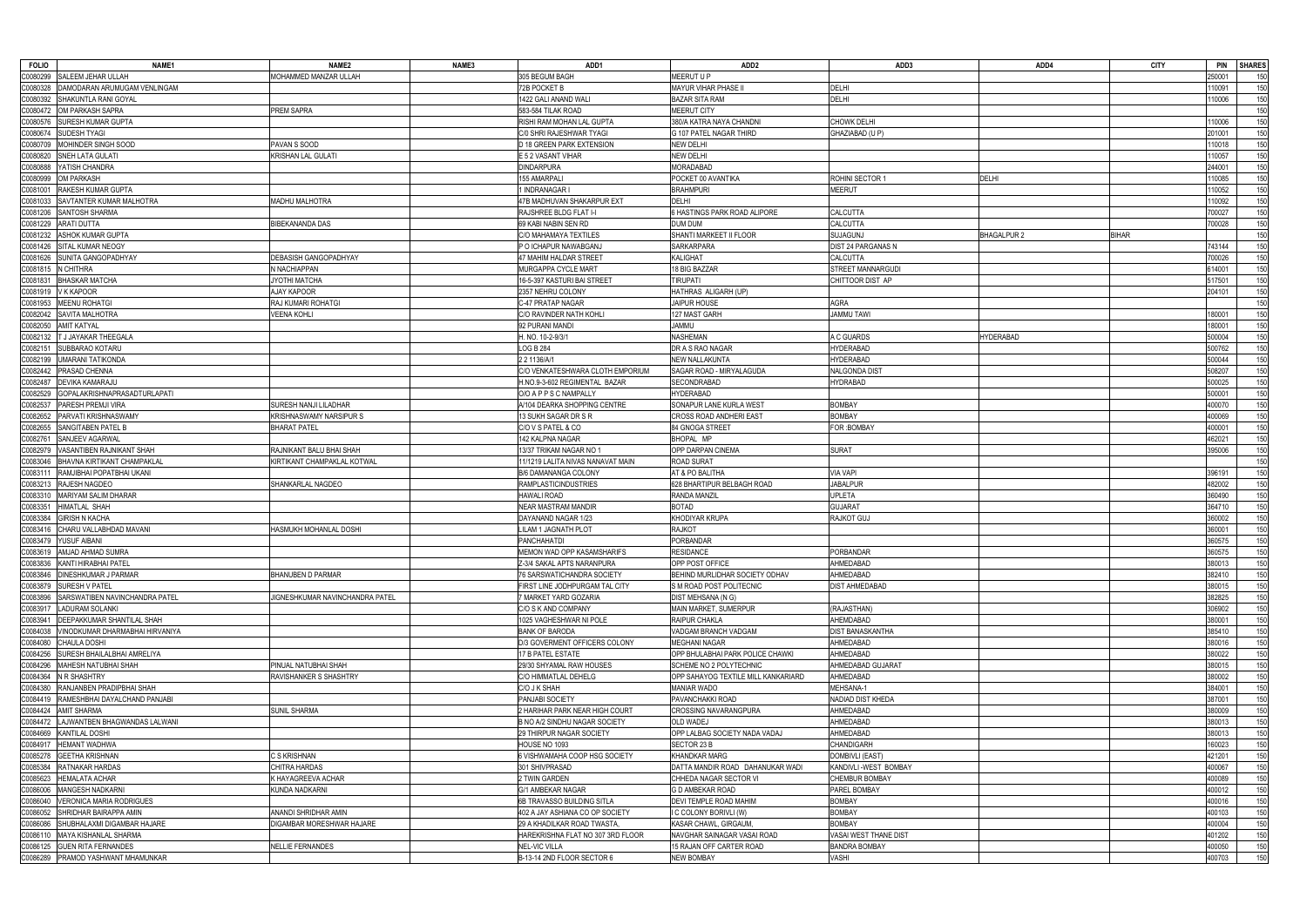| FOLIO | NAME1 | NAME2 | NAME3 | ADD1 | ADD2 | ADD3 | ADD4 | CITY | PIN | SHARES |
|---|---|---|---|---|---|---|---|---|---|---|
| C0080299 | SALEEM JEHAR ULLAH | MOHAMMED MANZAR ULLAH | | 305 BEGUM BAGH | MEERUT U P | | | | 250001 | 150 |
| C0080328 | DAMODARAN ARUMUGAM VENLINGAM | | | 72B POCKET B | MAYUR VIHAR PHASE II | DELHI | | | 110091 | 150 |
| C0080392 | SHAKUNTLA RANI GOYAL | | | 1422 GALI ANAND WALI | BAZAR SITA RAM | DELHI | | | 110006 | 150 |
| C0080472 | OM PARKASH SAPRA | PREM SAPRA | | 583-584 TILAK ROAD | MEERUT CITY | | | | | 150 |
| C0080576 | SURESH KUMAR GUPTA | | | RISHI RAM MOHAN LAL GUPTA | 380/A KATRA NAYA CHANDNI | CHOWK DELHI | | | 110006 | 150 |
| C0080674 | SUDESH TYAGI | | | C/0 SHRI RAJESHWAR TYAGI | G 107 PATEL NAGAR THIRD | GHAZIABAD (U P) | | | 201001 | 150 |
| C0080709 | MOHINDER SINGH SOOD | PAVAN S SOOD | | D 18 GREEN PARK EXTENSION | NEW DELHI | | | | 110018 | 150 |
| C0080820 | SNEH LATA GULATI | KRISHAN LAL GULATI | | E 5 2 VASANT VIHAR | NEW DELHI | | | | 110057 | 150 |
| C0080888 | YATISH CHANDRA | | | DINDARPURA | MORADABAD | | | | 244001 | 150 |
| C0080999 | OM PARKASH | | | 155 AMARPALI | POCKET 00 AVANTIKA | ROHINI SECTOR 1 | DELHI | | 110085 | 150 |
| C0081001 | RAKESH KUMAR GUPTA | | | 1 INDRANAGAR I | BRAHMPURI | MEERUT | | | 110052 | 150 |
| C0081033 | SAVTANTER KUMAR MALHOTRA | MADHU MALHOTRA | | 47B MADHUVAN SHAKARPUR EXT | DELHI | | | | 110092 | 150 |
| C0081206 | SANTOSH SHARMA | | | RAJSHREE BLDG FLAT I-I | 6 HASTINGS PARK ROAD ALIPORE | CALCUTTA | | | 700027 | 150 |
| C0081229 | ARATI DUTTA | BIBEKANANDA DAS | | 69 KABI NABIN SEN RD | DUM DUM | CALCUTTA | | | 700028 | 150 |
| C0081232 | ASHOK KUMAR GUPTA | | | C/O MAHAMAYA TEXTILES | SHANTI MARKEET II FLOOR | SUJAGUNJ | BHAGALPUR 2 | BIHAR | | 150 |
| C0081426 | SITAL KUMAR NEOGY | | | P O ICHAPUR NAWABGANJ | SARKARPARA | DIST 24 PARGANAS N | | | 743144 | 150 |
| C0081626 | SUNITA GANGOPADHYAY | DEBASISH GANGOPADHYAY | | 47 MAHIM HALDAR STREET | KALIGHAT | CALCUTTA | | | 700026 | 150 |
| C0081815 | N CHITHRA | N NACHIAPPAN | | MURGAPPA CYCLE MART | 18 BIG BAZZAR | STREET MANNARGUDI | | | 614001 | 150 |
| C0081831 | BHASKAR MATCHA | JYOTHI MATCHA | | 16-5-397 KASTURI BAI STREET | TIRUPATI | CHITTOOR DIST AP | | | 517501 | 150 |
| C0081919 | V K KAPOOR | AJAY KAPOOR | | 2357 NEHRU COLONY | HATHRAS ALIGARH (UP) | | | | 204101 | 150 |
| C0081953 | MEENU ROHATGI | RAJ KUMARI ROHATGI | | C-47 PRATAP NAGAR | JAIPUR HOUSE | AGRA | | | | 150 |
| C0082042 | SAVITA MALHOTRA | VEENA KOHLI | | C/O RAVINDER NATH KOHLI | 127 MAST GARH | JAMMU TAWI | | | 180001 | 150 |
| C0082050 | AMIT KATYAL | | | 92 PURANI MANDI | JAMMU | | | | 180001 | 150 |
| C0082132 | T J JAYAKAR THEEGALA | | | H. NO. 10-2-9/3/1 | NASHEMAN | A C GUARDS | HYDERABAD | | 500004 | 150 |
| C0082151 | SUBBARAO KOTARU | | | LOG B 284 | DR A S RAO NAGAR | HYDERABAD | | | 500762 | 150 |
| C0082199 | UMARANI TATIKONDA | | | 2 2 1136/A/1 | NEW NALLAKUNTA | HYDERABAD | | | 500044 | 150 |
| C0082442 | PRASAD CHENNA | | | C/O VENKATESHWARA CLOTH EMPORIUM | SAGAR ROAD - MIRYALAGUDA | NALGONDA DIST | | | 508207 | 150 |
| C0082487 | DEVIKA KAMARAJU | | | H.NO.9-3-602 REGIMENTAL BAZAR | SECONDRABAD | HYDRABAD | | | 500025 | 150 |
| C0082529 | GOPALAKRISHNAPRASADTURLAPATI | | | O/O A P P S C NAMPALLY | HYDERABAD | | | | 500001 | 150 |
| C0082537 | PARESH PREMJI VIRA | SURESH NANJI LILADHAR | | A/104 DEARKA SHOPPING CENTRE | SONAPUR LANE KURLA WEST | BOMBAY | | | 400070 | 150 |
| C0082652 | PARVATI KRISHNASWAMY | KRISHNASWAMY NARSIPUR S | | 13 SUKH SAGAR DR S R | CROSS ROAD ANDHERI EAST | BOMBAY | | | 400069 | 150 |
| C0082655 | SANGITABEN PATEL B | BHARAT PATEL | | C/O V S PATEL & CO | 84 GNOGA STREET | FOR :BOMBAY | | | 400001 | 150 |
| C0082761 | SANJEEV AGARWAL | | | 142 KALPNA NAGAR | BHOPAL MP | | | | 462021 | 150 |
| C0082979 | VASANTIBEN RAJNIKANT SHAH | RAJNIKANT BALU BHAI SHAH | | 13/37 TRIKAM NAGAR NO 1 | OPP DARPAN CINEMA | SURAT | | | 395006 | 150 |
| C0083046 | BHAVNA KIRTIKANT CHAMPAKLAL | KIRTIKANT CHAMPAKLAL KOTWAL | | 11/1219 LALITA NIVAS NANAVAT MAIN | ROAD SURAT | | | | | 150 |
| C0083111 | RAMJIBHAI POPATBHAI UKANI | | | B/6 DAMANANGA COLONY | AT & PO BALITHA | VIA VAPI | | | 396191 | 150 |
| C0083213 | RAJESH NAGDEO | SHANKARLAL NAGDEO | | RAMPLASTICINDUSTRIES | 628 BHARTIPUR BELBAGH ROAD | JABALPUR | | | 482002 | 150 |
| C0083310 | MARIYAM SALIM DHARAR | | | HAWALI ROAD | RANDA MANZIL | UPLETA | | | 360490 | 150 |
| C0083351 | HIMATLAL SHAH | | | NEAR MASTRAM MANDIR | BOTAD | GUJARAT | | | 364710 | 150 |
| C0083384 | GIRISH N KACHA | | | DAYANAND NAGAR 1/23 | KHODIYAR KRUPA | RAJKOT GUJ | | | 360002 | 150 |
| C0083416 | CHARU VALLABHDAD MAVANI | HASMUKH MOHANLAL DOSHI | | LILAM 1 JAGNATH PLOT | RAJKOT | | | | 360001 | 150 |
| C0083479 | YUSUF AIBANI | | | PANCHAHATDI | PORBANDAR | | | | 360575 | 150 |
| C0083619 | AMJAD AHMAD SUMRA | | | MEMON WAD OPP KASAMSHARIFS | RESIDANCE | PORBANDAR | | | 360575 | 150 |
| C0083836 | KANTI HIRABHAI PATEL | | | Z-3/4 SAKAL APTS NARANPURA | OPP POST OFFICE | AHMEDABAD | | | 380013 | 150 |
| C0083846 | DINESHKUMAR J PARMAR | BHANUBEN D PARMAR | | 76 SARSWATICHANDRA SOCIETY | BEHIND MURLIDHAR SOCIETY ODHAV | AHMEDABAD | | | 382410 | 150 |
| C0083879 | SURESH V PATEL | | | FIRST LINE JODHPURGAM TAL CITY | S M ROAD POST POLITECNIC | DIST AHMEDABAD | | | 380015 | 150 |
| C0083896 | SARSWATIBEN NAVINCHANDRA PATEL | JIGNESHKUMAR NAVINCHANDRA PATEL | | 7 MARKET YARD GOZARIA | DIST MEHSANA (N G) | | | | 382825 | 150 |
| C0083917 | LADURAM SOLANKI | | | C/O S K AND COMPANY | MAIN MARKET, SUMERPUR | (RAJASTHAN) | | | 306902 | 150 |
| C0083941 | DEEPAKKUMAR SHANTILAL SHAH | | | 1025 VAGHESHWAR NI POLE | RAIPUR CHAKLA | AHEMDABAD | | | 380001 | 150 |
| C0084038 | VINODKUMAR DHARMABHAI HIRVANIYA | | | BANK OF BARODA | VADGAM BRANCH VADGAM | DIST BANASKANTHA | | | 385410 | 150 |
| C0084080 | CHAULA DOSHI | | | D/3 GOVERMENT OFFICERS COLONY | MEGHANI NAGAR | AHMEDABAD | | | 380016 | 150 |
| C0084256 | SURESH BHAILALBHAI AMRELIYA | | | 17 B PATEL ESTATE | OPP BHULABHAI PARK POLICE CHAWKI | AHMEDABAD | | | 380022 | 150 |
| C0084296 | MAHESH NATUBHAI SHAH | PINUAL NATUBHAI SHAH | | 29/30 SHYAMAL RAW HOUSES | SCHEME NO 2 POLYTECHNIC | AHMEDABAD GUJARAT | | | 380015 | 150 |
| C0084364 | N R SHASHTRY | RAVISHANKER S SHASHTRY | | C/O HIMMATLAL DEHELG | OPP SAHAYOG TEXTILE MILL KANKARIARD | AHMEDABAD | | | 380002 | 150 |
| C0084380 | RANJANBEN PRADIPBHAI SHAH | | | C/O J K SHAH | MANIAR WADO | MEHSANA-1 | | | 384001 | 150 |
| C0084419 | RAMESHBHAI DAYALCHAND PANJABI | | | PANJABI SOCIETY | PAVANCHAKKI ROAD | NADIAD DIST KHEDA | | | 387001 | 150 |
| C0084424 | AMIT SHARMA | SUNIL SHARMA | | 2 HARIHAR PARK NEAR HIGH COURT | CROSSING NAVARANGPURA | AHMEDABAD | | | 380009 | 150 |
| C0084472 | LAJWANTBEN BHAGWANDAS LALWANI | | | B NO A/2 SINDHU NAGAR SOCIETY | OLD WADEJ | AHMEDABAD | | | 380013 | 150 |
| C0084669 | KANTILAL DOSHI | | | 29 THIRPUR NAGAR SOCIETY | OPP LALBAG SOCIETY NADA VADAJ | AHMEDABAD | | | 380013 | 150 |
| C0084917 | HEMANT WADHWA | | | HOUSE NO 1093 | SECTOR 23 B | CHANDIGARH | | | 160023 | 150 |
| C0085278 | GEETHA KRISHNAN | C S KRISHNAN | | 6 VISHWAMAHA COOP HSG SOCIETY | KHANDKAR MARG | DOMBIVLI (EAST) | | | 421201 | 150 |
| C0085384 | RATNAKAR HARDAS | CHITRA HARDAS | | 301 SHIVPRASAD | DATTA MANDIR ROAD DAHANUKAR WADI | KANDIVLI -WEST BOMBAY | | | 400067 | 150 |
| C0085623 | HEMALATA ACHAR | K HAYAGREEVA ACHAR | | 2 TWIN GARDEN | CHHEDA NAGAR SECTOR VI | CHEMBUR BOMBAY | | | 400089 | 150 |
| C0086006 | MANGESH NADKARNI | KUNDA NADKARNI | | G/1 AMBEKAR NAGAR | G D AMBEKAR ROAD | PAREL BOMBAY | | | 400012 | 150 |
| C0086040 | VERONICA MARIA RODRIGUES | | | 6B TRAVASSO BUILDING SITLA | DEVI TEMPLE ROAD MAHIM | BOMBAY | | | 400016 | 150 |
| C0086052 | SHRIDHAR BAIRAPPA AMIN | ANANDI SHRIDHAR AMIN | | 402 A JAY ASHIANA CO OP SOCIETY | I C COLONY BORIVLI (W) | BOMBAY | | | 400103 | 150 |
| C0086086 | SHUBHALAXMI DIGAMBAR HAJARE | DIGAMBAR MORESHWAR HAJARE | | 29 A KHADILKAR ROAD TWASTA, | KASAR CHAWL, GIRGAUM, | BOMBAY | | | 400004 | 150 |
| C0086110 | MAYA KISHANLAL SHARMA | | | HAREKRISHNA FLAT NO 307 3RD FLOOR | NAVGHAR SAINAGAR VASAI ROAD | VASAI WEST THANE DIST | | | 401202 | 150 |
| C0086125 | GUEN RITA FERNANDES | NELLIE FERNANDES | | NEL-VIC VILLA | 15 RAJAN OFF CARTER ROAD | BANDRA BOMBAY | | | 400050 | 150 |
| C0086289 | PRAMOD YASHWANT MHAMUNKAR | | | B-13-14 2ND FLOOR SECTOR 6 | NEW BOMBAY | VASHI | | | 400703 | 150 |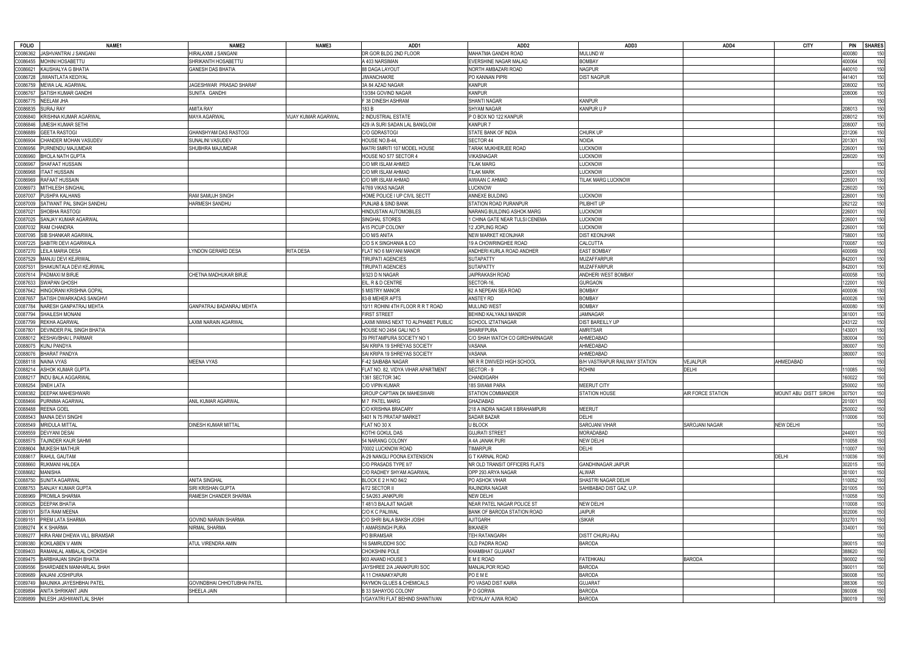| FOLIO | NAME1 | NAME2 | NAME3 | ADD1 | ADD2 | ADD3 | ADD4 | CITY | PIN | SHARES |
|---|---|---|---|---|---|---|---|---|---|---|
| C0086362 | JASHVANTRAI J SANGANI | HIRALAXMI J SANGANI | | DR GOR BLDG 2ND FLOOR | MAHATMA GANDHI ROAD | MULUND W | | | 400080 | 150 |
| C0086455 | MOHINI HOSABETTU | SHRIKANTH HOSABETTU | | A 403 NARSIMAN | EVERSHINE NAGAR MALAD | BOMBAY | | | 400064 | 150 |
| C0086621 | KAUSHALYA G BHATIA | GANESH DAS BHATIA | | 88 DAGA LAYOUT | NORTH AMBAZARI ROAD | NAGPUR | | | 440010 | 150 |
| C0086728 | JIWANTLATA KEDIYAL | | | JIWANCHAKRE | PO KANNAN PIPRI | DIST NAGPUR | | | 441401 | 150 |
| C0086759 | MEWA LAL AGARWAL | JAGESHWAR PRASAD SHARAF | | 3A 84 AZAD NAGAR | KANPUR | | | | 208002 | 150 |
| C0086767 | SATISH KUMAR GANDHI | SUNITA GANDHI | | 13/384 GOVIND NAGAR | KANPUR | | | | 208006 | 150 |
| C0086775 | NEELAM JHA | | | F 38 DINESH ASHRAM | SHANTI NAGAR | KANPUR | | | | 150 |
| C0086835 | SURAJ RAY | AMITA RAY | | 183 B | SHYAM NAGAR | KANPUR U P | | | 208013 | 150 |
| C0086840 | KRISHNA KUMAR AGARWAL | MAYA AGARWAL | VIJAY KUMAR AGARWAL | 2 INDUSTRIAL ESTATE | P O BOX NO 122 KANPUR | | | | 208012 | 150 |
| C0086846 | UMESH KUMAR SETHI | | | 429 /A SURI SADAN LAL BANGLOW | KANPUR 7 | | | | 208007 | 150 |
| C0086889 | GEETA RASTOGI | GHANSHYAM DAS RASTOGI | | C/O GDRASTOGI | STATE BANK OF INDIA | CHURK UP | | | 231206 | 150 |
| C0086904 | CHANDER MOHAN VASUDEV | SUNALINI VASUDEV | | HOUSE NO.B-44, | SECTOR 44 | NOIDA | | | 201301 | 150 |
| C0086956 | PURNENDU MAJUMDAR | SHUBHRA MAJUMDAR | | MATRI SMRITI 107 MODEL HOUSE | TARAK MUKHERJEE ROAD | LUCKNOW | | | 226001 | 150 |
| C0086960 | BHOLA NATH GUPTA | | | HOUSE NO 577 SECTOR 4 | VIKASNAGAR | LUCKNOW | | | 226020 | 150 |
| C0086967 | SHAFAAT HUSSAIN | | | C/O MR ISLAM AHMED | TILAK MARG | LUCKNOW | | | | 150 |
| C0086968 | ITAAT HUSSAIN | | | C/O MR ISLAM AHMAD | TILAK MARK | LUCKNOW | | | 226001 | 150 |
| C0086969 | RAFAAT HUSSAIN | | | C/O MR ISLAM AHMAD | AIWAAN C AHMAD | TILAK MARG LUCKNOW | | | 226001 | 150 |
| C0086973 | MITHILESH SINGHAL | | | 4/769 VIKAS NAGAR | LUCKNOW | | | | 226020 | 150 |
| C0087007 | PUSHPA KALHANS | RAM SAMUJH SINGH | | HOME POLICE I UP CIVIL SECTT | ANNEXE BULDING | LUCKNOW | | | 226001 | 150 |
| C0087009 | SATWANT PAL SINGH SANDHU | HARMESH SANDHU | | PUNJAB & SIND BANK | STATION ROAD PURANPUR | PILIBHIT UP | | | 262122 | 150 |
| C0087021 | SHOBHA RASTOGI | | | HINDUSTAN AUTOMOBILES | NARANG BUILDING ASHOK MARG | LUCKNOW | | | 226001 | 150 |
| C0087025 | SANJAY KUMAR AGARWAL | | | SINGHAL STORES | 1 CHINA GATE NEAR TULSI CENEMA | LUCKNOW | | | 226001 | 150 |
| C0087032 | RAM CHANDRA | | | A15 PICUP COLONY | 12 JOPLING ROAD | LUCKNOW | | | 226001 | 150 |
| C0087095 | SIB SHANKAR AGARWAL | | | C/O M/S ANITA | NEW MARKET KEONJHAR | DIST KEONJHAR | | | 758001 | 150 |
| C0087225 | SABITRI DEVI AGARWALA | | | C/O S K SINGHANIA & CO | 19 A CHOWRINGHEE ROAD | CALCUTTA | | | 700087 | 150 |
| C0087270 | LEILA MARIA DESA | LYNDON GERARD DESA | RITA DESA | FLAT NO 6 MAYANI MANOR | ANDHERI KURLA ROAD ANDHER | EAST BOMBAY | | | 400069 | 150 |
| C0087529 | MANJU DEVI KEJRIWAL | | | TIRUPATI AGENCIES | SUTAPATTY | MUZAFFARPUR | | | 842001 | 150 |
| C0087531 | SHAKUNTALA DEVI KEJRIWAL | | | TIRUPATI AGENCIES | SUTAPATTY | MUZAFFARPUR | | | 842001 | 150 |
| C0087614 | PADMAXI M BIRJE | CHETNA MADHUKAR BIRJE | | 9/323 D N NAGAR | JAIPRAKASH ROAD | ANDHERI WEST BOMBAY | | | 400058 | 150 |
| C0087633 | SWAPAN GHOSH | | | EIL, R & D CENTRE | SECTOR-16, | GURGAON | | | 122001 | 150 |
| C0087642 | HINGORANI KRISHNA GOPAL | | | 5 MISTRY MANOR | 62 A NEPEAN SEA ROAD | BOMBAY | | | 400006 | 150 |
| C0087657 | SATISH DWARKADAS SANGHVI | | | 83-B MEHER APTS | ANSTEY RD | BOMBAY | | | 400026 | 150 |
| C0087784 | NARESH GANPATRAJ MEHTA | GANPATRAJ BADANRAJ MEHTA | | 10/11 ROHINI 4TH FLOOR R R T ROAD | MULUND WEST | BOMBAY | | | 400080 | 150 |
| C0087794 | SHAILESH MONANI | | | FIRST STREET | BEHIND KALYANJI MANDIR | JAMNAGAR | | | 361001 | 150 |
| C0087799 | REKHA AGARWAL | LAXMI NARAIN AGARWAL | | LAXMI NIWAS NEXT TO ALPHABET PUBLIC | SCHOOL IZTATNAGAR | DIST BAREILLY UP | | | 243122 | 150 |
| C0087801 | DEVINDER PAL SINGH BHATIA | | | HOUSE NO 2454 GALI NO 5 | SHARIFPURA | AMRITSAR | | | 143001 | 150 |
| C0088012 | KESHAVBHAI L PARMAR | | | 39 PRITAMPURA SOCIETY NO 1 | C/O SHAH WATCH CO GIRDHARNAGAR | AHMEDABAD | | | 380004 | 150 |
| C0088075 | KUNJ PANDYA | | | SAI KRIPA 19 SHREYAS SOCIETY | VASANA | AHMEDABAD | | | 380007 | 150 |
| C0088076 | BHARAT PANDYA | | | SAI KRIPA 19 SHREYAS SOCIETY | VASANA | AHMEDABAD | | | 380007 | 150 |
| C0088118 | NAINA VYAS | MEENA VYAS | | F-42 SAIBABA NAGAR | NR R R DWIVEDI HIGH SCHOOL | B/H VASTRAPUR RAILWAY STATION | VEJALPUR | AHMEDABAD | | 150 |
| C0088214 | ASHOK KUMAR GUPTA | | | FLAT NO. 82, VIDYA VIHAR APARTMENT | SECTOR - 9 | ROHINI | DELHI | | 110085 | 150 |
| C0088217 | INDU BALA AGGARWAL | | | 1361 SECTOR 34C | CHANDIGARH | | | | 160022 | 150 |
| C0088254 | SNEH LATA | | | C/O VIPIN KUMAR | 185 SWAMI PARA | MEERUT CITY | | | 250002 | 150 |
| C0088382 | DEEPAK MAHESHWARI | | | GROUP CAPTIAN DK MAHESWARI | STATION COMMANDER | STATION HOUSE | AIR FORCE STATION | MOUNT ABU DISTT SIROHI | 307501 | 150 |
| C0088466 | PURNIMA AGARWAL | ANIL KUMAR AGARWAL | | M 7 PATEL MARG | GHAZIABAD | | | | 201001 | 150 |
| C0088488 | REENA GOEL | | | C/O KRISHNA BRACARY | 218 A INDRA NAGAR II BRAHAMPURI | MEERUT | | | 250002 | 150 |
| C0088543 | MAINA DEVI SINGHI | | | 5401 N 75 PRATAP MARKET | SADAR BAZAR | DELHI | | | 110006 | 150 |
| C0088549 | MRIDULA MITTAL | DINESH KUMAR MITTAL | | FLAT NO 30 X | U BLOCK | SAROJANI VIHAR | SAROJANI NAGAR | NEW DELHI | | 150 |
| C0088559 | DEVYANI DESAI | | | KOTHI GOKUL DAS | GUJRATI STREET | MORADABAD | | | 244001 | 150 |
| C0088575 | TAJINDER KAUR SAHMI | | | 54 NARANG COLONY | A 4A JANAK PURI | NEW DELHI | | | 110058 | 150 |
| C0088604 | MUKESH MATHUR | | | 70002 LUCKNOW ROAD | TIMARPUR | DELHI | | | 110007 | 150 |
| C0088617 | RAHUL GAUTAM | | | A-29 NANGLI POONA EXTENSION | G T KARNAL ROAD | | | DELHI | 110036 | 150 |
| C0088660 | RUKMANI HALDEA | | | C/O PRASADS TYPE II/7 | NR OLD TRANSIT OFFICERS FLATS | GANDHINAGAR JAIPUR | | | 302015 | 150 |
| C0088682 | MANISHA | | | C/O RADHEY SHYAM AGARWAL | OPP 293 ARYA NAGAR | ALWAR | | | 301001 | 150 |
| C0088750 | SUNITA AGARWAL | ANITA SINGHAL | | BLOCK E 2 H NO 84/2 | PO ASHOK VIHAR | SHASTRI NAGAR DELHI | | | 110052 | 150 |
| C0088753 | SANJAY KUMAR GUPTA | SIRI KRISHAN GUPTA | | 4/72 SECTOR II | RAJINDRA NAGAR | SAHIBABAD DIST GAZ. U.P. | | | 201005 | 150 |
| C0088969 | PROMILA SHARMA | RAMESH CHANDER SHARMA | | C 5A/263 JANKPURI | NEW DELHI | | | | 110058 | 150 |
| C0089025 | DEEPAK BHATIA | | | T 481/3 BALAJIT NAGAR | NEAR PATEL NAGAR POLICE ST | NEW DELHI | | | 110008 | 150 |
| C0089101 | SITA RAM MEENA | | | C/O K C PALIWAL | BANK OF BARODA STATION ROAD | JAIPUR | | | 302006 | 150 |
| C0089151 | PREM LATA SHARMA | GOVIND NARAIN SHARMA | | C/O SHRI BALA BAKSH JOSHI | AJITGARH | (SIKAR | | | 332701 | 150 |
| C0089274 | K K SHARMA | NIRMAL SHARMA | | 1 AMARSINGH PURA | BIKANER | | | | 334001 | 150 |
| C0089277 | HIRA RAM DHEWA VILL BIRAMSAR | | | PO BIRAMSAR | TEH RATANGARH | DISTT CHURU-RAJ | | | | 150 |
| C0089380 | KOKILABEN V AMIN | ATUL VIRENDRA AMIN | | 16 SAMRUDDHI SOC | OLD PADRA ROAD | BARODA | | | 390015 | 150 |
| C0089403 | RAMANLAL AMBALAL CHOKSHI | | | CHOKSHINI POLE | KHAMBHAT GUJARAT | | | | 388620 | 150 |
| C0089475 | BARBHAJAN SINGH BHATIA | | | 903 ANAND HOUSE 3 | E M E ROAD | FATEHKANJ | BARODA | | 390002 | 150 |
| C0089556 | SHARDABEN MANHARLAL SHAH | | | JAYSHREE 2/A JANAKPURI SOC | MANJALPOR ROAD | BARODA | | | 390011 | 150 |
| C0089689 | ANJANI JOSHIPURA | | | A 11 CHANAKYAPURI | PO E M E | BARODA | | | 390008 | 150 |
| C0089749 | MAUNIKA JAYESHBHAI PATEL | GOVINDBHAI CHHOTUBHAI PATEL | | RAYMON GLUES & CHEMICALS | PO VASAD DIST KAIRA | GUJARAT | | | 388306 | 150 |
| C0089894 | ANITA SHRIKANT JAIN | SHEELA JAIN | | B 33 SAHAYOG COLONY | P O GORWA | BARODA | | | 390006 | 150 |
| C0089899 | NILESH JASHWANTLAL SHAH | | | 1/GAYATRI FLAT BEHIND SHANTIVAN | VIDYALAY AJWA ROAD | BARODA | | | 390019 | 150 |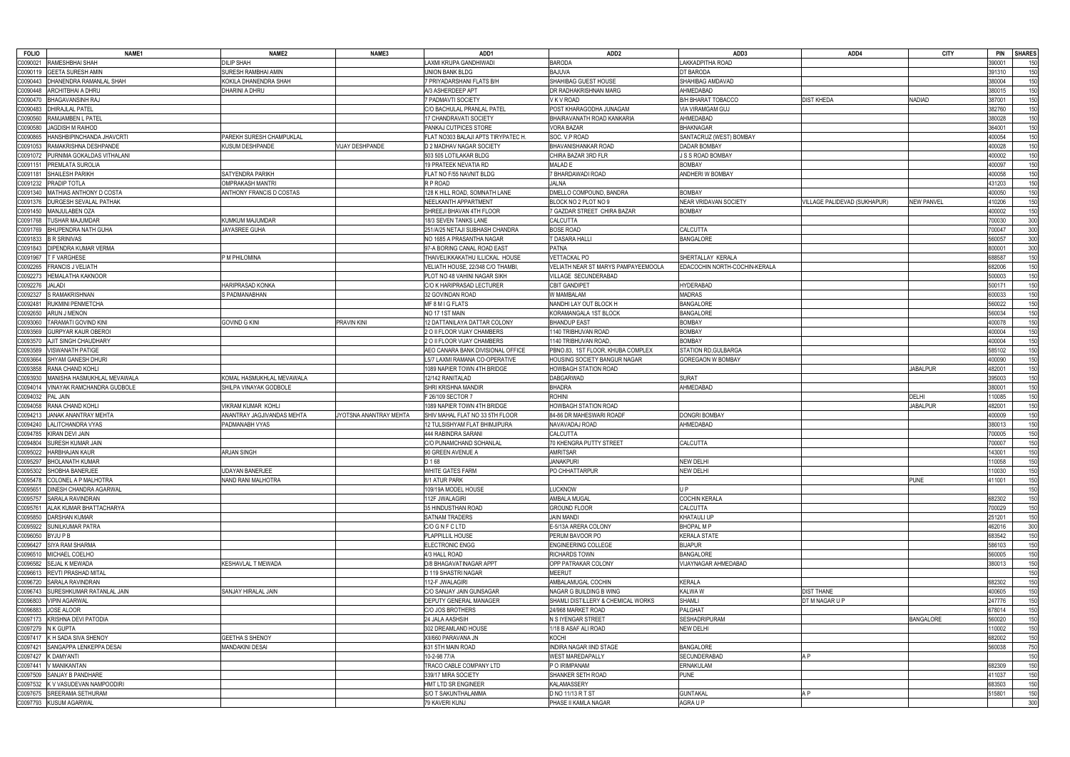| FOLIO | NAME1 | NAME2 | NAME3 | ADD1 | ADD2 | ADD3 | ADD4 | CITY | PIN | SHARES |
|---|---|---|---|---|---|---|---|---|---|---|
| C0090021 | RAMESHBHAI SHAH | DILIP SHAH | | LAXMI KRUPA GANDHIWADI | BARODA | LAKKADPITHA ROAD | | | 390001 | 150 |
| C0090119 | GEETA SURESH AMIN | SURESH RAMBHAI AMIN | | UNION BANK BLDG | BAJUVA | DT BARODA | | | 391310 | 150 |
| C0090443 | DHANENDRA RAMANLAL SHAH | KOKILA DHANENDRA SHAH | | 7 PRIYADARSHANI FLATS B/H | SHAHIBAG GUEST HOUSE | SHAHIBAG AMDAVAD | | | 380004 | 150 |
| C0090448 | ARCHITBHAI A DHRU | DHARINI A DHRU | | A/3 ASHERDEEP APT | DR RADHAKRISHNAN MARG | AHMEDABAD | | | 380015 | 150 |
| C0090470 | BHAGAVANSINH RAJ | | | 7 PADMAVTI SOCIETY | V K V ROAD | B/H BHARAT TOBACCO | DIST KHEDA | NADIAD | 387001 | 150 |
| C0090483 | DHIRAJLAL PATEL | | | C/O BACHULAL PRANLAL PATEL | POST KHARAGODHA JUNAGAM | VIA VIRAMGAM GUJ | | | 382760 | 150 |
| C0090560 | RAMJAMBEN L PATEL | | | 17 CHANDRAVATI SOCIETY | BHAIRAVANATH ROAD KANKARIA | AHMEDABAD | | | 380028 | 150 |
| C0090580 | JAGDISH M RAIHOD | | | PANKAJ CUTPICES STORE | VORA BAZAR | BHAKNAGAR | | | 364001 | 150 |
| C0090865 | HANSHBIPINCHANDA JHAVCRTI | PAREKH SURESH CHAMPUKLAL | | FLAT NO303 BALAJI APTS TIRYPATEC H. | SOC. V.P ROAD | SANTACRUZ (WEST) BOMBAY | | | 400054 | 150 |
| C0091053 | RAMAKRISHNA DESHPANDE | KUSUM DESHPANDE | VIJAY DESHPANDE | D 2 MADHAV NAGAR SOCIETY | BHAVANISHANKAR ROAD | DADAR BOMBAY | | | 400028 | 150 |
| C0091072 | PURNIMA GOKALDAS VITHALANI | | | 503 505 LOTILAKAR BLDG | CHIRA BAZAR 3RD FLR | J S S ROAD BOMBAY | | | 400002 | 150 |
| C0091151 | PREMLATA SUROLIA | | | 19 PRATEEK NEVATIA RD | MALAD E | BOMBAY | | | 400097 | 150 |
| C0091181 | SHAILESH PARIKH | SATYENDRA PARIKH | | FLAT NO F/55 NAVNIT BLDG | 7 BHARDAWADI ROAD | ANDHERI W BOMBAY | | | 400058 | 150 |
| C0091232 | PRADIP TOTLA | OMPRAKASH MANTRI | | R P ROAD | JALNA | | | | 431203 | 150 |
| C0091340 | MATHIAS ANTHONY D COSTA | ANTHONY FRANCIS D COSTAS | | 128 K HILL ROAD, SOMNATH LANE | DMELLO COMPOUND, BANDRA | BOMBAY | | | 400050 | 150 |
| C0091376 | DURGESH SEVALAL PATHAK | | | NEELKANTH APPARTMENT | BLOCK NO 2 PLOT NO 9 | NEAR VRIDAVAN SOCIETY | VILLAGE PALIDEVAD (SUKHAPUR) | NEW PANVEL | 410206 | 150 |
| C0091450 | MANJULABEN OZA | | | SHREEJI BHAVAN 4TH FLOOR | 7 GAZDAR STREET CHIRA BAZAR | BOMBAY | | | 400002 | 150 |
| C0091768 | TUSHAR MAJUMDAR | KUMKUM MAJUMDAR | | 18/3 SEVEN TANKS LANE | CALCUTTA | | | | 700030 | 300 |
| C0091769 | BHUPENDRA NATH GUHA | JAYASREE GUHA | | 251/A/25 NETAJI SUBHASH CHANDRA | BOSE ROAD | CALCUTTA | | | 700047 | 300 |
| C0091833 | B R SRINIVAS | | | NO 1685 A PRASANTHA NAGAR | T DASARA HALLI | BANGALORE | | | 560057 | 300 |
| C0091843 | DIPENDRA KUMAR VERMA | | | 97-A BORING CANAL ROAD EAST | PATNA | | | | 800001 | 300 |
| C0091967 | T F VARGHESE | P M PHILOMINA | | THAIVELIKKAKATHU ILLICKAL HOUSE | VETTACKAL PO | SHERTALLAY KERALA | | | 688587 | 150 |
| C0092265 | FRANCIS J VELIATH | | | VELIATH HOUSE, 22/348 C/O THAMBI, | VELIATH NEAR ST MARYS PAMPAYEEMOOLA | EDACOCHIN NORTH-COCHIN-KERALA | | | 682006 | 150 |
| C0092273 | HEMALATHA KAKNOOR | | | PLOT NO 48 VAHINI NAGAR SIKH | VILLAGE SECUNDERABAD | | | | 500003 | 150 |
| C0092276 | JALADI | HARIPRASAD KONKA | | C/O K HARIPRASAD LECTURER | CBIT GANDIPET | HYDERABAD | | | 500171 | 150 |
| C0092327 | S RAMAKRISHNAN | S PADMANABHAN | | 32 GOVINDAN ROAD | W MAMBALAM | MADRAS | | | 600033 | 150 |
| C0092481 | RUKMINI PENMETCHA | | | MF 8 M I G FLATS | NANDHI LAY OUT BLOCK H | BANGALORE | | | 560022 | 150 |
| C0092650 | ARUN J MENON | | | NO 17 1ST MAIN | KORAMANGALA 1ST BLOCK | BANGALORE | | | 560034 | 150 |
| C0093060 | TARAMATI GOVIND KINI | GOVIND G KINI | PRAVIN KINI | 12 DATTANILAYA DATTAR COLONY | BHANDUP EAST | BOMBAY | | | 400078 | 150 |
| C0093569 | GURPYAR KAUR OBEROI | | | 2 O II FLOOR VIJAY CHAMBERS | 1140 TRIBHUVAN ROAD | BOMBAY | | | 400004 | 150 |
| C0093570 | AJIT SINGH CHAUDHARY | | | 2 O II FLOOR VIJAY CHAMBERS | 1140 TRIBHUVAN ROAD, | BOMBAY | | | 400004 | 150 |
| C0093589 | VISWANATH PATIGE | | | AEO CANARA BANK DIVISIONAL OFFICE | PBNO.83, 1ST FLOOR, KHUBA COMPLEX | STATION RD,GULBARGA | | | 585102 | 150 |
| C0093664 | SHYAM GANESH DHURI | | | L5/7 LAXMI RAMANA CO-OPERATIVE | HOUSING SOCIETY BANGUR NAGAR | GOREGAON W BOMBAY | | | 400090 | 150 |
| C0093858 | RANA CHAND KOHLI | | | 1089 NAPIER TOWN 4TH BRIDGE | HOWBAGH STATION ROAD | | | JABALPUR | 482001 | 150 |
| C0093930 | MANISHA HASMUKHLAL MEVAWALA | KOMAL HASMUKHLAL MEVAWALA | | 12/142 RANITALAD | DABGARWAD | SURAT | | | 395003 | 150 |
| C0094014 | VINAYAK RAMCHANDRA GUDBOLE | SHILPA VINAYAK GODBOLE | | SHRI KRISHNA MANDIR | BHADRA | AHMEDABAD | | | 380001 | 150 |
| C0094032 | PAL JAIN | | | F 26/109 SECTOR 7 | ROHINI | | | DELHI | 110085 | 150 |
| C0094058 | RANA CHAND KOHLI | VIKRAM KUMAR KOHLI | | 1089 NAPIER TOWN 4TH BRIDGE | HOWBAGH STATION ROAD | | | JABALPUR | 482001 | 150 |
| C0094213 | JANAK ANANTRAY MEHTA | ANANTRAY JAGJIVANDAS MEHTA | JYOTSNA ANANTRAY MEHTA | SHIV MAHAL FLAT NO 33 5TH FLOOR | 84-86 DR MAHESWARI ROADF | DONGRI BOMBAY | | | 400009 | 150 |
| C0094240 | LALITCHANDRA VYAS | PADMANABH VYAS | | 12 TULSISHYAM FLAT BHIMJIPURA | NAVAVADAJ ROAD | AHMEDABAD | | | 380013 | 150 |
| C0094785 | KIRAN DEVI JAIN | | | 444 RABINDRA SARANI | CALCUTTA | | | | 700005 | 150 |
| C0094804 | SURESH KUMAR JAIN | | | C/O PUNAMCHAND SOHANLAL | 70 KHENGRA PUTTY STREET | CALCUTTA | | | 700007 | 150 |
| C0095022 | HARBHAJAN KAUR | ARJAN SINGH | | 90 GREEN AVENUE A | AMRITSAR | | | | 143001 | 150 |
| C0095297 | BHOLANATH KUMAR | | | D 1 68 | JANAKPURI | NEW DELHI | | | 110058 | 150 |
| C0095302 | SHOBHA BANERJEE | UDAYAN BANERJEE | | WHITE GATES FARM | PO CHHATTARPUR | NEW DELHI | | | 110030 | 150 |
| C0095478 | COLONEL A P MALHOTRA | NAND RANI MALHOTRA | | 8/1 ATUR PARK | | | | PUNE | 411001 | 150 |
| C0095651 | DINESH CHANDRA AGARWAL | | | 109/19A MODEL HOUSE | LUCKNOW | U P | | | | 150 |
| C0095757 | SARALA RAVINDRAN | | | 112F JWALAGIRI | AMBALA MUGAL | COCHIN KERALA | | | 682302 | 150 |
| C0095761 | ALAK KUMAR BHATTACHARYA | | | 35 HINDUSTHAN ROAD | GROUND FLOOR | CALCUTTA | | | 700029 | 150 |
| C0095850 | DARSHAN KUMAR | | | SATNAM TRADERS | JAIN MANDI | KHATAULI UP | | | 251201 | 150 |
| C0095922 | SUNILKUMAR PATRA | | | C/O G N F C LTD | E-5/13A ARERA COLONY | BHOPAL M P | | | 462016 | 300 |
| C0096050 | BYJU P B | | | PLAPPILLIL HOUSE | PERUM BAVOOR PO | KERALA STATE | | | 683542 | 150 |
| C0096427 | SIYA RAM SHARMA | | | ELECTRONIC ENGG | ENGINEERING COLLEGE | BIJAPUR | | | 586103 | 150 |
| C0096510 | MICHAEL COELHO | | | 4/3 HALL ROAD | RICHARDS TOWN | BANGALORE | | | 560005 | 150 |
| C0096582 | SEJAL K MEWADA | KESHAVLAL T MEWADA | | D/8 BHAGAVATINAGAR APPT | OPP PATRAKAR COLONY | VIJAYNAGAR AHMEDABAD | | | 380013 | 150 |
| C0096613 | REVTI PRASHAD MITAL | | | D 119 SHASTRI NAGAR | MEERUT | | | | | 150 |
| C0096720 | SARALA RAVINDRAN | | | 112-F JWALAGIRI | AMBALAMUGAL COCHIN | KERALA | | | 682302 | 150 |
| C0096743 | SURESHKUMAR RATANLAL JAIN | SANJAY HIRALAL JAIN | | C/O SANJAY JAIN GUNSAGAR | NAGAR G BUILDING B WING | KALWA W | DIST THANE | | 400605 | 150 |
| C0096803 | VIPIN AGARWAL | | | DEPUTY GENERAL MANAGER | SHAMLI DISTILLERY & CHEMICAL WORKS | SHAMLI | DT M NAGAR U P | | 247776 | 150 |
| C0096883 | JOSE ALOOR | | | C/O JOS BROTHERS | 24/968 MARKET ROAD | PALGHAT | | | 678014 | 150 |
| C0097173 | KRISHNA DEVI PATODIA | | | 24 JALA AASHSIH | N S IYENGAR STREET | SESHADRIPURAM | | BANGALORE | 560020 | 150 |
| C0097279 | N K GUPTA | | | 302 DREAMLAND HOUSE | 1/18 B ASAF ALI ROAD | NEW DELHI | | | 110002 | 150 |
| C0097417 | K H SADA SIVA SHENOY | GEETHA S SHENOY | | XII/660 PARAVANA JN | KOCHI | | | | 682002 | 150 |
| C0097421 | SANGAPPA LENKEPPA DESAI | MANDAKINI DESAI | | 631 5TH MAIN ROAD | INDIRA NAGAR IIND STAGE | BANGALORE | | | 560038 | 750 |
| C0097427 | K DAMYANTI | | | 10-2-98 77/A | WEST MAREDAPALLY | SECUNDERABAD | A P | | | 150 |
| C0097441 | V MANIKANTAN | | | TRACO CABLE COMPANY LTD | P O IRIMPANAM | ERNAKULAM | | | 682309 | 150 |
| C0097509 | SANJAY B PANDHARE | | | 339/17 MIRA SOCIETY | SHANKER SETH ROAD | PUNE | | | 411037 | 150 |
| C0097532 | K V VASUDEVAN NAMPOODIRI | | | HMT LTD SR ENGINEER | KALAMASSERY | | | | 683503 | 150 |
| C0097675 | SREERAMA SETHURAM | | | S/O T SAKUNTHALAMMA | D NO 11/13 R T ST | GUNTAKAL | A P | | 515801 | 150 |
| C0097793 | KUSUM AGARWAL | | | 79 KAVERI KUNJ | PHASE II KAMLA NAGAR | AGRA U P | | | | 300 |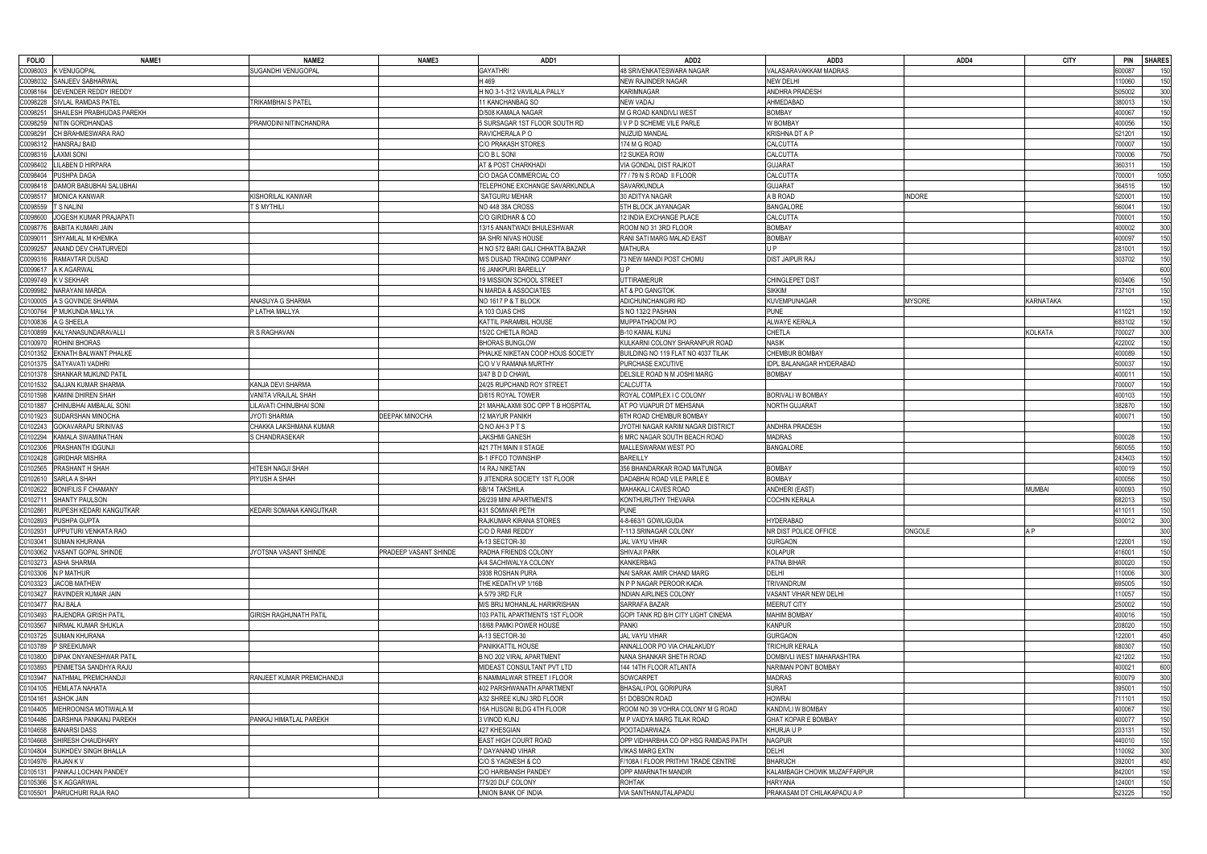| FOLIO | NAME1 | NAME2 | NAME3 | ADD1 | ADD2 | ADD3 | ADD4 | CITY | PIN | SHARES |
|---|---|---|---|---|---|---|---|---|---|---|
| C0098003 | K VENUGOPAL | SUGANDHI VENUGOPAL | | GAYATHRI | 48 SRIVENKATESWARA NAGAR | VALASARAVAKKAM MADRAS | | | 600087 | 150 |
| C0098032 | SANJEEV SABHARWAL | | | H 469 | NEW RAJINDER NAGAR | NEW DELHI | | | 110060 | 150 |
| C0098164 | DEVENDER REDDY IREDDY | | | H NO 3-1-312 VAVILALA PALLY | KARIMNAGAR | ANDHRA PRADESH | | | 505002 | 300 |
| C0098228 | SIVLAL RAMDAS PATEL | TRIKAMBHAI S PATEL | | 11 KANCHANBAG SO | NEW VADAJ | AHMEDABAD | | | 380013 | 150 |
| C0098251 | SHAILESH PRABHUDAS PAREKH | | | D/508 KAMALA NAGAR | M G ROAD KANDIVLI WEST | BOMBAY | | | 400067 | 150 |
| C0098259 | NITIN GORDHANDAS | PRAMODINI NITINCHANDRA | | 5 SURSAGAR 1ST FLOOR SOUTH RD | I V P D SCHEME VILE PARLE | W BOMBAY | | | 400056 | 150 |
| C0098291 | CH BRAHMESWARA RAO | | | RAVICHERALA P O | NUZUID MANDAL | KRISHNA DT A P | | | 521201 | 150 |
| C0098312 | HANSRAJ BAID | | | C/O PRAKASH STORES | 174 M G ROAD | CALCUTTA | | | 700007 | 150 |
| C0098316 | LAXMI SONI | | | C/O B L SONI | 12 SUKEA ROW | CALCUTTA | | | 700006 | 750 |
| C0098402 | LILABEN D HIRPARA | | | AT & POST CHARKHADI | VIA GONDAL DIST RAJKOT | GUJARAT | | | 360311 | 150 |
| C0098404 | PUSHPA DAGA | | | C/O DAGA COMMERCIAL CO | 77 / 79 N S ROAD II FLOOR | CALCUTTA | | | 700001 | 1050 |
| C0098418 | DAMOR BABUBHAI SALUBHAI | | | TELEPHONE EXCHANGE SAVARKUNDLA | SAVARKUNDLA | GUJARAT | | | 364515 | 150 |
| C0098517 | MONICA KANWAR | KISHORILAL KANWAR | | SATGURU MEHAR | 30 ADITYA NAGAR | A B ROAD | INDORE | | 520001 | 150 |
| C0098559 | T S NALINI | T S MYTHILI | | NO 448 38A CROSS | 5TH BLOCK JAYANAGAR | BANGALORE | | | 560041 | 150 |
| C0098600 | JOGESH KUMAR PRAJAPATI | | | C/O GIRIDHAR & CO | 12 INDIA EXCHANGE PLACE | CALCUTTA | | | 700001 | 150 |
| C0098776 | BABITA KUMARI JAIN | | | 13/15 ANANTWADI BHULESHWAR | ROOM NO 31 3RD FLOOR | BOMBAY | | | 400002 | 300 |
| C0099011 | SHYAMLAL M KHEMKA | | | 9A SHRI NIVAS HOUSE | RANI SATI MARG MALAD EAST | BOMBAY | | | 400097 | 150 |
| C0099257 | ANAND DEV CHATURVEDI | | | H NO 572 BARI GALI CHHATTA BAZAR | MATHURA | U P | | | 281001 | 150 |
| C0099316 | RAMAVTAR DUSAD | | | M/S DUSAD TRADING COMPANY | 73 NEW MANDI POST CHOMU | DIST JAIPUR RAJ | | | 303702 | 150 |
| C0099617 | A K AGARWAL | | | 16 JANKPURI BAREILLY | U P | | | | | 600 |
| C0099749 | K V SEKHAR | | | 19 MISSION SCHOOL STREET | UTTIRAMERUR | CHINGLEPET DIST | | | 603406 | 150 |
| C0099982 | NARAYANI MARDA | | | N MARDA & ASSOCIATES | AT & PO GANGTOK | SIKKIM | | | 737101 | 150 |
| C0100005 | A S GOVINDE SHARMA | ANASUYA G SHARMA | | NO 1617 P & T BLOCK | ADICHUNCHANGIRI RD | KUVEMPUNAGAR | MYSORE | KARNATAKA | | 150 |
| C0100764 | P MUKUNDA MALLYA | P LATHA MALLYA | | A 103 OJAS CHS | S NO 132/2 PASHAN | PUNE | | | 411021 | 150 |
| C0100836 | A G SHEELA | | | KATTIL PARAMBIL HOUSE | MUPPATHADOM PO | ALWAYE KERALA | | | 683102 | 150 |
| C0100899 | KALYANASUNDARAVALLI | R S RAGHAVAN | | 15/2C CHETLA ROAD | B-10 KAMAL KUNJ | CHETLA | | KOLKATA | 700027 | 300 |
| C0100970 | ROHINI BHORAS | | | BHORAS BUNGLOW | KULKARNI COLONY SHARANPUR ROAD | NASIK | | | 422002 | 150 |
| C0101352 | EKNATH BALWANT PHALKE | | | PHALKE NIKETAN COOP HOUS SOCIETY | BUILDING NO 119 FLAT NO 4037 TILAK | CHEMBUR BOMBAY | | | 400089 | 150 |
| C0101375 | SATYAVATI VADHRI | | | C/O V V RAMANA MURTHY | PURCHASE EXCUTIVE | IDPL BALANAGAR HYDERABAD | | | 500037 | 150 |
| C0101378 | SHANKAR MUKUND PATIL | | | 3/47 B D D CHAWL | DELSILE ROAD N M JOSHI MARG | BOMBAY | | | 400011 | 150 |
| C0101532 | SAJJAN KUMAR SHARMA | KANJA DEVI SHARMA | | 24/25 RUPCHAND ROY STREET | CALCUTTA | | | | 700007 | 150 |
| C0101598 | KAMINI DHIREN SHAH | VANITA VRAJLAL SHAH | | D/615 ROYAL TOWER | ROYAL COMPLEX I C COLONY | BORIVALI W BOMBAY | | | 400103 | 150 |
| C0101887 | CHINUBHAI AMBALAL SONI | LILAVATI CHINUBHAI SONI | | 21 MAHALAXMI SOC OPP T B HOSPITAL | AT PO VIJAPUR DT MEHSANA | NORTH GUJARAT | | | 382870 | 150 |
| C0101923 | SUDARSHAN MINOCHA | JYOTI SHARMA | DEEPAK MINOCHA | 12 MAYUR PANIKH | 6TH ROAD CHEMBUR BOMBAY | | | | 400071 | 150 |
| C0102243 | GOKAVARAPU SRINIVAS | CHAKKA LAKSHMANA KUMAR | | Q NO AH-3 P T S | JYOTHI NAGAR KARIM NAGAR DISTRICT | ANDHRA PRADESH | | | | 150 |
| C0102294 | KAMALA SWAMINATHAN | S CHANDRASEKAR | | LAKSHMI GANESH | 6 MRC NAGAR SOUTH BEACH ROAD | MADRAS | | | 600028 | 150 |
| C0102306 | PRASHANTH IDGUNJI | | | 421 7TH MAIN II STAGE | MALLESWARAM WEST PO | BANGALORE | | | 560055 | 150 |
| C0102428 | GIRIDHAR MISHRA | | | B-1 IFFCO TOWNSHIP | BAREILLY | | | | 243403 | 150 |
| C0102565 | PRASHANT H SHAH | HITESH NAGJI SHAH | | 14 RAJ NIKETAN | 356 BHANDARKAR ROAD MATUNGA | BOMBAY | | | 400019 | 150 |
| C0102610 | SARLA A SHAH | PIYUSH A SHAH | | 9 JITENDRA SOCIETY 1ST FLOOR | DADABHAI ROAD VILE PARLE E | BOMBAY | | | 400056 | 150 |
| C0102622 | BONIFILIS F CHAMANY | | | 6B/14 TAKSHILA | MAHAKALI CAVES ROAD | ANDHERI (EAST) | | MUMBAI | 400093 | 150 |
| C0102711 | SHANTY PAULSON | | | 26/239 MINI APARTMENTS | KONTHURUTHY THEVARA | COCHIN KERALA | | | 682013 | 150 |
| C0102861 | RUPESH KEDARI KANGUTKAR | KEDARI SOMANA KANGUTKAR | | 431 SOMWAR PETH | PUNE | | | | 411011 | 150 |
| C0102893 | PUSHPA GUPTA | | | RAJKUMAR KIRANA STORES | 4-8-663/1 GOWLIGUDA | HYDERABAD | | | 500012 | 300 |
| C0102931 | UPPUTURI VENKATA RAO | | | C/O D RAMI REDDY | 7-113 SRINAGAR COLONY | NR DIST POLICE OFFICE | ONGOLE | A P | | 300 |
| C0103041 | SUMAN KHURANA | | | A-13 SECTOR-30 | JAL VAYU VIHAR | GURGAON | | | 122001 | 150 |
| C0103062 | VASANT GOPAL SHINDE | JYOTSNA VASANT SHINDE | PRADEEP VASANT SHINDE | RADHA FRIENDS COLONY | SHIVAJI PARK | KOLAPUR | | | 416001 | 150 |
| C0103273 | ASHA SHARMA | | | A/4 SACHIWALYA COLONY | KANKERBAG | PATNA BIHAR | | | 800020 | 150 |
| C0103306 | N P MATHUR | | | 3938 ROSHAN PURA | NAI SARAK AMIR CHAND MARG | DELHI | | | 110006 | 300 |
| C0103323 | JACOB MATHEW | | | THE KEDATH VP 1/16B | N P P NAGAR PEROOR KADA | TRIVANDRUM | | | 695005 | 150 |
| C0103427 | RAVINDER KUMAR JAIN | | | A 5/79 3RD FLR | INDIAN AIRLINES COLONY | VASANT VIHAR NEW DELHI | | | 110057 | 150 |
| C0103477 | RAJ BALA | | | M/S BRIJ MOHANLAL HARIKRISHAN | SARRAFA BAZAR | MEERUT CITY | | | 250002 | 150 |
| C0103493 | RAJENDRA GIRISH PATIL | GIRISH RAGHUNATH PATIL | | 103 PATIL APARTMENTS 1ST FLOOR | GOPI TANK RD B/H CITY LIGHT CINEMA | MAHIM BOMBAY | | | 400016 | 150 |
| C0103567 | NIRMAL KUMAR SHUKLA | | | 18/68 PAMKI POWER HOUSE | PANKI | KANPUR | | | 208020 | 150 |
| C0103725 | SUMAN KHURANA | | | A-13 SECTOR-30 | JAL VAYU VIHAR | GURGAON | | | 122001 | 450 |
| C0103789 | P SREEKUMAR | | | PANIKKATTIL HOUSE | ANNALLOOR PO VIA CHALAKUDY | TRICHUR KERALA | | | 680307 | 150 |
| C0103800 | DIPAK DNYANESHWAR PATIL | | | B NO 202 VIRAL APARTMENT | NANA SHANKAR SHETH ROAD | DOMBIVLI WEST MAHARASHTRA | | | 421202 | 150 |
| C0103893 | PENMETSA SANDHYA RAJU | | | MIDEAST CONSULTANT PVT LTD | 144 14TH FLOOR ATLANTA | NARIMAN POINT BOMBAY | | | 400021 | 600 |
| C0103947 | NATHMAL PREMCHANDJI | RANJEET KUMAR PREMCHANDJI | | 6 NAMMALWAR STREET I FLOOR | SOWCARPET | MADRAS | | | 600079 | 300 |
| C0104105 | HEMLATA NAHATA | | | 402 PARSHWANATH APARTMENT | BHASALI POL GORIPURA | SURAT | | | 395001 | 150 |
| C0104161 | ASHOK JAIN | | | A32 SHREE KUNJ 3RD FLOOR | 51 DOBSON ROAD | HOWRAI | | | 711101 | 150 |
| C0104405 | MEHROONISA MOTIWALA M | | | 16A HUSGNI BLDG 4TH FLOOR | ROOM NO 39 VOHRA COLONY M G ROAD | KANDIVLI W BOMBAY | | | 400067 | 150 |
| C0104486 | DARSHNA PANKANJ PAREKH | PANKAJ HIMATLAL PAREKH | | 3 VINOD KUNJ | M P VAIDYA MARG TILAK ROAD | GHAT KOPAR E BOMBAY | | | 400077 | 150 |
| C0104658 | BANARSI DASS | | | 427 KHESGIAN | POOTADARWAZA | KHURJA U P | | | 203131 | 150 |
| C0104668 | SHIRESH CHAUDHARY | | | EAST HIGH COURT ROAD | OPP VIDHARBHA CO OP HSG RAMDAS PATH | NAGPUR | | | 440010 | 150 |
| C0104804 | SUKHDEV SINGH BHALLA | | | 7 DAYANAND VIHAR | VIKAS MARG EXTN | DELHI | | | 110092 | 300 |
| C0104976 | RAJAN K V | | | C/O S YAGNESH & CO | F/108A I FLOOR PRITHVI TRADE CENTRE | BHARUCH | | | 392001 | 450 |
| C0105131 | PANKAJ LOCHAN PANDEY | | | C/O HARIBANSH PANDEY | OPP AMARNATH MANDIR | KALAMBAGH CHOWK MUZAFFARPUR | | | 842001 | 150 |
| C0105366 | S K AGGARWAL | | | 775/20 DLF COLONY | ROHTAK | HARYANA | | | 124001 | 150 |
| C0105501 | PARUCHURI RAJA RAO | | | UNION BANK OF INDIA | VIA SANTHANUTALAPADU | PRAKASAM DT CHILAKAPADU A P | | | 523225 | 150 |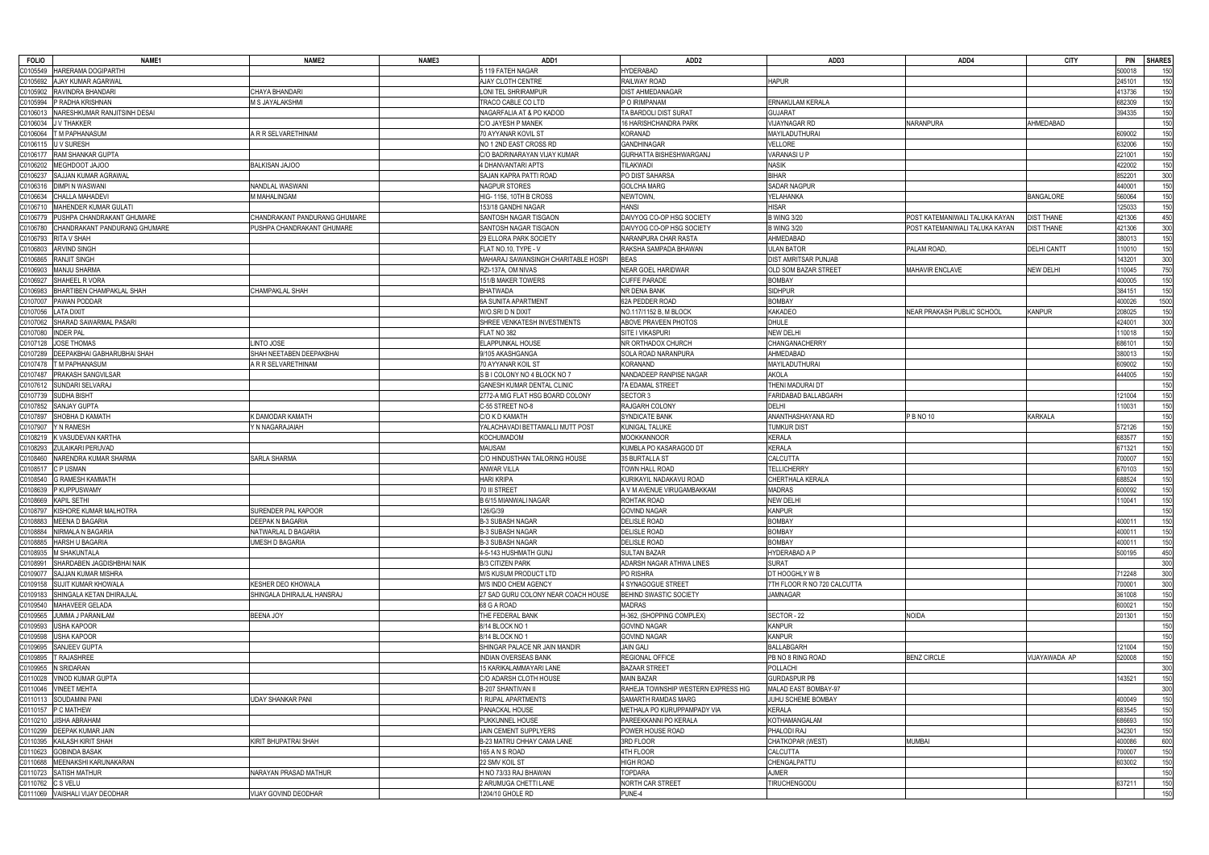| FOLIO | NAME1 | NAME2 | NAME3 | ADD1 | ADD2 | ADD3 | ADD4 | CITY | PIN | SHARES |
|---|---|---|---|---|---|---|---|---|---|---|
| C0105549 | HARERAMA DOGIPARTHI | | | 5 119 FATEH NAGAR | HYDERABAD | | | | 500018 | 150 |
| C0105692 | AJAY KUMAR AGARWAL | | | AJAY CLOTH CENTRE | RAILWAY ROAD | HAPUR | | | 245101 | 150 |
| C0105902 | RAVINDRA BHANDARI | CHAYA BHANDARI | | LONI TEL SHRIRAMPUR | DIST AHMEDANAGAR | | | | 413736 | 150 |
| C0105994 | P RADHA KRISHNAN | M S JAYALAKSHMI | | TRACO CABLE CO LTD | P O IRIMPANAM | ERNAKULAM KERALA | | | 682309 | 150 |
| C0106013 | NARESHKUMAR RANJITSINH DESAI | | | NAGARFALIA AT & PO KADOD | TA BARDOLI DIST SURAT | GUJARAT | | | 394335 | 150 |
| C0106034 | J V THAKKER | | | C/O JAYESH P MANEK | 16 HARISHCHANDRA PARK | VIJAYNAGAR RD | NARANPURA | AHMEDABAD | | 150 |
| C0106064 | T M PAPHANASUM | A R R SELVARETHINAM | | 70 AYYANAR KOVIL ST | KORANAD | MAYILADUTHURAI | | | 609002 | 150 |
| C0106115 | U V SURESH | | | NO 1 2ND EAST CROSS RD | GANDHINAGAR | VELLORE | | | 632006 | 150 |
| C0106177 | RAM SHANKAR GUPTA | | | C/O BADRINARAYAN VIJAY KUMAR | GURHATTA BISHESHWARGANJ | VARANASI U P | | | 221001 | 150 |
| C0106202 | MEGHDOOT JAJOO | BALKISAN JAJOO | | 4 DHANVANTARI APTS | TILAKWADI | NASIK | | | 422002 | 150 |
| C0106237 | SAJJAN KUMAR AGRAWAL | | | SAJAN KAPRA PATTI ROAD | PO DIST SAHARSA | BIHAR | | | 852201 | 300 |
| C0106316 | DIMPI N WASWANI | NANDLAL WASWANI | | NAGPUR STORES | GOLCHA MARG | SADAR NAGPUR | | | 440001 | 150 |
| C0106634 | CHALLA MAHADEVI | M MAHALINGAM | | HIG- 1156, 10TH B CROSS | NEWTOWN, | YELAHANKA | | BANGALORE | 560064 | 150 |
| C0106710 | MAHENDER KUMAR GULATI | | | 153/18 GANDHI NAGAR | HANSI | HISAR | | | 125033 | 150 |
| C0106779 | PUSHPA CHANDRAKANT GHUMARE | CHANDRAKANT PANDURANG GHUMARE | | SANTOSH NAGAR TISGAON | DAIVYOG CO-OP HSG SOCIETY | B WING 3/20 | POST KATEMANIWALI TALUKA KAYAN | DIST THANE | 421306 | 450 |
| C0106780 | CHANDRAKANT PANDURANG GHUMARE | PUSHPA CHANDRAKANT GHUMARE | | SANTOSH NAGAR TISGAON | DAIVYOG CO-OP HSG SOCIETY | B WING 3/20 | POST KATEMANIWALI TALUKA KAYAN | DIST THANE | 421306 | 300 |
| C0106793 | RITA V SHAH | | | 29 ELLORA PARK SOCIETY | NARANPURA CHAR RASTA | AHMEDABAD | | | 380013 | 150 |
| C0106803 | ARVIND SINGH | | | FLAT NO.10, TYPE - V | RAKSHA SAMPADA BHAWAN | ULAN BATOR | PALAM ROAD, | DELHI CANTT | 110010 | 150 |
| C0106865 | RANJIT SINGH | | | MAHARAJ SAWANSINGH CHARITABLE HOSPI | BEAS | DIST AMRITSAR PUNJAB | | | 143201 | 300 |
| C0106903 | MANJU SHARMA | | | RZI-137A, OM NIVAS | NEAR GOEL HARIDWAR | OLD SOM BAZAR STREET | MAHAVIR ENCLAVE | NEW DELHI | 110045 | 750 |
| C0106927 | SHAHEEL R VORA | | | 151/B MAKER TOWERS | CUFFE PARADE | BOMBAY | | | 400005 | 150 |
| C0106983 | BHARTIBEN CHAMPAKLAL SHAH | CHAMPAKLAL SHAH | | BHATWADA | NR DENA BANK | SIDHPUR | | | 384151 | 150 |
| C0107007 | PAWAN PODDAR | | | 6A SUNITA APARTMENT | 62A PEDDER ROAD | BOMBAY | | | 400026 | 1500 |
| C0107056 | LATA DIXIT | | | W/O.SRI D N DIXIT | NO.117/1152 B, M BLOCK | KAKADEO | NEAR PRAKASH PUBLIC SCHOOL | KANPUR | 208025 | 150 |
| C0107062 | SHARAD SAWARMAL PASARI | | | SHREE VENKATESH INVESTMENTS | ABOVE PRAVEEN PHOTOS | DHULE | | | 424001 | 300 |
| C0107080 | INDER PAL | | | FLAT NO 382 | SITE I VIKASPURI | NEW DELHI | | | 110018 | 150 |
| C0107128 | JOSE THOMAS | LINTO JOSE | | ELAPPUNKAL HOUSE | NR ORTHADOX CHURCH | CHANGANACHERRY | | | 686101 | 150 |
| C0107289 | DEEPAKBHAI GABHARUBHAI SHAH | SHAH NEETABEN DEEPAKBHAI | | 9/105 AKASHGANGA | SOLA ROAD NARANPURA | AHMEDABAD | | | 380013 | 150 |
| C0107478 | T M PAPHANASUM | A R R SELVARETHINAM | | 70 AYYANAR KOIL ST | KORANAND | MAYILADUTHURAI | | | 609002 | 150 |
| C0107487 | PRAKASH SANGVILSAR | | | S B I COLONY NO 4 BLOCK NO 7 | NANDADEEP RANPISE NAGAR | AKOLA | | | 444005 | 150 |
| C0107612 | SUNDARI SELVARAJ | | | GANESH KUMAR DENTAL CLINIC | 7A EDAMAL STREET | THENI MADURAI DT | | | | 150 |
| C0107739 | SUDHA BISHT | | | 2772-A MIG FLAT HSG BOARD COLONY | SECTOR 3 | FARIDABAD BALLABGARH | | | 121004 | 150 |
| C0107852 | SANJAY GUPTA | | | C-55 STREET NO-8 | RAJGARH COLONY | DELHI | | | 110031 | 150 |
| C0107897 | SHOBHA D KAMATH | K DAMODAR KAMATH | | C/O K D KAMATH | SYNDICATE BANK | ANANTHASHAYANA RD | P B NO 10 | KARKALA | | 150 |
| C0107907 | Y N RAMESH | Y N NAGARAJAIAH | | YALACHAVADI BETTAMALLI MUTT POST | KUNIGAL TALUKE | TUMKUR DIST | | | 572126 | 150 |
| C0108219 | K VASUDEVAN KARTHA | | | KOCHUMADOM | MOOKKANNOOR | KERALA | | | 683577 | 150 |
| C0108293 | ZULAIKARI PERUVAD | | | MAUSAM | KUMBLA PO KASARAGOD DT | KERALA | | | 671321 | 150 |
| C0108460 | NARENDRA KUMAR SHARMA | SARLA SHARMA | | C/O HINDUSTHAN TAILORING HOUSE | 35 BURTALLA ST | CALCUTTA | | | 700007 | 150 |
| C0108517 | C P USMAN | | | ANWAR VILLA | TOWN HALL ROAD | TELLICHERRY | | | 670103 | 150 |
| C0108540 | G RAMESH KAMMATH | | | HARI KRIPA | KURIKAYIL NADAKAVU ROAD | CHERTHALA KERALA | | | 688524 | 150 |
| C0108639 | P KUPPUSWAMY | | | 70 III STREET | A V M AVENUE VIRUGAMBAKKAM | MADRAS | | | 600092 | 150 |
| C0108669 | KAPIL SETHI | | | B 6/15 MIANWALI NAGAR | ROHTAK ROAD | NEW DELHI | | | 110041 | 150 |
| C0108797 | KISHORE KUMAR MALHOTRA | SURENDER PAL KAPOOR | | 126/G/39 | GOVIND NAGAR | KANPUR | | | | 150 |
| C0108883 | MEENA D BAGARIA | DEEPAK N BAGARIA | | B-3 SUBASH NAGAR | DELISLE ROAD | BOMBAY | | | 400011 | 150 |
| C0108884 | NIRMALA N BAGARIA | NATWARLAL D BAGARIA | | B-3 SUBASH NAGAR | DELISLE ROAD | BOMBAY | | | 400011 | 150 |
| C0108885 | HARSH U BAGARIA | UMESH D BAGARIA | | B-3 SUBASH NAGAR | DELISLE ROAD | BOMBAY | | | 400011 | 150 |
| C0108935 | M SHAKUNTALA | | | 4-5-143 HUSHMATH GUNJ | SULTAN BAZAR | HYDERABAD A P | | | 500195 | 450 |
| C0108991 | SHARDABEN JAGDISHBHAI NAIK | | | B/3 CITIZEN PARK | ADARSH NAGAR ATHWA LINES | SURAT | | | | 300 |
| C0109077 | SAJJAN KUMAR MISHRA | | | M/S KUSUM PRODUCT LTD | PO RISHRA | DT HOOGHLY W B | | | 712248 | 300 |
| C0109158 | SUJIT KUMAR KHOWALA | KESHER DEO KHOWALA | | M/S INDO CHEM AGENCY | 4 SYNAGOGUE STREET | 7TH FLOOR R NO 720 CALCUTTA | | | 700001 | 300 |
| C0109183 | SHINGALA KETAN DHIRAJLAL | SHINGALA DHIRAJLAL HANSRAJ | | 27 SAD GURU COLONY NEAR COACH HOUSE | BEHIND SWASTIC SOCIETY | JAMNAGAR | | | 361008 | 150 |
| C0109540 | MAHAVEER GELADA | | | 68 G A ROAD | MADRAS | | | | 600021 | 150 |
| C0109565 | JUMMA J PARANILAM | BEENA JOY | | THE FEDERAL BANK | H-362, (SHOPPING COMPLEX) | SECTOR - 22 | NOIDA | | 201301 | 150 |
| C0109593 | USHA KAPOOR | | | 8/14 BLOCK NO 1 | GOVIND NAGAR | KANPUR | | | | 150 |
| C0109598 | USHA KAPOOR | | | 8/14 BLOCK NO 1 | GOVIND NAGAR | KANPUR | | | | 150 |
| C0109695 | SANJEEV GUPTA | | | SHINGAR PALACE NR JAIN MANDIR | JAIN GALI | BALLABGARH | | | 121004 | 150 |
| C0109895 | T RAJASHREE | | | INDIAN OVERSEAS BANK | REGIONAL OFFICE | PB NO 8 RING ROAD | BENZ CIRCLE | VIJAYAWADA AP | 520008 | 150 |
| C0109955 | N SRIDARAN | | | 15 KARIKALAMMAYARI LANE | BAZAAR STREET | POLLACHI | | | | 300 |
| C0110028 | VINOD KUMAR GUPTA | | | C/O ADARSH CLOTH HOUSE | MAIN BAZAR | GURDASPUR PB | | | 143521 | 150 |
| C0110046 | VINEET MEHTA | | | B-207 SHANTIVAN II | RAHEJA TOWNSHIP WESTERN EXPRESS HIG | MALAD EAST BOMBAY-97 | | | | 300 |
| C0110113 | SOUDAMINI PANI | UDAY SHANKAR PANI | | 1 RUPAL APARTMENTS | SAMARTH RAMDAS MARG | JUHU SCHEME BOMBAY | | | 400049 | 150 |
| C0110157 | P C MATHEW | | | PANACKAL HOUSE | METHALA PO KURUPPAMPADY VIA | KERALA | | | 683545 | 150 |
| C0110210 | JISHA ABRAHAM | | | PUKKUNNEL HOUSE | PAREEKKANNI PO KERALA | KOTHAMANGALAM | | | 686693 | 150 |
| C0110299 | DEEPAK KUMAR JAIN | | | JAIN CEMENT SUPPLYERS | POWER HOUSE ROAD | PHALODI RAJ | | | 342301 | 150 |
| C0110395 | KAILASH KIRIT SHAH | KIRIT BHUPATRAI SHAH | | B-23 MATRU CHHAY CAMA LANE | 3RD FLOOR | CHATKOPAR (WEST) | MUMBAI | | 400086 | 600 |
| C0110623 | GOBINDA BASAK | | | 165 A N S ROAD | 4TH FLOOR | CALCUTTA | | | 700007 | 150 |
| C0110688 | MEENAKSHI KARUNAKARAN | | | 22 SMV KOIL ST | HIGH ROAD | CHENGALPATTU | | | 603002 | 150 |
| C0110723 | SATISH MATHUR | NARAYAN PRASAD MATHUR | | H NO 73/33 RAJ BHAWAN | TOPDARA | AJMER | | | | 150 |
| C0110762 | C S VELU | | | 2 ARUMUGA CHETTI LANE | NORTH CAR STREET | TIRUCHENGODU | | | 637211 | 150 |
| C0111069 | VAISHALI VIJAY DEODHAR | VIJAY GOVIND DEODHAR | | 1204/10 GHOLE RD | PUNE-4 | | | | | 150 |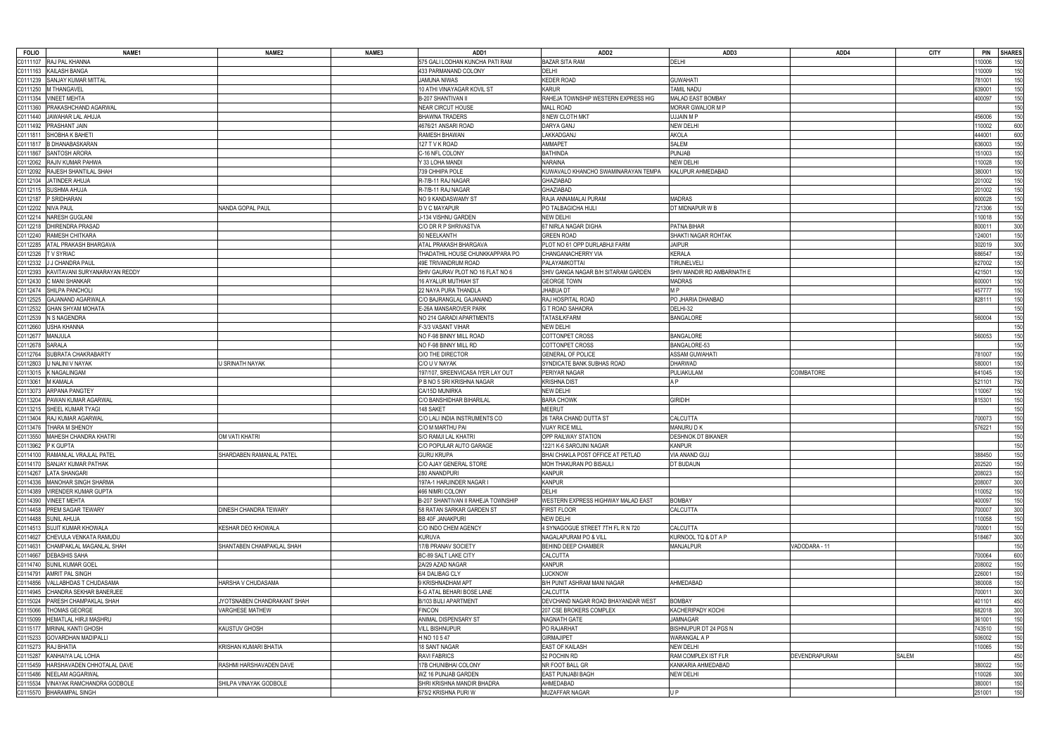| FOLIO | NAME1 | NAME2 | NAME3 | ADD1 | ADD2 | ADD3 | ADD4 | CITY | PIN | SHARES |
|---|---|---|---|---|---|---|---|---|---|---|
| C0111107 | RAJ PAL KHANNA | | | 575 GALI LODHAN KUNCHA PATI RAM | BAZAR SITA RAM | DELHI | | | 110006 | 150 |
| C0111163 | KAILASH BANGA | | | 433 PARMANAND COLONY | DELHI | | | | 110009 | 150 |
| C0111239 | SANJAY KUMAR MITTAL | | | JAMUNA NIWAS | KEDER ROAD | GUWAHATI | | | 781001 | 150 |
| C0111250 | M THANGAVEL | | | 10 ATHI VINAYAGAR KOVIL ST | KARUR | TAMIL NADU | | | 639001 | 150 |
| C0111354 | VINEET MEHTA | | | B-207 SHANTIVAN II | RAHEJA TOWNSHIP WESTERN EXPRESS HIG | MALAD EAST BOMBAY | | | 400097 | 150 |
| C0111360 | PRAKASHCHAND AGARWAL | | | NEAR CIRCUT HOUSE | MALL ROAD | MORAR GWALIOR M P | | | | 150 |
| C0111440 | JAWAHAR LAL AHUJA | | | BHAWNA TRADERS | 8 NEW CLOTH MKT | UJJAIN M P | | | 456006 | 150 |
| C0111492 | PRASHANT JAIN | | | 4676/21 ANSARI ROAD | DARYA GANJ | NEW DELHI | | | 110002 | 600 |
| C0111811 | SHOBHA K BAHETI | | | RAMESH BHAWAN | LAKKADGANJ | AKOLA | | | 444001 | 600 |
| C0111817 | B DHANABASKARAN | | | 127 T V K ROAD | AMMAPET | SALEM | | | 636003 | 150 |
| C0111867 | SANTOSH ARORA | | | C-16 NFL COLONY | BATHINDA | PUNJAB | | | 151003 | 150 |
| C0112062 | RAJIV KUMAR PAHWA | | | Y 33 LOHA MANDI | NARAINA | NEW DELHI | | | 110028 | 150 |
| C0112092 | RAJESH SHANTILAL SHAH | | | 739 CHHIPA POLE | KUWAVALO KHANCHO SWAMINARAYAN TEMPA | KALUPUR AHMEDABAD | | | 380001 | 150 |
| C0112104 | JATINDER AHUJA | | | R-7/B-11 RAJ NAGAR | GHAZIABAD | | | | 201002 | 150 |
| C0112115 | SUSHMA AHUJA | | | R-7/B-11 RAJ NAGAR | GHAZIABAD | | | | 201002 | 150 |
| C0112187 | P SRIDHARAN | | | NO 9 KANDASWAMY ST | RAJA ANNAMALAI PURAM | MADRAS | | | 600028 | 150 |
| C0112202 | NIVA PAUL | NANDA GOPAL PAUL | | D V C MAYAPUR | PO TALBAGICHA HIJLI | DT MIDNAPUR W B | | | 721306 | 150 |
| C0112214 | NARESH GUGLANI | | | J-134 VISHNU GARDEN | NEW DELHI | | | | 110018 | 150 |
| C0112218 | DHIRENDRA PRASAD | | | C/O DR R P SHRIVASTVA | 67 NIRLA NAGAR DIGHA | PATNA BIHAR | | | 800011 | 300 |
| C0112240 | RAMESH CHITKARA | | | 50 NEELKANTH | GREEN ROAD | SHAKTI NAGAR ROHTAK | | | 124001 | 150 |
| C0112285 | ATAL PRAKASH BHARGAVA | | | ATAL PRAKASH BHARGAVA | PLOT NO 61 OPP DURLABHJI FARM | JAIPUR | | | 302019 | 300 |
| C0112326 | T V SYRIAC | | | THADATHIL HOUSE CHUNKKAPPARA PO | CHANGANACHERRY VIA | KERALA | | | 686547 | 150 |
| C0112332 | J J CHANDRA PAUL | | | 49E TRIVANDRUM ROAD | PALAYAMKOTTAI | TIRUNELVELI | | | 627002 | 150 |
| C0112393 | KAVITAVANI SURYANARAYAN REDDY | | | SHIV GAURAV PLOT NO 16 FLAT NO 6 | SHIV GANGA NAGAR B/H SITARAM GARDEN | SHIV MANDIR RD AMBARNATH E | | | 421501 | 150 |
| C0112430 | C MANI SHANKAR | | | 16 AYALUR MUTHIAH ST | GEORGE TOWN | MADRAS | | | 600001 | 150 |
| C0112474 | SHILPA PANCHOLI | | | 22 NAYA PURA THANDLA | JHABUA DT | M P | | | 457777 | 150 |
| C0112525 | GAJANAND AGARWALA | | | C/O BAJRANGLAL GAJANAND | RAJ HOSPITAL ROAD | PO JHARIA DHANBAD | | | 828111 | 150 |
| C0112532 | GHAN SHYAM MOHATA | | | E-26A MANSAROVER PARK | G T ROAD SAHADRA | DELHI-32 | | | | 150 |
| C0112539 | N S NAGENDRA | | | NO 214 GARADI APARTMENTS | TATASILKFARM | BANGALORE | | | 560004 | 150 |
| C0112660 | USHA KHANNA | | | F-3/3 VASANT VIHAR | NEW DELHI | | | | | 150 |
| C0112677 | MANJULA | | | NO F-98 BINNY MILL ROAD | COTTONPET CROSS | BANGALORE | | | 560053 | 150 |
| C0112678 | SARALA | | | NO F-98 BINNY MILL RD | COTTONPET CROSS | BANGALORE-53 | | | | 150 |
| C0112764 | SUBRATA CHAKRABARTY | | | O/O THE DIRECTOR | GENERAL OF POLICE | ASSAM GUWAHATI | | | 781007 | 150 |
| C0112803 | U NALINI V NAYAK | U SRINATH NAYAK | | C/O U V NAYAK | SYNDICATE BANK SUBHAS ROAD | DHARWAD | | | 580001 | 150 |
| C0113015 | K NAGALINGAM | | | 197/107, SREENVICASA IYER LAY OUT | PERIYAR NAGAR | PULIAKULAM | COIMBATORE | | 641045 | 150 |
| C0113061 | M KAMALA | | | P B NO 5 SRI KRISHNA NAGAR | KRISHNA DIST | A P | | | 521101 | 750 |
| C0113073 | ARPANA PANGTEY | | | CA/15D MUNIRKA | NEW DELHI | | | | 110067 | 150 |
| C0113204 | PAWAN KUMAR AGARWAL | | | C/O BANSHIDHAR BIHARILAL | BARA CHOWK | GIRIDIH | | | 815301 | 150 |
| C0113215 | SHEEL KUMAR TYAGI | | | 148 SAKET | MEERUT | | | | | 150 |
| C0113404 | RAJ KUMAR AGARWAL | | | C/O LALI INDIA INSTRUMENTS CO | 26 TARA CHAND DUTTA ST | CALCUTTA | | | 700073 | 150 |
| C0113476 | THARA M SHENOY | | | C/O M MARTHU PAI | VIJAY RICE MILL | MANURU D K | | | 576221 | 150 |
| C0113550 | MAHESH CHANDRA KHATRI | OM VATI KHATRI | | S/O RAMJI LAL KHATRI | OPP RAILWAY STATION | DESHNOK DT BIKANER | | | | 150 |
| C0113962 | P K GUPTA | | | C/O POPULAR AUTO GARAGE | 122/1 K-6 SAROJINI NAGAR | KANPUR | | | | 150 |
| C0114100 | RAMANLAL VRAJLAL PATEL | SHARDABEN RAMANLAL PATEL | | GURU KRUPA | BHAI CHAKLA POST OFFICE AT PETLAD | VIA ANAND GUJ | | | 388450 | 150 |
| C0114170 | SANJAY KUMAR PATHAK | | | C/O AJAY GENERAL STORE | MOH THAKURAN PO BISAULI | DT BUDAUN | | | 202520 | 150 |
| C0114267 | LATA SHANGARI | | | 280 ANANDPURI | KANPUR | | | | 208023 | 150 |
| C0114336 | MANOHAR SINGH SHARMA | | | 197A-1 HARJINDER NAGAR I | KANPUR | | | | 208007 | 300 |
| C0114389 | VIRENDER KUMAR GUPTA | | | 466 NIMRI COLONY | DELHI | | | | 110052 | 150 |
| C0114390 | VINEET MEHTA | | | B-207 SHANTIVAN II RAHEJA TOWNSHIP | WESTERN EXPRESS HIGHWAY MALAD EAST | BOMBAY | | | 400097 | 150 |
| C0114458 | PREM SAGAR TEWARY | DINESH CHANDRA TEWARY | | 58 RATAN SARKAR GARDEN ST | FIRST FLOOR | CALCUTTA | | | 700007 | 300 |
| C0114488 | SUNIL AHUJA | | | BB 40F JANAKPURI | NEW DELHI | | | | 110058 | 150 |
| C0114513 | SUJIT KUMAR KHOWALA | KESHAR DEO KHOWALA | | C/O INDO CHEM AGENCY | 4 SYNAGOGUE STREET 7TH FL R N 720 | CALCUTTA | | | 700001 | 150 |
| C0114627 | CHEVULA VENKATA RAMUDU | | | KURUVA | NAGALAPURAM PO & VILL | KURNOOL TQ & DT A P | | | 518467 | 300 |
| C0114631 | CHAMPAKLAL MAGANLAL SHAH | SHANTABEN CHAMPAKLAL SHAH | | 17/B PRANAV SOCIETY | BEHIND DEEP CHAMBER | MANJALPUR | VADODARA - 11 | | | 150 |
| C0114667 | DEBASHIS SAHA | | | BC-89 SALT LAKE CITY | CALCUTTA | | | | 700064 | 600 |
| C0114740 | SUNIL KUMAR GOEL | | | 2A/29 AZAD NAGAR | KANPUR | | | | 208002 | 150 |
| C0114791 | AMRIT PAL SINGH | | | 6/4 DALIBAG CLY | LUCKNOW | | | | 226001 | 150 |
| C0114856 | VALLABHDAS T CHUDASAMA | HARSHA V CHUDASAMA | | 9 KRISHNADHAM APT | B/H PUNIT ASHRAM MANI NAGAR | AHMEDABAD | | | 380008 | 150 |
| C0114945 | CHANDRA SEKHAR BANERJEE | | | 6-G ATAL BEHARI BOSE LANE | CALCUTTA | | | | 700011 | 300 |
| C0115024 | PARESH CHAMPAKLAL SHAH | JYOTSNABEN CHANDRAKANT SHAH | | B/103 BIJLI APARTMENT | DEVCHAND NAGAR ROAD BHAYANDAR WEST | BOMBAY | | | 401101 | 450 |
| C0115066 | THOMAS GEORGE | VARGHESE MATHEW | | FINCON | 207 CSE BROKERS COMPLEX | KACHERIPADY KOCHI | | | 682018 | 300 |
| C0115099 | HEMATLAL HIRJI MASHRU | | | ANIMAL DISPENSARY ST | NAGNATH GATE | JAMNAGAR | | | 361001 | 150 |
| C0115177 | MRINAL KANTI GHOSH | KAUSTUV GHOSH | | VILL BISHNUPUR | PO RAJARHAT | BISHNUPUR DT 24 PGS N | | | 743510 | 150 |
| C0115233 | GOVARDHAN MADIPALLI | | | H NO 10 5 47 | GIRMAJIPET | WARANGAL A P | | | 506002 | 150 |
| C0115273 | RAJ BHATIA | KRISHAN KUMARI BHATIA | | 18 SANT NAGAR | EAST OF KAILASH | NEW DELHI | | | 110065 | 150 |
| C0115287 | KANHAIYA LAL LOHIA | | | RAVI FABRICS | 52 POCHIN RD | RAM COMPLEX IST FLR | DEVENDRAPURAM | SALEM | | 450 |
| C0115459 | HARSHAVADEN CHHOTALAL DAVE | RASHMI HARSHAVADEN DAVE | | 17B CHUNIBHAI COLONY | NR FOOT BALL GR | KANKARIA AHMEDABAD | | | 380022 | 150 |
| C0115486 | NEELAM AGGARWAL | | | WZ 16 PUNJAB GARDEN | EAST PUNJABI BAGH | NEW DELHI | | | 110026 | 300 |
| C0115534 | VINAYAK RAMCHANDRA GODBOLE | SHILPA VINAYAK GODBOLE | | SHRI KRISHNA MANDIR BHADRA | AHMEDABAD | | | | 380001 | 150 |
| C0115570 | BHARAMPAL SINGH | | | 675/2 KRISHNA PURI W | MUZAFFAR NAGAR | U P | | | 251001 | 150 |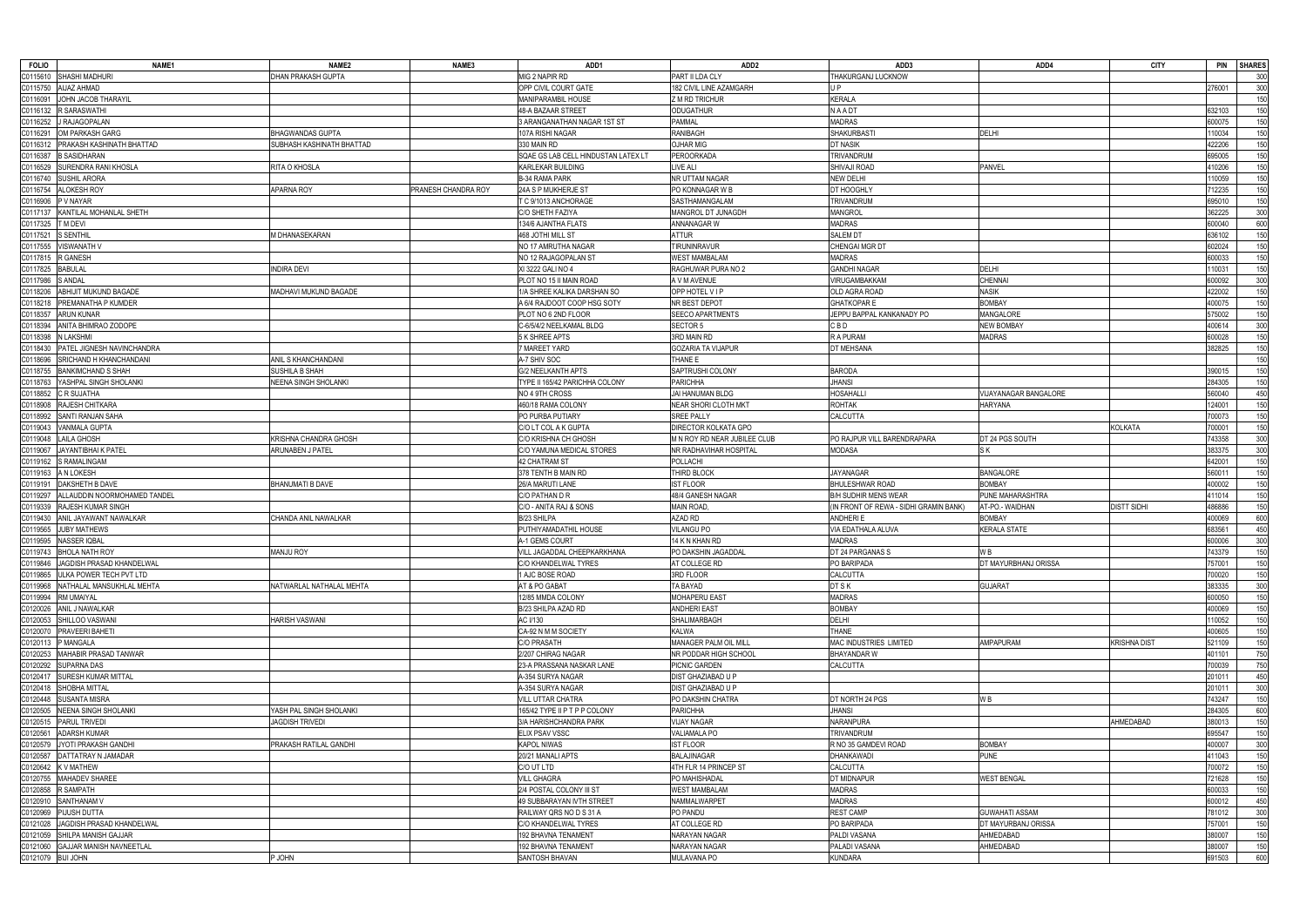| FOLIO | NAME1 | NAME2 | NAME3 | ADD1 | ADD2 | ADD3 | ADD4 | CITY | PIN | SHARES |
|---|---|---|---|---|---|---|---|---|---|---|
| C0115610 | SHASHI MADHURI | DHAN PRAKASH GUPTA | | MIG 2 NAPIR RD | PART II LDA CLY | THAKURGANJ LUCKNOW | | | | 300 |
| C0115750 | AIJAZ AHMAD | | | OPP CIVIL COURT GATE | 182 CIVIL LINE AZAMGARH | U P | | | 276001 | 300 |
| C0116091 | JOHN JACOB THARAYIL | | | MANIPARAMBIL HOUSE | Z M RD TRICHUR | KERALA | | | | 150 |
| C0116132 | R SARASWATHI | | | 48-A BAZAAR STREET | ODUGATHUR | N A A DT | | | 632103 | 150 |
| C0116252 | J RAJAGOPALAN | | | 3 ARANGANATHAN NAGAR 1ST ST | PAMMAL | MADRAS | | | 600075 | 150 |
| C0116291 | OM PARKASH GARG | BHAGWANDAS GUPTA | | 107A RISHI NAGAR | RANIBAGH | SHAKURBASTI | DELHI | | 110034 | 150 |
| C0116312 | PRAKASH KASHINATH BHATTAD | SUBHASH KASHINATH BHATTAD | | 330 MAIN RD | OJHAR MIG | DT NASIK | | | 422206 | 150 |
| C0116387 | B SASIDHARAN | | | SQAE GS LAB CELL HINDUSTAN LATEX LT | PEROORKADA | TRIVANDRUM | | | 695005 | 150 |
| C0116529 | SURENDRA RANI KHOSLA | RITA O KHOSLA | | KARLEKAR BUILDING | LIVE ALI | SHIVAJI ROAD | PANVEL | | 410206 | 150 |
| C0116740 | SUSHIL ARORA | | | B-34 RAMA PARK | NR UTTAM NAGAR | NEW DELHI | | | 110059 | 150 |
| C0116754 | ALOKESH ROY | APARNA ROY | PRANESH CHANDRA ROY | 24A S P MUKHERJE ST | PO KONNAGAR W B | DT HOOGHLY | | | 712235 | 150 |
| C0116906 | P V NAYAR | | | T C 9/1013 ANCHORAGE | SASTHAMANGALAM | TRIVANDRUM | | | 695010 | 150 |
| C0117137 | KANTILAL MOHANLAL SHETH | | | C/O SHETH FAZIYA | MANGROL DT JUNAGDH | MANGROL | | | 362225 | 300 |
| C0117325 | T M DEVI | | | 134/6 AJANTHA FLATS | ANNANAGAR W | MADRAS | | | 600040 | 600 |
| C0117521 | S SENTHIL | M DHANASEKARAN | | 468 JOTHI MILL ST | ATTUR | SALEM DT | | | 636102 | 150 |
| C0117555 | VISWANATH V | | | NO 17 AMRUTHA NAGAR | TIRUNINRAVUR | CHENGAI MGR DT | | | 602024 | 150 |
| C0117815 | R GANESH | | | NO 12 RAJAGOPALAN ST | WEST MAMBALAM | MADRAS | | | 600033 | 150 |
| C0117825 | BABULAL | INDIRA DEVI | | XI 3222 GALI NO 4 | RAGHUWAR PURA NO 2 | GANDHI NAGAR | DELHI | | 110031 | 150 |
| C0117986 | S ANDAL | | | PLOT NO 15 II MAIN ROAD | A V M AVENUE | VIRUGAMBAKKAM | CHENNAI | | 600092 | 300 |
| C0118206 | ABHIJIT MUKUND BAGADE | MADHAVI MUKUND BAGADE | | 1/A SHREE KALIKA DARSHAN SO | OPP HOTEL V I P | OLD AGRA ROAD | NASIK | | 422002 | 150 |
| C0118218 | PREMANATHA P KUMDER | | | A 6/4 RAJDOOT COOP HSG SOTY | NR BEST DEPOT | GHATKOPAR E | BOMBAY | | 400075 | 150 |
| C0118357 | ARUN KUNAR | | | PLOT NO 6 2ND FLOOR | SEECO APARTMENTS | JEPPU BAPPAL KANKANADY PO | MANGALORE | | 575002 | 150 |
| C0118394 | ANITA BHIMRAO ZODOPE | | | C-6/5/4/2 NEELKAMAL BLDG | SECTOR 5 | C B D | NEW BOMBAY | | 400614 | 300 |
| C0118398 | N LAKSHMI | | | 5 K SHREE APTS | 3RD MAIN RD | R A PURAM | MADRAS | | 600028 | 150 |
| C0118430 | PATEL JIGNESH NAVINCHANDRA | | | 7 MAREET YARD | GOZARIA TA VIJAPUR | DT MEHSANA | | | 382825 | 150 |
| C0118696 | SRICHAND H KHANCHANDANI | ANIL S KHANCHANDANI | | A-7 SHIV SOC | THANE E | | | | | 150 |
| C0118755 | BANKIMCHAND S SHAH | SUSHILA B SHAH | | G/2 NEELKANTH APTS | SAPTRUSHI COLONY | BARODA | | | 390015 | 150 |
| C0118763 | YASHPAL SINGH SHOLANKI | NEENA SINGH SHOLANKI | | TYPE II 165/42 PARICHHA COLONY | PARICHHA | JHANSI | | | 284305 | 150 |
| C0118852 | C R SUJATHA | | | NO 4 9TH CROSS | JAI HANUMAN BLDG | HOSAHALLI | VIJAYANAGAR BANGALORE | | 560040 | 450 |
| C0118908 | RAJESH CHITKARA | | | 460/18 RAMA COLONY | NEAR SHORI CLOTH MKT | ROHTAK | HARYANA | | 124001 | 150 |
| C0118992 | SANTI RANJAN SAHA | | | PO PURBA PUTIARY | SREE PALLY | CALCUTTA | | | 700073 | 150 |
| C0119043 | VANMALA GUPTA | | | C/O LT COL A K GUPTA | DIRECTOR KOLKATA GPO | | | KOLKATA | 700001 | 150 |
| C0119048 | LAILA GHOSH | KRISHNA CHANDRA GHOSH | | C/O KRISHNA CH GHOSH | M N ROY RD NEAR JUBILEE CLUB | PO RAJPUR VILL BARENDRAPARA | DT 24 PGS SOUTH | | 743358 | 300 |
| C0119067 | JAYANTIBHAI K PATEL | ARUNABEN J PATEL | | C/O YAMUNA MEDICAL STORES | NR RADHAVIHAR HOSPITAL | MODASA | S K | | 383375 | 300 |
| C0119162 | S RAMALINGAM | | | 42 CHATRAM ST | POLLACHI | | | | 642001 | 150 |
| C0119163 | A N LOKESH | | | 378 TENTH B MAIN RD | THIRD BLOCK | JAYANAGAR | BANGALORE | | 560011 | 150 |
| C0119191 | DAKSHETH B DAVE | BHANUMATI B DAVE | | 26/A MARUTI LANE | IST FLOOR | BHULESHWAR ROAD | BOMBAY | | 400002 | 150 |
| C0119297 | ALLAUDDIN NOORMOHAMED TANDEL | | | C/O PATHAN D R | 48/4 GANESH NAGAR | B/H SUDHIR MENS WEAR | PUNE MAHARASHTRA | | 411014 | 150 |
| C0119339 | RAJESH KUMAR SINGH | | | C/O - ANITA RAJ & SONS | MAIN ROAD, | (IN FRONT OF REWA - SIDHI GRAMIN BANK) | AT-PO.- WAIDHAN | DISTT SIDHI | 486886 | 150 |
| C0119430 | ANIL JAYAWANT NAWALKAR | CHANDA ANIL NAWALKAR | | B/23 SHILPA | AZAD RD | ANDHERI E | BOMBAY | | 400069 | 600 |
| C0119565 | JUBY MATHEWS | | | PUTHIYAMADATHIL HOUSE | VILANGU PO | VIA EDATHALA ALUVA | KERALA STATE | | 683561 | 450 |
| C0119595 | NASSER IQBAL | | | A-1 GEMS COURT | 14 K N KHAN RD | MADRAS | | | 600006 | 300 |
| C0119743 | BHOLA NATH ROY | MANJU ROY | | VILL JAGADDAL CHEEPKARKHANA | PO DAKSHIN JAGADDAL | DT 24 PARGANAS S | W B | | 743379 | 150 |
| C0119846 | JAGDISH PRASAD KHANDELWAL | | | C/O KHANDELWAL TYRES | AT COLLEGE RD | PO BARIPADA | DT MAYURBHANJ ORISSA | | 757001 | 150 |
| C0119865 | ULKA POWER TECH PVT LTD | | | 1 AJC BOSE ROAD | 3RD FLOOR | CALCUTTA | | | 700020 | 150 |
| C0119968 | NATHALAL MANSUKHLAL MEHTA | NATWARLAL NATHALAL MEHTA | | AT & PO GABAT | TA BAYAD | DT S K | GUJARAT | | 383335 | 300 |
| C0119994 | RM UMAIYAL | | | 12/85 MMDA COLONY | MOHAPERU EAST | MADRAS | | | 600050 | 150 |
| C0120026 | ANIL J NAWALKAR | | | B/23 SHILPA AZAD RD | ANDHERI EAST | BOMBAY | | | 400069 | 150 |
| C0120053 | SHILLOO VASWANI | HARISH VASWANI | | AC I/130 | SHALIMARBAGH | DELHI | | | 110052 | 150 |
| C0120070 | PRAVEERI BAHETI | | | CA-92 N M M SOCIETY | KALWA | THANE | | | 400605 | 150 |
| C0120113 | P MANGALA | | | C/O PRASATH | MANAGER PALM OIL MILL | MAC INDUSTRIES LIMITED | AMPAPURAM | KRISHNA DIST | 521109 | 150 |
| C0120253 | MAHABIR PRASAD TANWAR | | | 2/207 CHIRAG NAGAR | NR PODDAR HIGH SCHOOL | BHAYANDAR W | | | 401101 | 750 |
| C0120292 | SUPARNA DAS | | | 23-A PRASSANA NASKAR LANE | PICNIC GARDEN | CALCUTTA | | | 700039 | 750 |
| C0120417 | SURESH KUMAR MITTAL | | | A-354 SURYA NAGAR | DIST GHAZIABAD U P | | | | 201011 | 450 |
| C0120418 | SHOBHA MITTAL | | | A-354 SURYA NAGAR | DIST GHAZIABAD U P | | | | 201011 | 300 |
| C0120448 | SUSANTA MISRA | | | VILL UTTAR CHATRA | PO DAKSHIN CHATRA | DT NORTH 24 PGS | W B | | 743247 | 150 |
| C0120505 | NEENA SINGH SHOLANKI | YASH PAL SINGH SHOLANKI | | 165/42 TYPE II P T P P COLONY | PARICHHA | JHANSI | | | 284305 | 600 |
| C0120515 | PARUL TRIVEDI | JAGDISH TRIVEDI | | 3/A HARISHCHANDRA PARK | VIJAY NAGAR | NARANPURA | | AHMEDABAD | 380013 | 150 |
| C0120561 | ADARSH KUMAR | | | ELIX PSAV VSSC | VALIAMALA PO | TRIVANDRUM | | | 695547 | 150 |
| C0120579 | JYOTI PRAKASH GANDHI | PRAKASH RATILAL GANDHI | | KAPOL NIWAS | IST FLOOR | R NO 35 GAMDEVI ROAD | BOMBAY | | 400007 | 300 |
| C0120587 | DATTATRAY N JAMADAR | | | 20/21 MANALI APTS | BALAJINAGAR | DHANKAWADI | PUNE | | 411043 | 150 |
| C0120642 | K V MATHEW | | | C/O UT LTD | 4TH FLR 14 PRINCEP ST | CALCUTTA | | | 700072 | 150 |
| C0120755 | MAHADEV SHAREE | | | VILL GHAGRA | PO MAHISHADAL | DT MIDNAPUR | WEST BENGAL | | 721628 | 150 |
| C0120858 | R SAMPATH | | | 2/4 POSTAL COLONY III ST | WEST MAMBALAM | MADRAS | | | 600033 | 150 |
| C0120910 | SANTHANAM V | | | 49 SUBBARAYAN IVTH STREET | NAMMALWARPET | MADRAS | | | 600012 | 450 |
| C0120969 | PIJUSH DUTTA | | | RAILWAY QRS NO D S 31 A | PO PANDU | REST CAMP | GUWAHATI ASSAM | | 781012 | 300 |
| C0121028 | JAGDISH PRASAD KHANDELWAL | | | C/O KHANDELWAL TYRES | AT COLLEGE RD | PO BARIPADA | DT MAYURBANJ ORISSA | | 757001 | 150 |
| C0121059 | SHILPA MANISH GAJJAR | | | 192 BHAVNA TENAMENT | NARAYAN NAGAR | PALDI VASANA | AHMEDABAD | | 380007 | 150 |
| C0121060 | GAJJAR MANISH NAVNEETLAL | | | 192 BHAVNA TENAMENT | NARAYAN NAGAR | PALADI VASANA | AHMEDABAD | | 380007 | 150 |
| C0121079 | BIJI JOHN | P JOHN | | SANTOSH BHAVAN | MULAVANA PO | KUNDARA | | | 691503 | 600 |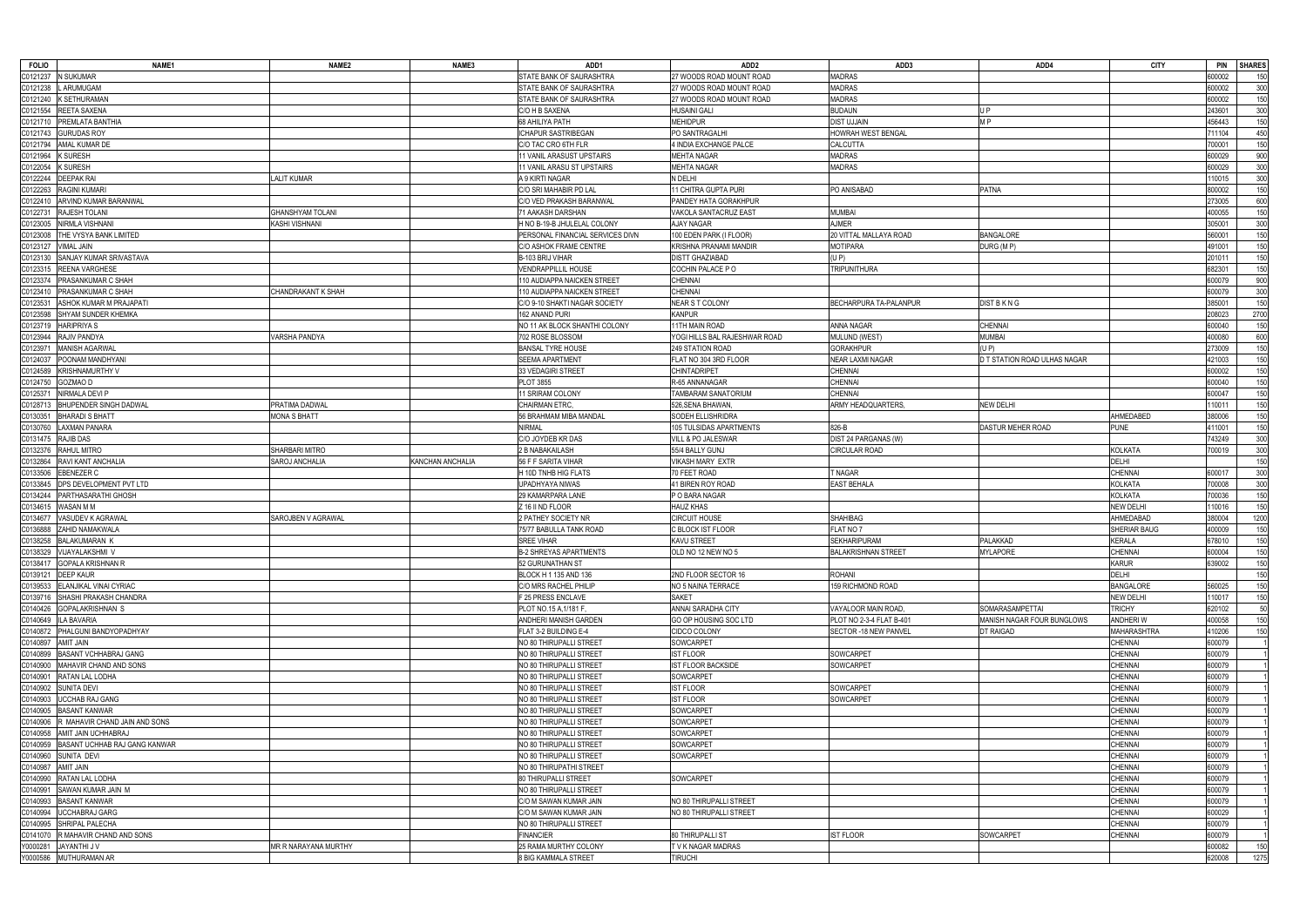| FOLIO | NAME1 | NAME2 | NAME3 | ADD1 | ADD2 | ADD3 | ADD4 | CITY | PIN | SHARES |
|---|---|---|---|---|---|---|---|---|---|---|
| C0121237 | N SUKUMAR | | | STATE BANK OF SAURASHTRA | 27 WOODS ROAD MOUNT ROAD | MADRAS | | | 600002 | 150 |
| C0121238 | L ARUMUGAM | | | STATE BANK OF SAURASHTRA | 27 WOODS ROAD MOUNT ROAD | MADRAS | | | 600002 | 300 |
| C0121240 | K SETHURAMAN | | | STATE BANK OF SAURASHTRA | 27 WOODS ROAD MOUNT ROAD | MADRAS | | | 600002 | 150 |
| C0121554 | REETA SAXENA | | | C/O H B SAXENA | HUSAINI GALI | BUDAUN | U P | | 243601 | 300 |
| C0121710 | PREMLATA BANTHIA | | | 68 AHILIYA PATH | MEHIDPUR | DIST UJJAIN | M P | | 456443 | 150 |
| C0121743 | GURUDAS ROY | | | ICHAPUR SASTRIBEGAN | PO SANTRAGALHI | HOWRAH WEST BENGAL | | | 711104 | 450 |
| C0121794 | AMAL KUMAR DE | | | C/O TAC CRO 6TH FLR | 4 INDIA EXCHANGE PALCE | CALCUTTA | | | 700001 | 150 |
| C0121964 | K SURESH | | | 11 VANIL ARASUST UPSTAIRS | MEHTA NAGAR | MADRAS | | | 600029 | 900 |
| C0122054 | K SURESH | | | 11 VANIL ARASU ST UPSTAIRS | MEHTA NAGAR | MADRAS | | | 600029 | 300 |
| C0122244 | DEEPAK RAI | LALIT KUMAR | | A 9 KIRTI NAGAR | N DELHI | | | | 110015 | 300 |
| C0122263 | RAGINI KUMARI | | | C/O SRI MAHABIR PD LAL | 11 CHITRA GUPTA PURI | PO ANISABAD | PATNA | | 800002 | 150 |
| C0122410 | ARVIND KUMAR BARANWAL | | | C/O VED PRAKASH BARANWAL | PANDEY HATA GORAKHPUR | | | | 273005 | 600 |
| C0122731 | RAJESH TOLANI | GHANSHYAM TOLANI | | 71 AAKASH DARSHAN | VAKOLA SANTACRUZ EAST | MUMBAI | | | 400055 | 150 |
| C0123005 | NIRMLA VISHNANI | KASHI VISHNANI | | H NO B-19-B JHULELAL COLONY | AJAY NAGAR | AJMER | | | 305001 | 300 |
| C0123008 | THE VYSYA BANK LIMITED | | | PERSONAL FINANCIAL SERVICES DIVN | 100 EDEN PARK (I FLOOR) | 20 VITTAL MALLAYA ROAD | BANGALORE | | 560001 | 150 |
| C0123127 | VIMAL JAIN | | | C/O ASHOK FRAME CENTRE | KRISHNA PRANAMI MANDIR | MOTIPARA | DURG (M P) | | 491001 | 150 |
| C0123130 | SANJAY KUMAR SRIVASTAVA | | | B-103 BRIJ VIHAR | DISTT GHAZIABAD | (U P) | | | 201011 | 150 |
| C0123315 | REENA VARGHESE | | | VENDRAPPILLIL HOUSE | COCHIN PALACE P O | TRIPUNITHURA | | | 682301 | 150 |
| C0123374 | PRASANKUMAR C SHAH | | | 110 AUDIAPPA NAICKEN STREET | CHENNAI | | | | 600079 | 900 |
| C0123410 | PRASANKUMAR C SHAH | CHANDRAKANT K SHAH | | 110 AUDIAPPA NAICKEN STREET | CHENNAI | | | | 600079 | 300 |
| C0123531 | ASHOK KUMAR M PRAJAPATI | | | C/O 9-10 SHAKTI NAGAR SOCIETY | NEAR S T COLONY | BECHARPURA TA-PALANPUR | DIST B K N G | | 385001 | 150 |
| C0123598 | SHYAM SUNDER KHEMKA | | | 162 ANAND PURI | KANPUR | | | | 208023 | 2700 |
| C0123719 | HARIPRIYA S | | | NO 11 AK BLOCK SHANTHI COLONY | 11TH MAIN ROAD | ANNA NAGAR | CHENNAI | | 600040 | 150 |
| C0123944 | RAJIV PANDYA | VARSHA PANDYA | | 702 ROSE BLOSSOM | YOGI HILLS BAL RAJESHWAR ROAD | MULUND (WEST) | MUMBAI | | 400080 | 600 |
| C0123971 | MANISH AGARWAL | | | BANSAL TYRE HOUSE | 249 STATION ROAD | GORAKHPUR | (U P) | | 273009 | 150 |
| C0124037 | POONAM MANDHYANI | | | SEEMA APARTMENT | FLAT NO 304 3RD FLOOR | NEAR LAXMI NAGAR | D T STATION ROAD ULHAS NAGAR | | 421003 | 150 |
| C0124589 | KRISHNAMURTHY V | | | 33 VEDAGIRI STREET | CHINTADRIPET | CHENNAI | | | 600002 | 150 |
| C0124750 | GOZMAO D | | | PLOT 3855 | R-65 ANNANAGAR | CHENNAI | | | 600040 | 150 |
| C0125371 | NIRMALA DEVI P | | | 11 SRIRAM COLONY | TAMBARAM SANATORIUM | CHENNAI | | | 600047 | 150 |
| C0128713 | BHUPENDER SINGH DADWAL | PRATIMA DADWAL | | CHAIRMAN ETRC, | 526,SENA BHAWAN, | ARMY HEADQUARTERS, | NEW DELHI | | 110011 | 150 |
| C0130351 | BHARADI S BHATT | MONA S BHATT | | 56 BRAHMAM MIBA MANDAL | SODEH ELLISHRIDRA | | | AHMEDABED | 380006 | 150 |
| C0130760 | LAXMAN PANARA | | | NIRMAL | 105 TULSIDAS APPARTMENTS | 826-B | DASTUR MEHER ROAD | PUNE | 411001 | 150 |
| C0131475 | RAJIB DAS | | | C/O JOYDEB KR DAS | VILL & PO JALESWAR | DIST 24 PARGANAS (W) | | | 743249 | 300 |
| C0132376 | RAHUL MITRO | SHARBARI MITRO | | 2 B NABAKAILASH | 55/4 BALLY GUNJ | CIRCULAR ROAD | | KOLKATA | 700019 | 300 |
| C0132864 | RAVI KANT ANCHALIA | SAROJ ANCHALIA | KANCHAN ANCHALIA | 56 F F SARITA VIHAR | VIKASH MARY EXTR | | | DELHI | | 150 |
| C0133506 | EBENEZER C | | | H 10D TNHB HIG FLATS | 70 FEET ROAD | T NAGAR | | CHENNAI | 600017 | 300 |
| C0133845 | DPS DEVELOPMENT PVT LTD | | | UPADHYAYA NIWAS | 41 BIREN ROY ROAD | EAST BEHALA | | KOLKATA | 700008 | 300 |
| C0134244 | PARTHASARATHI GHOSH | | | 29 KAMARPARA LANE | P O BARA NAGAR | | | KOLKATA | 700036 | 150 |
| C0134615 | WASAN M M | | | Z 16 II ND FLOOR | HAUZ KHAS | | | NEW DELHI | 110016 | 150 |
| C0134677 | VASUDEV K AGRAWAL | SAROJBEN V AGRAWAL | | 2 PATHEY SOCIETY NR | CIRCUIT HOUSE | SHAHIBAG | | AHMEDABAD | 380004 | 1200 |
| C0136888 | ZAHID NAMAKWALA | | | 75/77 BABULLA TANK ROAD | C BLOCK IST FLOOR | FLAT NO 7 | | SHERIAR BAUG | 400009 | 150 |
| C0138258 | BALAKUMARAN K | | | SREE VIHAR | KAVU STREET | SEKHARIPURAM | PALAKKAD | KERALA | 678010 | 150 |
| C0138329 | VIJAYALAKSHMI V | | | B-2 SHREYAS APARTMENTS | OLD NO 12 NEW NO 5 | BALAKRISHNAN STREET | MYLAPORE | CHENNAI | 600004 | 150 |
| C0138417 | GOPALA KRISHNAN R | | | 52 GURUNATHAN ST | | | | KARUR | 639002 | 150 |
| C0139121 | DEEP KAUR | | | BLOCK H 1 135 AND 136 | 2ND FLOOR SECTOR 16 | ROHANI | | DELHI | | 150 |
| C0139533 | ELANJIKAL VINAI CYRIAC | | | C/O MRS RACHEL PHILIP | NO 5 NAINA TERRACE | 159 RICHMOND ROAD | | BANGALORE | 560025 | 150 |
| C0139716 | SHASHI PRAKASH CHANDRA | | | F 25 PRESS ENCLAVE | SAKET | | | NEW DELHI | 110017 | 150 |
| C0140426 | GOPALAKRISHNAN S | | | PLOT NO.15 A,1/181 F, | ANNAI SARADHA CITY | VAYALOOR MAIN ROAD, | SOMARASAMPETTAI | TRICHY | 620102 | 50 |
| C0140649 | ILA BAVARIA | | | ANDHERI MANISH GARDEN | GO OP HOUSING SOC LTD | PLOT NO 2-3-4 FLAT B-401 | MANISH NAGAR FOUR BUNGLOWS | ANDHERI W | 400058 | 150 |
| C0140872 | PHALGUNI BANDYOPADHYAY | | | FLAT 3-2 BUILDING E-4 | CIDCO COLONY | SECTOR -18 NEW PANVEL | DT RAIGAD | MAHARASHTRA | 410206 | 150 |
| C0140897 | AMIT JAIN | | | NO 80 THIRUPALLI STREET | SOWCARPET | | | CHENNAI | 600079 | 1 |
| C0140899 | BASANT VCHHABRAJ GANG | | | NO 80 THIRUPALLI STREET | IST FLOOR | SOWCARPET | | CHENNAI | 600079 | 1 |
| C0140900 | MAHAVIR CHAND AND SONS | | | NO 80 THIRUPALLI STREET | IST FLOOR BACKSIDE | SOWCARPET | | CHENNAI | 600079 | 1 |
| C0140901 | RATAN LAL LODHA | | | NO 80 THIRUPALLI STREET | SOWCARPET | | | CHENNAI | 600079 | 1 |
| C0140902 | SUNITA DEVI | | | NO 80 THIRUPALLI STREET | IST FLOOR | SOWCARPET | | CHENNAI | 600079 | 1 |
| C0140903 | UCCHAB RAJ GANG | | | NO 80 THIRUPALLI STREET | IST FLOOR | SOWCARPET | | CHENNAI | 600079 | 1 |
| C0140905 | BASANT KANWAR | | | NO 80 THIRUPALLI STREET | SOWCARPET | | | CHENNAI | 600079 | 1 |
| C0140906 | R MAHAVIR CHAND JAIN AND SONS | | | NO 80 THIRUPALLI STREET | SOWCARPET | | | CHENNAI | 600079 | 1 |
| C0140958 | AMIT JAIN UCHHABRAJ | | | NO 80 THIRUPALLI STREET | SOWCARPET | | | CHENNAI | 600079 | 1 |
| C0140959 | BASANT UCHHAB RAJ GANG KANWAR | | | NO 80 THIRUPALLI STREET | SOWCARPET | | | CHENNAI | 600079 | 1 |
| C0140960 | SUNITA DEVI | | | NO 80 THIRUPALLI STREET | SOWCARPET | | | CHENNAI | 600079 | 1 |
| C0140987 | AMIT JAIN | | | NO 80 THIRUPATHI STREET | | | | CHENNAI | 600079 | 1 |
| C0140990 | RATAN LAL LODHA | | | 80 THIRUPALLI STREET | SOWCARPET | | | CHENNAI | 600079 | 1 |
| C0140991 | SAWAN KUMAR JAIN M | | | NO 80 THIRUPALLI STREET | | | | CHENNAI | 600079 | 1 |
| C0140993 | BASANT KANWAR | | | C/O M SAWAN KUMAR JAIN | NO 80 THIRUPALLI STREET | | | CHENNAI | 600079 | 1 |
| C0140994 | UCCHABRAJ GARG | | | C/O M SAWAN KUMAR JAIN | NO 80 THIRUPALLI STREET | | | CHENNAI | 600029 | 1 |
| C0140995 | SHRIPAL PALECHA | | | NO 80 THIRUPALLI STREET | | | | CHENNAI | 600079 | 1 |
| C0141070 | R MAHAVIR CHAND AND SONS | | | FINANCIER | 80 THIRUPALLI ST | IST FLOOR | SOWCARPET | CHENNAI | 600079 | 1 |
| Y0000281 | JAYANTHI J V | MR R NARAYANA MURTHY | | 25 RAMA MURTHY COLONY | T V K NAGAR MADRAS | | | | 600082 | 150 |
| Y0000586 | MUTHURAMAN AR | | | 8 BIG KAMMALA STREET | TIRUCHI | | | | 620008 | 1275 |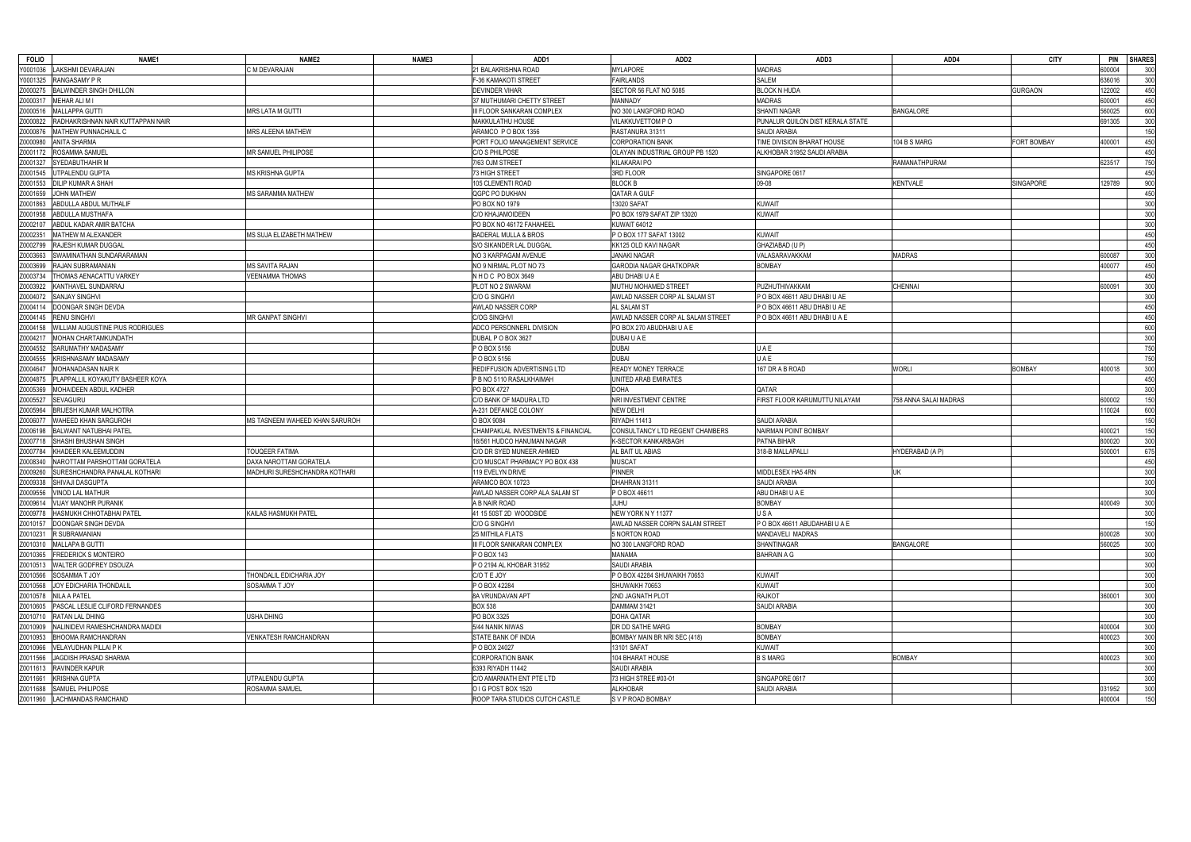| FOLIO | NAME1 | NAME2 | NAME3 | ADD1 | ADD2 | ADD3 | ADD4 | CITY | PIN | SHARES |
|---|---|---|---|---|---|---|---|---|---|---|
| Y0001036 | LAKSHMI DEVARAJAN | C M DEVARAJAN | | 21 BALAKRISHNA ROAD | MYLAPORE | MADRAS | | | 600004 | 300 |
| Y0001325 | RANGASAMY P R | | | F-36 KAMAKOTI STREET | FAIRLANDS | SALEM | | | 636016 | 300 |
| Z0000275 | BALWINDER SINGH DHILLON | | | DEVINDER VIHAR | SECTOR 56 FLAT NO 5085 | BLOCK N HUDA | | GURGAON | 122002 | 450 |
| Z0000317 | MEHAR ALI M I | | | 37 MUTHUMARI CHETTY STREET | MANNADY | MADRAS | | | 600001 | 450 |
| Z0000516 | MALLAPPA GUTTI | MRS LATA M GUTTI | | III FLOOR SANKARAN COMPLEX | NO 300 LANGFORD ROAD | SHANTI NAGAR | BANGALORE | | 560025 | 600 |
| Z0000822 | RADHAKRISHNAN NAIR KUTTAPPAN NAIR | | | MAKKULATHU HOUSE | VILAKKUVETTOM P O | PUNALUR QUILON DIST KERALA STATE | | | 691305 | 300 |
| Z0000876 | MATHEW PUNNACHALIL C | MRS ALEENA MATHEW | | ARAMCO P O BOX 1356 | RASTANURA 31311 | SAUDI ARABIA | | | | 150 |
| Z0000980 | ANITA SHARMA | | | PORT FOLIO MANAGEMENT SERVICE | CORPORATION BANK | TIME DIVISION BHARAT HOUSE | 104 B S MARG | FORT BOMBAY | 400001 | 450 |
| Z0001172 | ROSAMMA SAMUEL | MR SAMUEL PHILIPOSE | | C/O S PHILPOSE | OLAYAN INDUSTRIAL GROUP PB 1520 | ALKHOBAR 31952 SAUDI ARABIA | | | | 450 |
| Z0001327 | SYEDABUTHAHIR M | | | 7/63 OJM STREET | KILAKARAI PO | | RAMANATHPURAM | | 623517 | 750 |
| Z0001545 | UTPALENDU GUPTA | MS KRISHNA GUPTA | | 73 HIGH STREET | 3RD FLOOR | SINGAPORE 0617 | | | | 450 |
| Z0001553 | DILIP KUMAR A SHAH | | | 105 CLEMENTI ROAD | BLOCK B | 09-08 | KENTVALE | SINGAPORE | 129789 | 900 |
| Z0001659 | JOHN MATHEW | MS SARAMMA MATHEW | | QGPC PO DUKHAN | QATAR A GULF | | | | | 450 |
| Z0001863 | ABDULLA ABDUL MUTHALIF | | | PO BOX NO 1979 | 13020 SAFAT | KUWAIT | | | | 300 |
| Z0001958 | ABDULLA MUSTHAFA | | | C/O KHAJAMOIDEEN | PO BOX 1979 SAFAT ZIP 13020 | KUWAIT | | | | 300 |
| Z0002107 | ABDUL KADAR AMIR BATCHA | | | PO BOX NO 46172 FAHAHEEL | KUWAIT 64012 | | | | | 300 |
| Z0002351 | MATHEW M ALEXANDER | MS SUJA ELIZABETH MATHEW | | BADERAL MULLA & BROS | P O BOX 177 SAFAT 13002 | KUWAIT | | | | 450 |
| Z0002799 | RAJESH KUMAR DUGGAL | | | S/O SIKANDER LAL DUGGAL | KK125 OLD KAVI NAGAR | GHAZIABAD (U P) | | | | 450 |
| Z0003663 | SWAMINATHAN SUNDARARAMAN | | | NO 3 KARPAGAM AVENUE | JANAKI NAGAR | VALASARAVAKKAM | MADRAS | | 600087 | 300 |
| Z0003699 | RAJAN SUBRAMANIAN | MS SAVITA RAJAN | | NO 9 NIRMAL PLOT NO 73 | GARODIA NAGAR GHATKOPAR | BOMBAY | | | 400077 | 450 |
| Z0003734 | THOMAS AENACATTU VARKEY | VEENAMMA THOMAS | | N H D C PO BOX 3649 | ABU DHABI U A E | | | | | 450 |
| Z0003922 | KANTHAVEL SUNDARRAJ | | | PLOT NO 2 SWARAM | MUTHU MOHAMED STREET | PUZHUTHIVAKKAM | CHENNAI | | 600091 | 300 |
| Z0004072 | SANJAY SINGHVI | | | C/O G SINGHVI | AWLAD NASSER CORP AL SALAM ST | P O BOX 46611 ABU DHABI U AE | | | | 300 |
| Z0004114 | DOONGAR SINGH DEVDA | | | AWLAD NASSER CORP | AL SALAM ST | P O BOX 46611 ABU DHABI U AE | | | | 450 |
| Z0004145 | RENU SINGHVI | MR GANPAT SINGHVI | | C/OG SINGHVI | AWLAD NASSER CORP AL SALAM STREET | P O BOX 46611 ABU DHABI U A E | | | | 450 |
| Z0004158 | WILLIAM AUGUSTINE PIUS RODRIGUES | | | ADCO PERSONNERL DIVISION | PO BOX 270 ABUDHABI U A E | | | | | 600 |
| Z0004217 | MOHAN CHARTAMKUNDATH | | | DUBAL P O BOX 3627 | DUBAI U A E | | | | | 300 |
| Z0004552 | SARUMATHY MADASAMY | | | P O BOX 5156 | DUBAI | U A E | | | | 750 |
| Z0004555 | KRISHNASAMY MADASAMY | | | P O BOX 5156 | DUBAI | U A E | | | | 750 |
| Z0004647 | MOHANADASAN NAIR K | | | REDIFFUSION ADVERTISING LTD | READY MONEY TERRACE | 167 DR A B ROAD | WORLI | BOMBAY | 400018 | 300 |
| Z0004875 | PLAPPALLIL KOYAKUTY BASHEER KOYA | | | P B NO 5110 RASALKHAIMAH | UNITED ARAB EMIRATES | | | | | 450 |
| Z0005369 | MOHAIDEEN ABDUL KADHER | | | PO BOX 4727 | DOHA | QATAR | | | | 300 |
| Z0005527 | SEVAGURU | | | C/O BANK OF MADURA LTD | NRI INVESTMENT CENTRE | FIRST FLOOR KARUMUTTU NILAYAM | 758 ANNA SALAI MADRAS | | 600002 | 150 |
| Z0005964 | BRIJESH KUMAR MALHOTRA | | | A-231 DEFANCE COLONY | NEW DELHI | | | | 110024 | 600 |
| Z0006077 | WAHEED KHAN SARGUROH | MS TASNEEM WAHEED KHAN SARUROH | | O BOX 9084 | RIYADH 11413 | SAUDI ARABIA | | | | 150 |
| Z0006198 | BALWANT NATUBHAI PATEL | | | CHAMPAKLAL INVESTMENTS & FINANCIAL | CONSULTANCY LTD REGENT CHAMBERS | NAIRMAN POINT BOMBAY | | | 400021 | 150 |
| Z0007718 | SHASHI BHUSHAN SINGH | | | 16/561 HUDCO HANUMAN NAGAR | K-SECTOR KANKARBAGH | PATNA BIHAR | | | 800020 | 300 |
| Z0007784 | KHADEER KALEEMUDDIN | TOUQEER FATIMA | | C/O DR SYED MUNEER AHMED | AL BAIT UL ABIAS | 318-B MALLAPALLI | HYDERABAD (A P) | | 500001 | 675 |
| Z0008340 | NAROTTAM PARSHOTTAM GORATELA | DAXA NAROTTAM GORATELA | | C/O MUSCAT PHARMACY PO BOX 438 | MUSCAT | | | | | 450 |
| Z0009260 | SURESHCHANDRA PANALAL KOTHARI | MADHURI SURESHCHANDRA KOTHARI | | 119 EVELYN DRIVE | PINNER | MIDDLESEX HA5 4RN | UK | | | 300 |
| Z0009338 | SHIVAJI DASGUPTA | | | ARAMCO BOX 10723 | DHAHRAN 31311 | SAUDI ARABIA | | | | 300 |
| Z0009556 | VINOD LAL MATHUR | | | AWLAD NASSER CORP ALA SALAM ST | P O BOX 46611 | ABU DHABI U A E | | | | 300 |
| Z0009614 | VIJAY MANOHR PURANIK | | | A B NAIR ROAD | JUHU | BOMBAY | | | 400049 | 300 |
| Z0009778 | HASMUKH CHHOTABHAI PATEL | KAILAS HASMUKH PATEL | | 41 15 50ST 2D WOODSIDE | NEW YORK N Y 11377 | U S A | | | | 300 |
| Z0010157 | DOONGAR SINGH DEVDA | | | C/O G SINGHVI | AWLAD NASSER CORPN SALAM STREET | P O BOX 46611 ABUDAHABI U A E | | | | 150 |
| Z0010231 | R SUBRAMANIAN | | | 25 MITHILA FLATS | 5 NORTON ROAD | MANDAVELI MADRAS | | | 600028 | 300 |
| Z0010310 | MALLAPA B GUTTI | | | III FLOOR SANKARAN COMPLEX | NO 300 LANGFORD ROAD | SHANTINAGAR | BANGALORE | | 560025 | 300 |
| Z0010365 | FREDERICK S MONTEIRO | | | P O BOX 143 | MANAMA | BAHRAIN A G | | | | 300 |
| Z0010513 | WALTER GODFREY DSOUZA | | | P O 2194 AL KHOBAR 31952 | SAUDI ARABIA | | | | | 300 |
| Z0010566 | SOSAMMA T JOY | THONDALIL EDICHARIA JOY | | C/O T E JOY | P O BOX 42284 SHUWAIKH 70653 | KUWAIT | | | | 300 |
| Z0010568 | JOY EDICHARIA THONDALIL | SOSAMMA T JOY | | P O BOX 42284 | SHUWAIKH 70653 | KUWAIT | | | | 300 |
| Z0010578 | NILA A PATEL | | | 8A VRUNDAVAN APT | 2ND JAGNATH PLOT | RAJKOT | | | 360001 | 300 |
| Z0010605 | PASCAL LESLIE CLIFORD FERNANDES | | | BOX 538 | DAMMAM 31421 | SAUDI ARABIA | | | | 300 |
| Z0010710 | RATAN LAL DHING | USHA DHING | | PO BOX 3325 | DOHA QATAR | | | | | 300 |
| Z0010909 | NALINIDEVI RAMESHCHANDRA MADIDI | | | 5/44 NANIK NIWAS | DR DD SATHE MARG | BOMBAY | | | 400004 | 300 |
| Z0010953 | BHOOMA RAMCHANDRAN | VENKATESH RAMCHANDRAN | | STATE BANK OF INDIA | BOMBAY MAIN BR NRI SEC (418) | BOMBAY | | | 400023 | 300 |
| Z0010966 | VELAYUDHAN PILLAI P K | | | P O BOX 24027 | 13101 SAFAT | KUWAIT | | | | 300 |
| Z0011566 | JAGDISH PRASAD SHARMA | | | CORPORATION BANK | 104 BHARAT HOUSE | B S MARG | BOMBAY | | 400023 | 300 |
| Z0011613 | RAVINDER KAPUR | | | 6393 RIYADH 11442 | SAUDI ARABIA | | | | | 300 |
| Z0011661 | KRISHNA GUPTA | UTPALENDU GUPTA | | C/O AMARNATH ENT PTE LTD | 73 HIGH STREE #03-01 | SINGAPORE 0617 | | | | 300 |
| Z0011688 | SAMUEL PHILIPOSE | ROSAMMA SAMUEL | | O I G POST BOX 1520 | ALKHOBAR | SAUDI ARABIA | | | 031952 | 300 |
| Z0011960 | LACHMANDAS RAMCHAND | | | ROOP TARA STUDIOS CUTCH CASTLE | S V P ROAD BOMBAY | | | | 400004 | 150 |